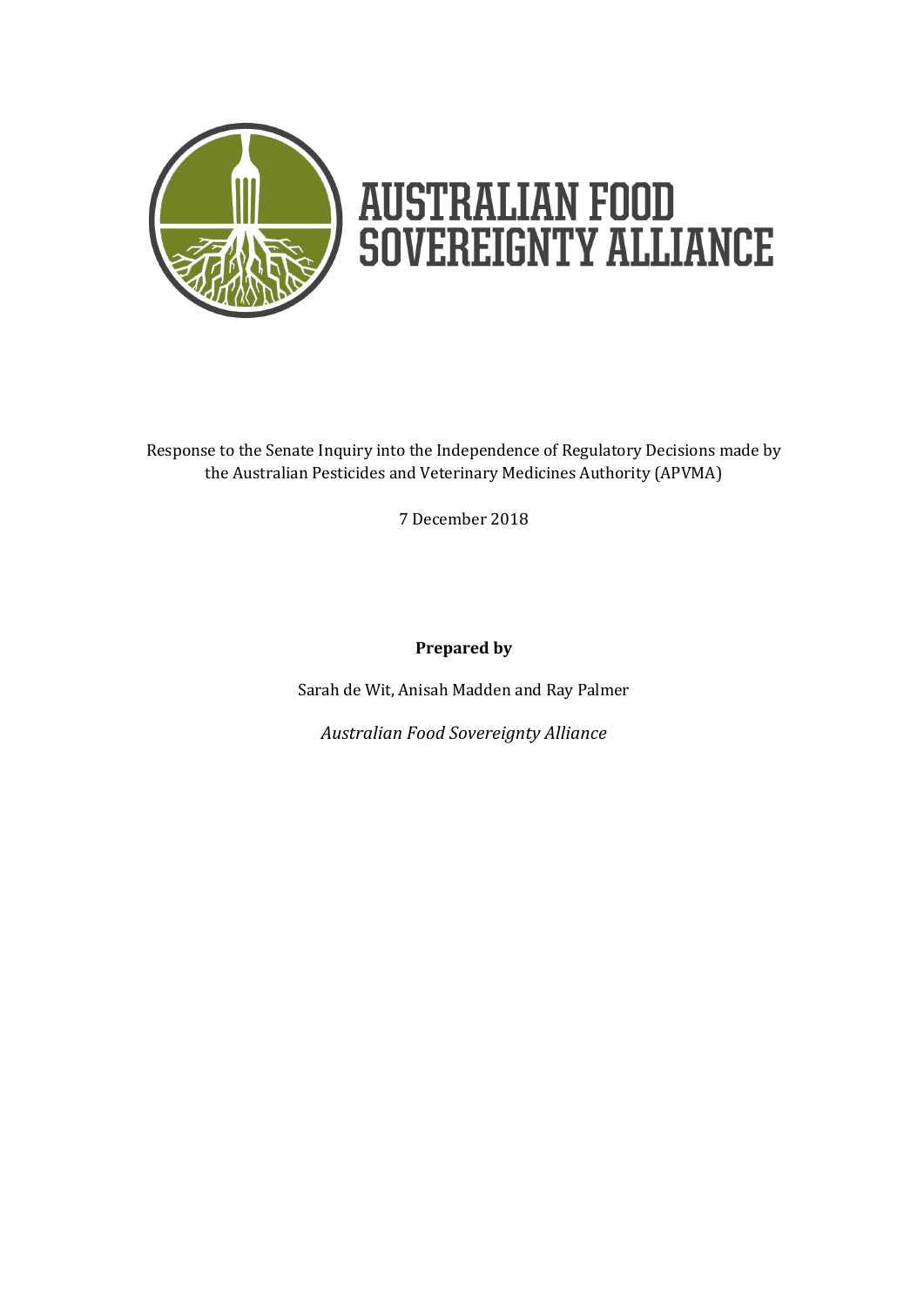# AUSTRALIAN FOOD SOVEREIGNTY ALLIANCE

Response to the Senate Inquiry into the Independence of Regulatory Decisions made by the Australian Pesticides and Veterinary Medicines Authority (APVMA)

7 December 2018

**Prepared by**

Sarah de Wit, Anisah Madden and Ray Palmer

*Australian Food Sovereignty Alliance*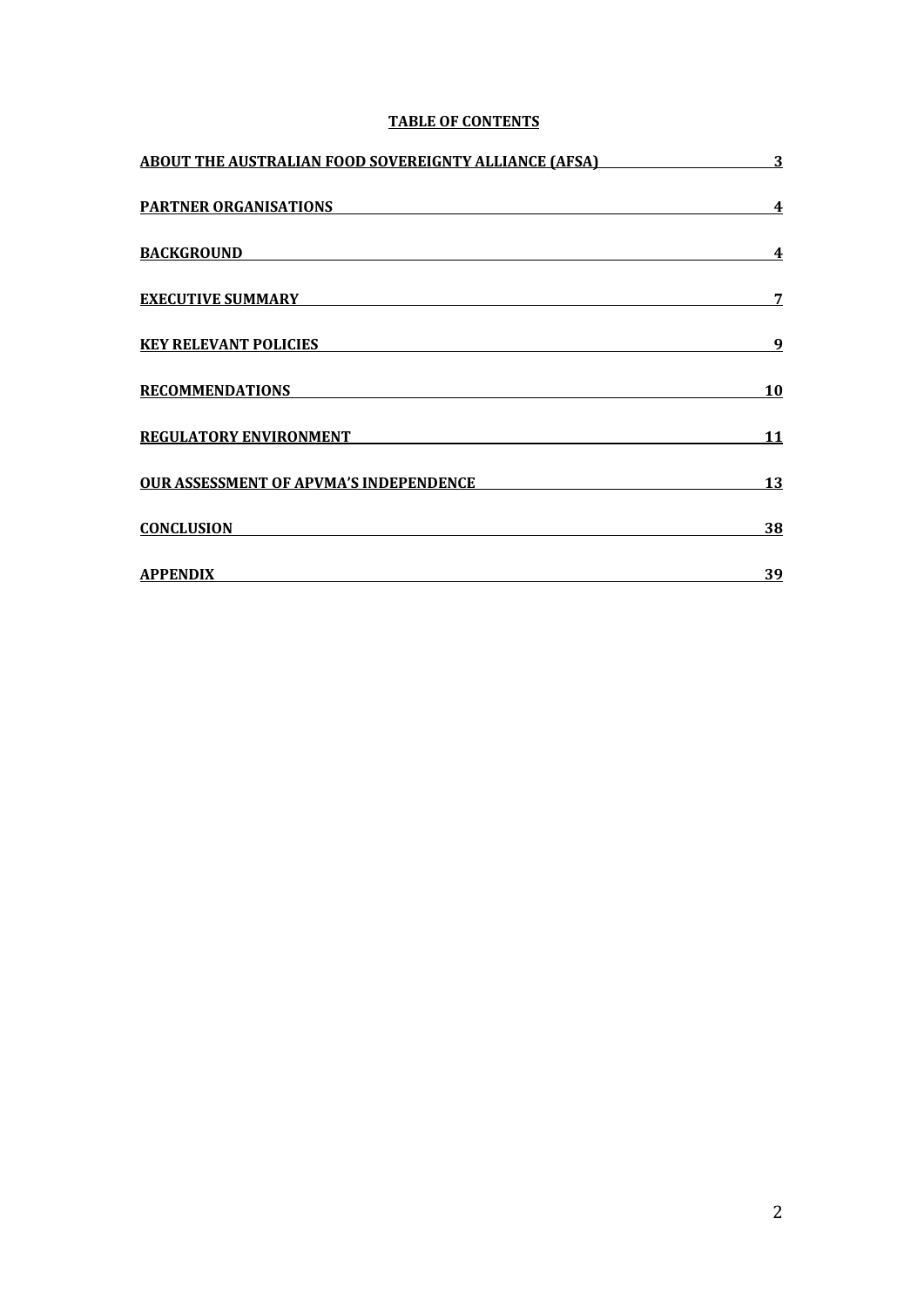**TABLE OF CONTENTS**

| | |
|---|---|
| ABOUT THE AUSTRALIAN FOOD SOVEREIGNTY ALLIANCE (AFSA) | 3 |
| PARTNER ORGANISATIONS | 4 |
| BACKGROUND | 4 |
| EXECUTIVE SUMMARY | 7 |
| KEY RELEVANT POLICIES | 9 |
| RECOMMENDATIONS | 10 |
| REGULATORY ENVIRONMENT | 11 |
| OUR ASSESSMENT OF APVMA'S INDEPENDENCE | 13 |
| CONCLUSION | 38 |
| APPENDIX | 39 |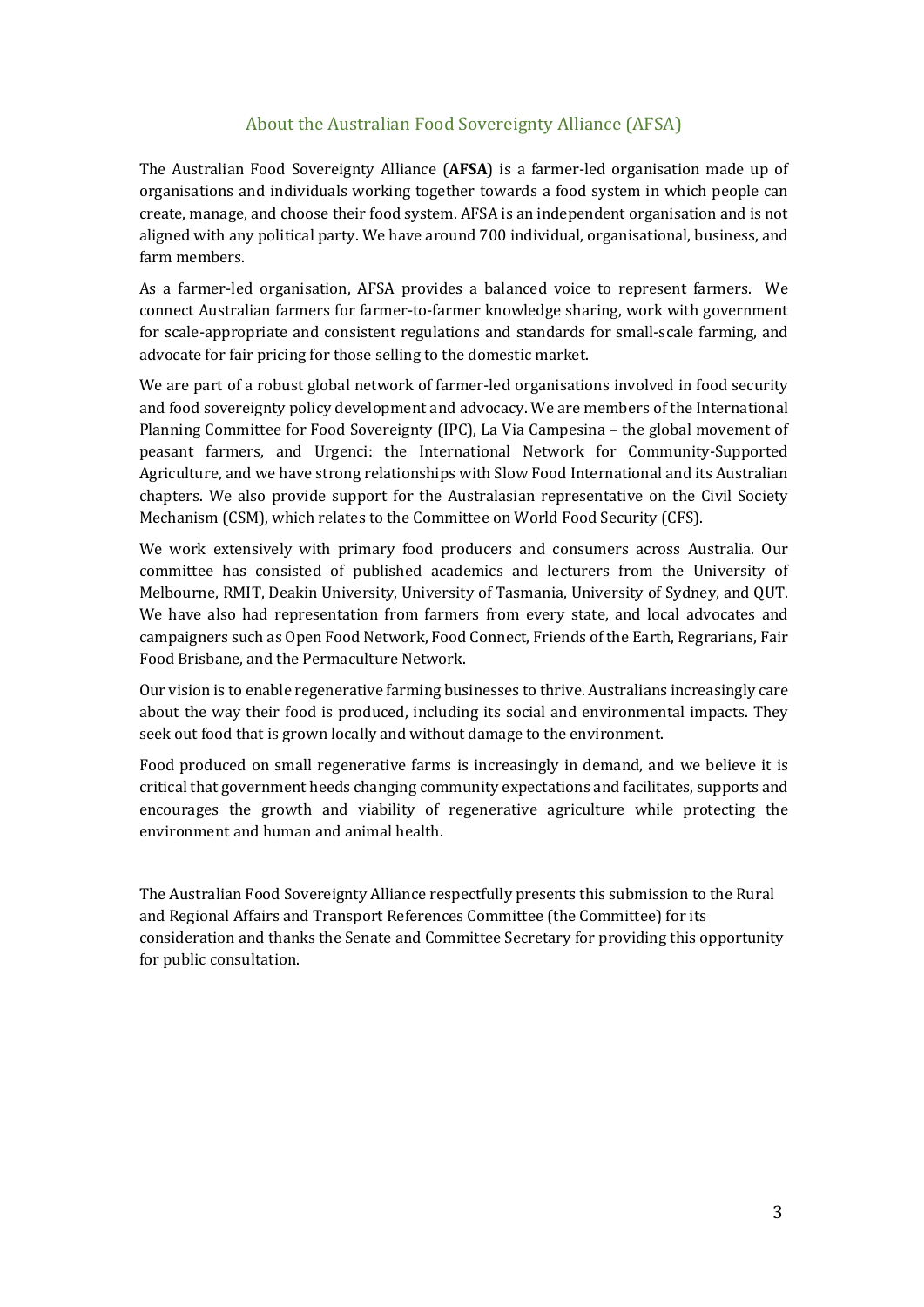## About the Australian Food Sovereignty Alliance (AFSA)

The Australian Food Sovereignty Alliance (**AFSA**) is a farmer-led organisation made up of organisations and individuals working together towards a food system in which people can create, manage, and choose their food system. AFSA is an independent organisation and is not aligned with any political party. We have around 700 individual, organisational, business, and farm members.

As a farmer-led organisation, AFSA provides a balanced voice to represent farmers. We connect Australian farmers for farmer-to-farmer knowledge sharing, work with government for scale-appropriate and consistent regulations and standards for small-scale farming, and advocate for fair pricing for those selling to the domestic market.

We are part of a robust global network of farmer-led organisations involved in food security and food sovereignty policy development and advocacy. We are members of the International Planning Committee for Food Sovereignty (IPC), La Via Campesina – the global movement of peasant farmers, and Urgenci: the International Network for Community-Supported Agriculture, and we have strong relationships with Slow Food International and its Australian chapters. We also provide support for the Australasian representative on the Civil Society Mechanism (CSM), which relates to the Committee on World Food Security (CFS).

We work extensively with primary food producers and consumers across Australia. Our committee has consisted of published academics and lecturers from the University of Melbourne, RMIT, Deakin University, University of Tasmania, University of Sydney, and QUT. We have also had representation from farmers from every state, and local advocates and campaigners such as Open Food Network, Food Connect, Friends of the Earth, Regrarians, Fair Food Brisbane, and the Permaculture Network.

Our vision is to enable regenerative farming businesses to thrive. Australians increasingly care about the way their food is produced, including its social and environmental impacts. They seek out food that is grown locally and without damage to the environment.

Food produced on small regenerative farms is increasingly in demand, and we believe it is critical that government heeds changing community expectations and facilitates, supports and encourages the growth and viability of regenerative agriculture while protecting the environment and human and animal health.

The Australian Food Sovereignty Alliance respectfully presents this submission to the Rural and Regional Affairs and Transport References Committee (the Committee) for its consideration and thanks the Senate and Committee Secretary for providing this opportunity for public consultation.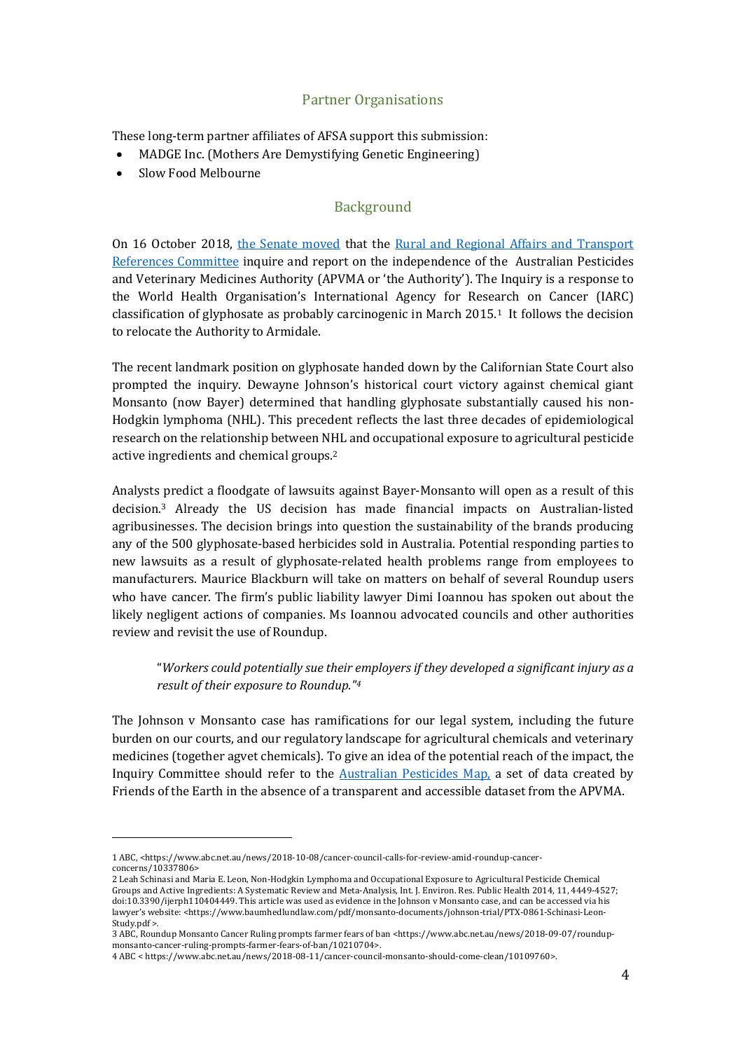## Partner Organisations

These long-term partner affiliates of AFSA support this submission:

- MADGE Inc. (Mothers Are Demystifying Genetic Engineering)
- Slow Food Melbourne

## Background

On 16 October 2018, [the Senate moved](#) that the [Rural and Regional Affairs and Transport References Committee](#) inquire and report on the independence of the Australian Pesticides and Veterinary Medicines Authority (APVMA or 'the Authority'). The Inquiry is a response to the World Health Organisation's International Agency for Research on Cancer (IARC) classification of glyphosate as probably carcinogenic in March 2015.[1] It follows the decision to relocate the Authority to Armidale.

The recent landmark position on glyphosate handed down by the Californian State Court also prompted the inquiry. Dewayne Johnson's historical court victory against chemical giant Monsanto (now Bayer) determined that handling glyphosate substantially caused his non-Hodgkin lymphoma (NHL). This precedent reflects the last three decades of epidemiological research on the relationship between NHL and occupational exposure to agricultural pesticide active ingredients and chemical groups.[2]

Analysts predict a floodgate of lawsuits against Bayer-Monsanto will open as a result of this decision.[3] Already the US decision has made financial impacts on Australian-listed agribusinesses. The decision brings into question the sustainability of the brands producing any of the 500 glyphosate-based herbicides sold in Australia. Potential responding parties to new lawsuits as a result of glyphosate-related health problems range from employees to manufacturers. Maurice Blackburn will take on matters on behalf of several Roundup users who have cancer. The firm's public liability lawyer Dimi Ioannou has spoken out about the likely negligent actions of companies. Ms Ioannou advocated councils and other authorities review and revisit the use of Roundup.

> "*Workers could potentially sue their employers if they developed a significant injury as a result of their exposure to Roundup."*[4]

The Johnson v Monsanto case has ramifications for our legal system, including the future burden on our courts, and our regulatory landscape for agricultural chemicals and veterinary medicines (together agvet chemicals). To give an idea of the potential reach of the impact, the Inquiry Committee should refer to the [Australian Pesticides Map,](#) a set of data created by Friends of the Earth in the absence of a transparent and accessible dataset from the APVMA.

---

1 ABC, <https://www.abc.net.au/news/2018-10-08/cancer-council-calls-for-review-amid-roundup-cancer-concerns/10337806>

2 Leah Schinasi and Maria E. Leon, Non-Hodgkin Lymphoma and Occupational Exposure to Agricultural Pesticide Chemical Groups and Active Ingredients: A Systematic Review and Meta-Analysis, Int. J. Environ. Res. Public Health 2014, 11, 4449-4527; doi:10.3390/ijerph110404449. This article was used as evidence in the Johnson v Monsanto case, and can be accessed via his lawyer's website: <https://www.baumhedlundlaw.com/pdf/monsanto-documents/johnson-trial/PTX-0861-Schinasi-Leon-Study.pdf >.

3 ABC, Roundup Monsanto Cancer Ruling prompts farmer fears of ban <https://www.abc.net.au/news/2018-09-07/roundup-monsanto-cancer-ruling-prompts-farmer-fears-of-ban/10210704>.

4 ABC < https://www.abc.net.au/news/2018-08-11/cancer-council-monsanto-should-come-clean/10109760>.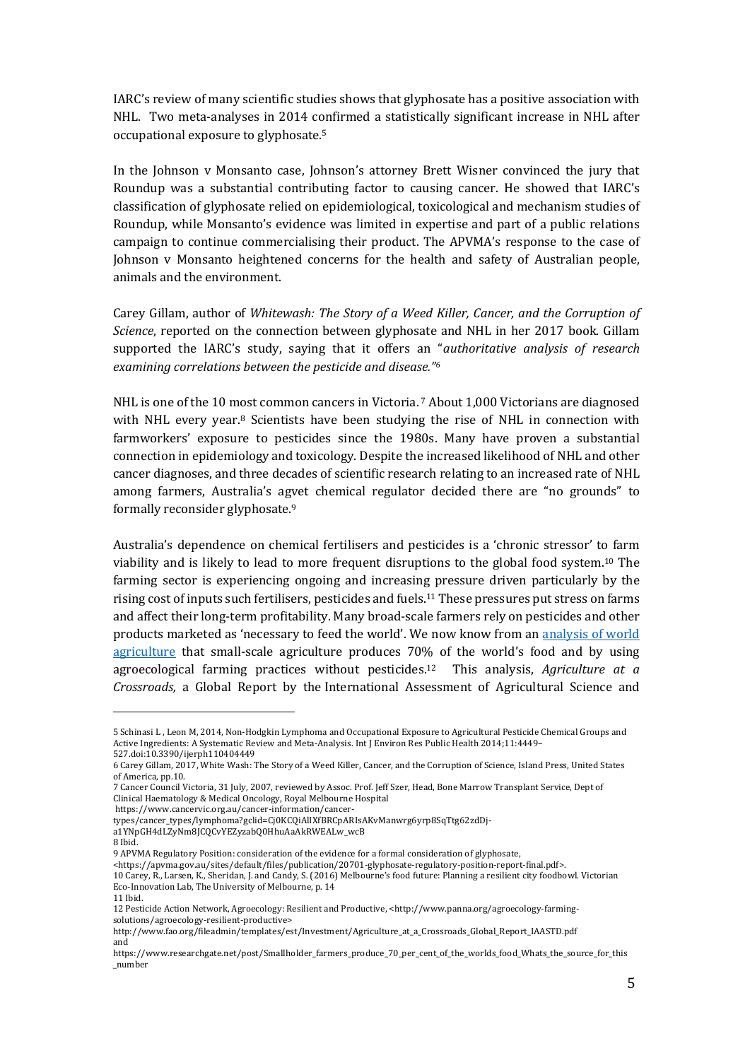IARC's review of many scientific studies shows that glyphosate has a positive association with NHL. Two meta-analyses in 2014 confirmed a statistically significant increase in NHL after occupational exposure to glyphosate.[5]

In the Johnson v Monsanto case, Johnson's attorney Brett Wisner convinced the jury that Roundup was a substantial contributing factor to causing cancer. He showed that IARC's classification of glyphosate relied on epidemiological, toxicological and mechanism studies of Roundup, while Monsanto's evidence was limited in expertise and part of a public relations campaign to continue commercialising their product. The APVMA's response to the case of Johnson v Monsanto heightened concerns for the health and safety of Australian people, animals and the environment.

Carey Gillam, author of *Whitewash: The Story of a Weed Killer, Cancer, and the Corruption of Science*, reported on the connection between glyphosate and NHL in her 2017 book. Gillam supported the IARC's study, saying that it offers an "*authoritative analysis of research examining correlations between the pesticide and disease."*[6]

NHL is one of the 10 most common cancers in Victoria.[7] About 1,000 Victorians are diagnosed with NHL every year.[8] Scientists have been studying the rise of NHL in connection with farmworkers' exposure to pesticides since the 1980s. Many have proven a substantial connection in epidemiology and toxicology. Despite the increased likelihood of NHL and other cancer diagnoses, and three decades of scientific research relating to an increased rate of NHL among farmers, Australia's agvet chemical regulator decided there are "no grounds" to formally reconsider glyphosate.[9]

Australia's dependence on chemical fertilisers and pesticides is a 'chronic stressor' to farm viability and is likely to lead to more frequent disruptions to the global food system.[10] The farming sector is experiencing ongoing and increasing pressure driven particularly by the rising cost of inputs such fertilisers, pesticides and fuels.[11] These pressures put stress on farms and affect their long-term profitability. Many broad-scale farmers rely on pesticides and other products marketed as 'necessary to feed the world'. We now know from an analysis of world agriculture that small-scale agriculture produces 70% of the world's food and by using agroecological farming practices without pesticides.[12] This analysis, *Agriculture at a Crossroads,* a Global Report by the International Assessment of Agricultural Science and

---

5 Schinasi L , Leon M, 2014, Non-Hodgkin Lymphoma and Occupational Exposure to Agricultural Pesticide Chemical Groups and Active Ingredients: A Systematic Review and Meta-Analysis. Int J Environ Res Public Health 2014;11:4449–527.doi:10.3390/ijerph110404449

6 Carey Gillam, 2017, White Wash: The Story of a Weed Killer, Cancer, and the Corruption of Science, Island Press, United States of America, pp.10.

7 Cancer Council Victoria, 31 July, 2007, reviewed by Assoc. Prof. Jeff Szer, Head, Bone Marrow Transplant Service, Dept of Clinical Haematology & Medical Oncology, Royal Melbourne Hospital
https://www.cancervic.org.au/cancer-information/cancer-types/cancer_types/lymphoma?gclid=Cj0KCQiAlIXfBRCpARIsAKvManwrg6yrp8SqTtg62zdDj-a1YNpGH4dLZyNm8JCQCvYEZyzabQ0HhuAaAkRWEALw_wcB

8 Ibid.

9 APVMA Regulatory Position: consideration of the evidence for a formal consideration of glyphosate, <https://apvma.gov.au/sites/default/files/publication/20701-glyphosate-regulatory-position-report-final.pdf>.

10 Carey, R., Larsen, K., Sheridan, J. and Candy, S. (2016) Melbourne's food future: Planning a resilient city foodbowl. Victorian Eco-Innovation Lab, The University of Melbourne, p. 14

11 Ibid.

12 Pesticide Action Network, Agroecology: Resilient and Productive, <http://www.panna.org/agroecology-farming-solutions/agroecology-resilient-productive>
http://www.fao.org/fileadmin/templates/est/Investment/Agriculture_at_a_Crossroads_Global_Report_IAASTD.pdf and
https://www.researchgate.net/post/Smallholder_farmers_produce_70_per_cent_of_the_worlds_food_Whats_the_source_for_this_number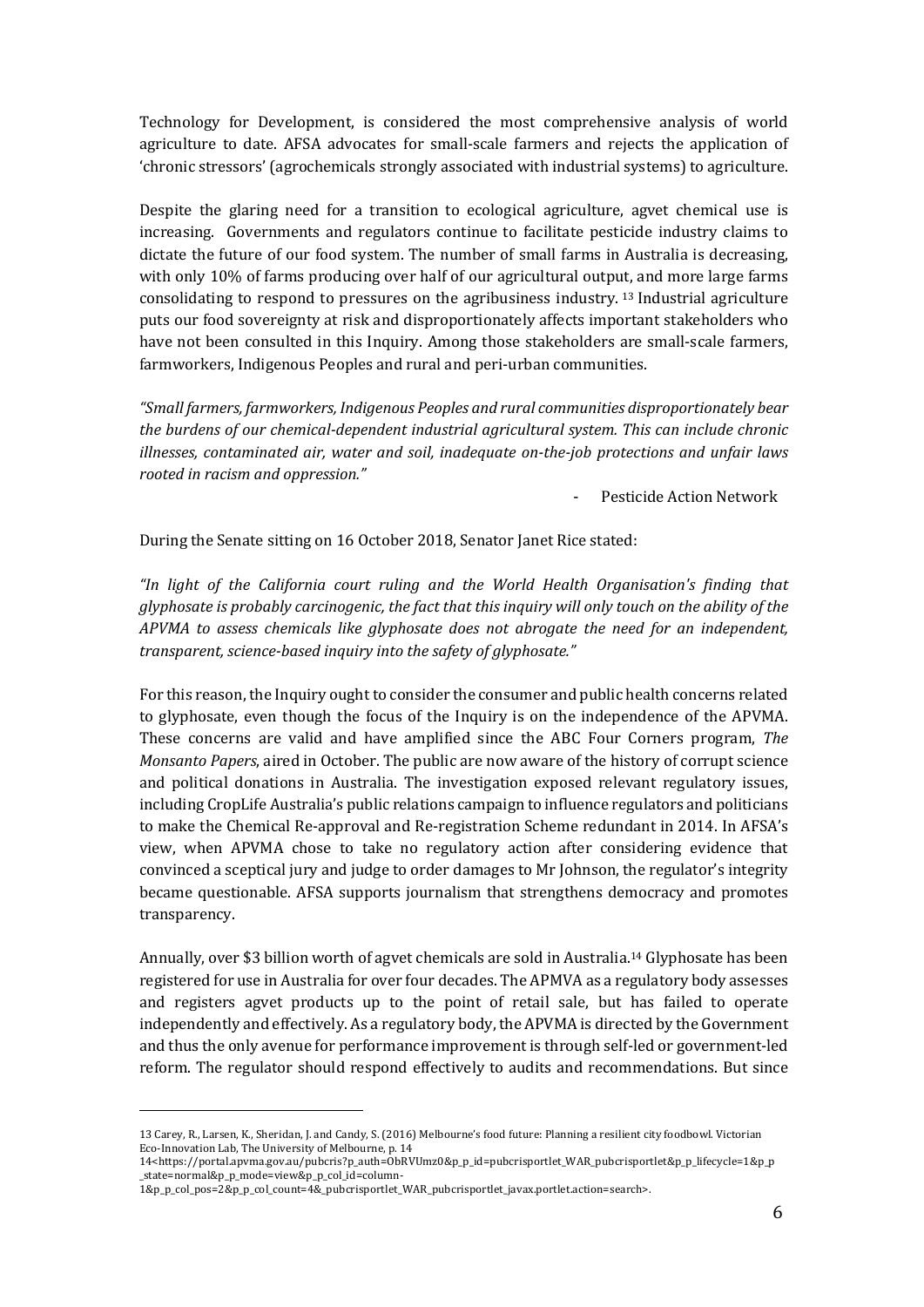Technology for Development, is considered the most comprehensive analysis of world agriculture to date. AFSA advocates for small-scale farmers and rejects the application of 'chronic stressors' (agrochemicals strongly associated with industrial systems) to agriculture.

Despite the glaring need for a transition to ecological agriculture, agvet chemical use is increasing. Governments and regulators continue to facilitate pesticide industry claims to dictate the future of our food system. The number of small farms in Australia is decreasing, with only 10% of farms producing over half of our agricultural output, and more large farms consolidating to respond to pressures on the agribusiness industry.[13] Industrial agriculture puts our food sovereignty at risk and disproportionately affects important stakeholders who have not been consulted in this Inquiry. Among those stakeholders are small-scale farmers, farmworkers, Indigenous Peoples and rural and peri-urban communities.

*"Small farmers, farmworkers, Indigenous Peoples and rural communities disproportionately bear the burdens of our chemical-dependent industrial agricultural system. This can include chronic illnesses, contaminated air, water and soil, inadequate on-the-job protections and unfair laws rooted in racism and oppression."*

- Pesticide Action Network

During the Senate sitting on 16 October 2018, Senator Janet Rice stated:

*"In light of the California court ruling and the World Health Organisation's finding that glyphosate is probably carcinogenic, the fact that this inquiry will only touch on the ability of the APVMA to assess chemicals like glyphosate does not abrogate the need for an independent, transparent, science-based inquiry into the safety of glyphosate."*

For this reason, the Inquiry ought to consider the consumer and public health concerns related to glyphosate, even though the focus of the Inquiry is on the independence of the APVMA. These concerns are valid and have amplified since the ABC Four Corners program, *The Monsanto Papers*, aired in October. The public are now aware of the history of corrupt science and political donations in Australia. The investigation exposed relevant regulatory issues, including CropLife Australia's public relations campaign to influence regulators and politicians to make the Chemical Re-approval and Re-registration Scheme redundant in 2014. In AFSA's view, when APVMA chose to take no regulatory action after considering evidence that convinced a sceptical jury and judge to order damages to Mr Johnson, the regulator's integrity became questionable. AFSA supports journalism that strengthens democracy and promotes transparency.

Annually, over $3 billion worth of agvet chemicals are sold in Australia.[14] Glyphosate has been registered for use in Australia for over four decades. The APMVA as a regulatory body assesses and registers agvet products up to the point of retail sale, but has failed to operate independently and effectively. As a regulatory body, the APVMA is directed by the Government and thus the only avenue for performance improvement is through self-led or government-led reform. The regulator should respond effectively to audits and recommendations. But since

---

13 Carey, R., Larsen, K., Sheridan, J. and Candy, S. (2016) Melbourne's food future: Planning a resilient city foodbowl. Victorian Eco-Innovation Lab, The University of Melbourne, p. 14

14<https://portal.apvma.gov.au/pubcris?p_auth=ObRVUmz0&p_p_id=pubcrisportlet_WAR_pubcrisportlet&p_p_lifecycle=1&p_p_state=normal&p_p_mode=view&p_p_col_id=column-1&p_p_col_pos=2&p_p_col_count=4&_pubcrisportlet_WAR_pubcrisportlet_javax.portlet.action=search>.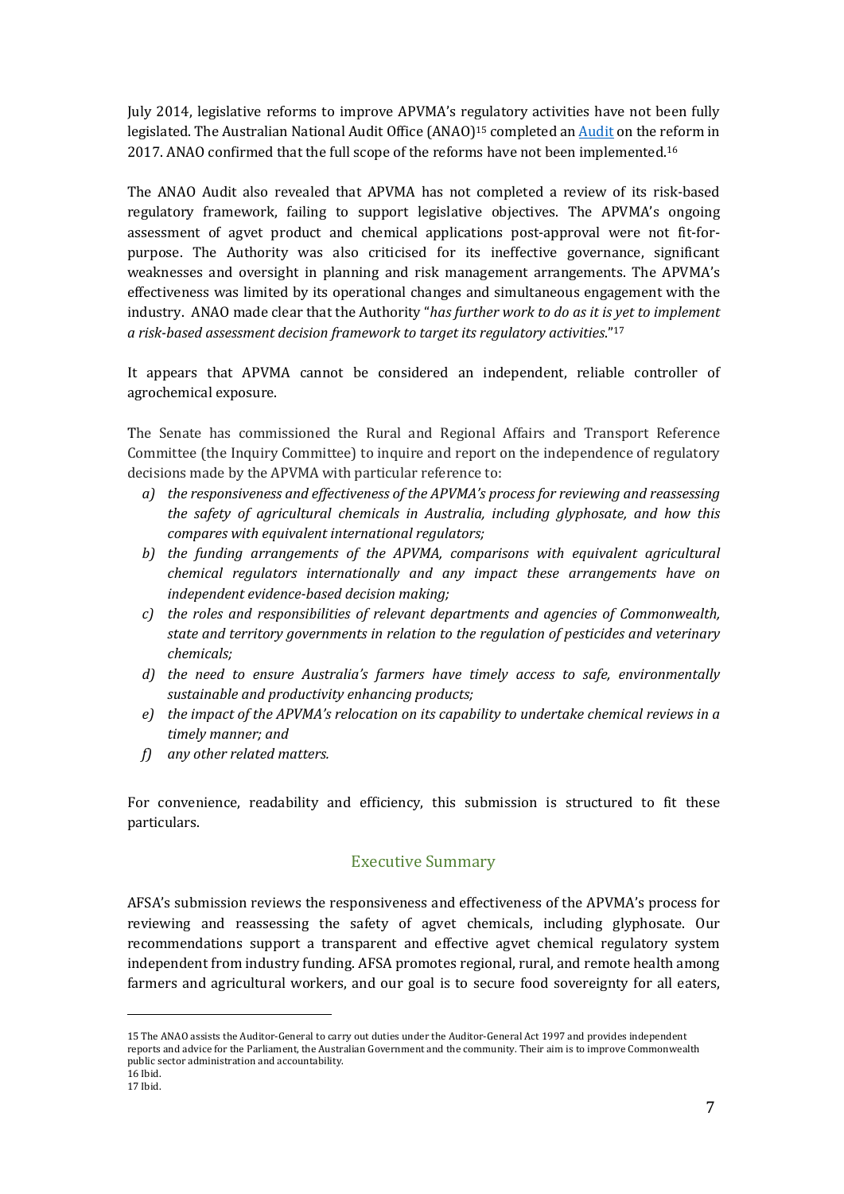July 2014, legislative reforms to improve APVMA's regulatory activities have not been fully legislated. The Australian National Audit Office (ANAO)[15] completed an [Audit](#) on the reform in 2017. ANAO confirmed that the full scope of the reforms have not been implemented.[16]

The ANAO Audit also revealed that APVMA has not completed a review of its risk-based regulatory framework, failing to support legislative objectives. The APVMA's ongoing assessment of agvet product and chemical applications post-approval were not fit-for-purpose. The Authority was also criticised for its ineffective governance, significant weaknesses and oversight in planning and risk management arrangements. The APVMA's effectiveness was limited by its operational changes and simultaneous engagement with the industry. ANAO made clear that the Authority "*has further work to do as it is yet to implement a risk-based assessment decision framework to target its regulatory activities.*"[17]

It appears that APVMA cannot be considered an independent, reliable controller of agrochemical exposure.

The Senate has commissioned the Rural and Regional Affairs and Transport Reference Committee (the Inquiry Committee) to inquire and report on the independence of regulatory decisions made by the APVMA with particular reference to:

a) *the responsiveness and effectiveness of the APVMA's process for reviewing and reassessing the safety of agricultural chemicals in Australia, including glyphosate, and how this compares with equivalent international regulators;*
b) *the funding arrangements of the APVMA, comparisons with equivalent agricultural chemical regulators internationally and any impact these arrangements have on independent evidence-based decision making;*
c) *the roles and responsibilities of relevant departments and agencies of Commonwealth, state and territory governments in relation to the regulation of pesticides and veterinary chemicals;*
d) *the need to ensure Australia's farmers have timely access to safe, environmentally sustainable and productivity enhancing products;*
e) *the impact of the APVMA's relocation on its capability to undertake chemical reviews in a timely manner; and*
f) *any other related matters.*

For convenience, readability and efficiency, this submission is structured to fit these particulars.

## Executive Summary

AFSA's submission reviews the responsiveness and effectiveness of the APVMA's process for reviewing and reassessing the safety of agvet chemicals, including glyphosate. Our recommendations support a transparent and effective agvet chemical regulatory system independent from industry funding. AFSA promotes regional, rural, and remote health among farmers and agricultural workers, and our goal is to secure food sovereignty for all eaters,

---

15 The ANAO assists the Auditor-General to carry out duties under the Auditor-General Act 1997 and provides independent reports and advice for the Parliament, the Australian Government and the community. Their aim is to improve Commonwealth public sector administration and accountability.

16 Ibid.

17 Ibid.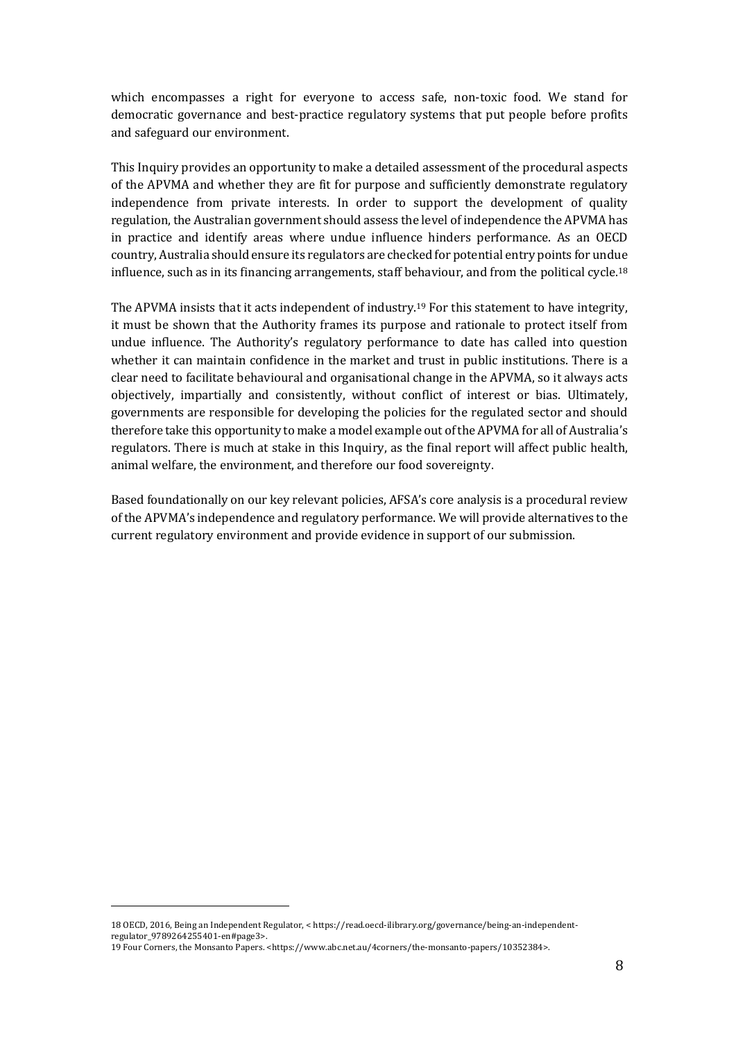which encompasses a right for everyone to access safe, non-toxic food. We stand for democratic governance and best-practice regulatory systems that put people before profits and safeguard our environment.

This Inquiry provides an opportunity to make a detailed assessment of the procedural aspects of the APVMA and whether they are fit for purpose and sufficiently demonstrate regulatory independence from private interests. In order to support the development of quality regulation, the Australian government should assess the level of independence the APVMA has in practice and identify areas where undue influence hinders performance. As an OECD country, Australia should ensure its regulators are checked for potential entry points for undue influence, such as in its financing arrangements, staff behaviour, and from the political cycle.[18]

The APVMA insists that it acts independent of industry.[19] For this statement to have integrity, it must be shown that the Authority frames its purpose and rationale to protect itself from undue influence. The Authority's regulatory performance to date has called into question whether it can maintain confidence in the market and trust in public institutions. There is a clear need to facilitate behavioural and organisational change in the APVMA, so it always acts objectively, impartially and consistently, without conflict of interest or bias. Ultimately, governments are responsible for developing the policies for the regulated sector and should therefore take this opportunity to make a model example out of the APVMA for all of Australia's regulators. There is much at stake in this Inquiry, as the final report will affect public health, animal welfare, the environment, and therefore our food sovereignty.

Based foundationally on our key relevant policies, AFSA's core analysis is a procedural review of the APVMA's independence and regulatory performance. We will provide alternatives to the current regulatory environment and provide evidence in support of our submission.

---

18 OECD, 2016, Being an Independent Regulator, < https://read.oecd-ilibrary.org/governance/being-an-independent-regulator_9789264255401-en#page3>.

19 Four Corners, the Monsanto Papers. <https://www.abc.net.au/4corners/the-monsanto-papers/10352384>.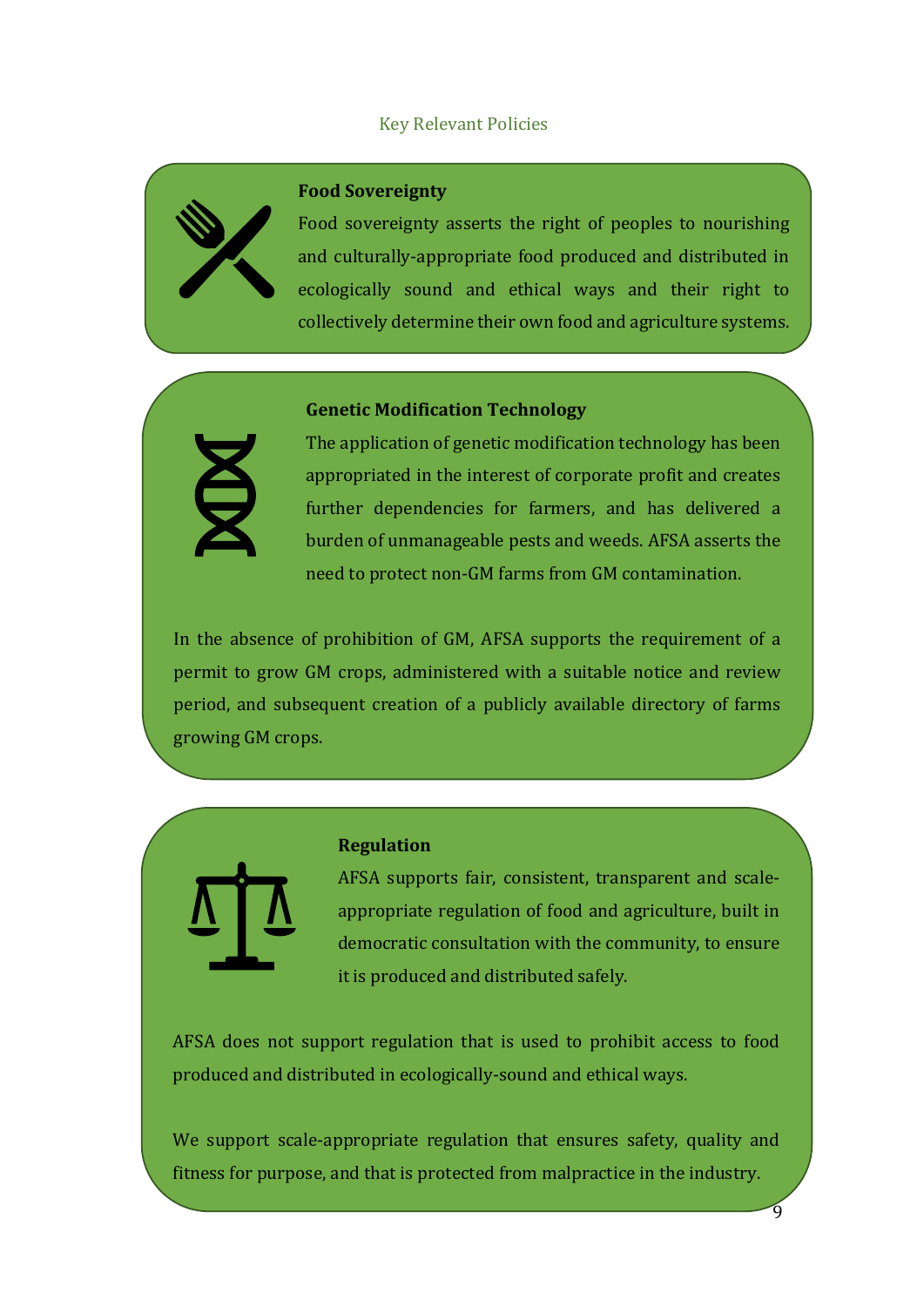## Key Relevant Policies

### Food Sovereignty

Food sovereignty asserts the right of peoples to nourishing and culturally-appropriate food produced and distributed in ecologically sound and ethical ways and their right to collectively determine their own food and agriculture systems.

### Genetic Modification Technology

The application of genetic modification technology has been appropriated in the interest of corporate profit and creates further dependencies for farmers, and has delivered a burden of unmanageable pests and weeds. AFSA asserts the need to protect non-GM farms from GM contamination.

In the absence of prohibition of GM, AFSA supports the requirement of a permit to grow GM crops, administered with a suitable notice and review period, and subsequent creation of a publicly available directory of farms growing GM crops.

### Regulation

AFSA supports fair, consistent, transparent and scale-appropriate regulation of food and agriculture, built in democratic consultation with the community, to ensure it is produced and distributed safely.

AFSA does not support regulation that is used to prohibit access to food produced and distributed in ecologically-sound and ethical ways.

We support scale-appropriate regulation that ensures safety, quality and fitness for purpose, and that is protected from malpractice in the industry.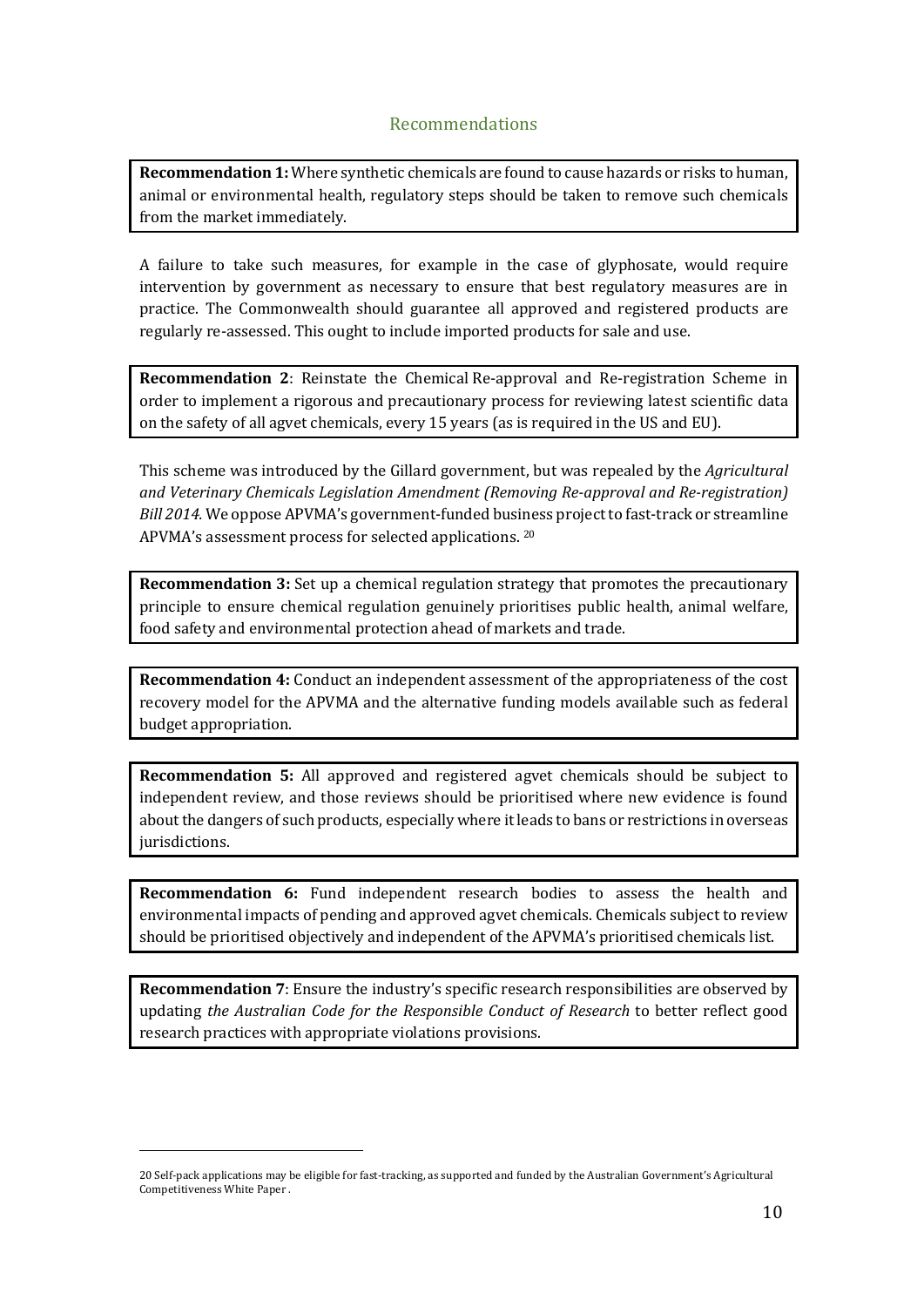## Recommendations

**Recommendation 1:** Where synthetic chemicals are found to cause hazards or risks to human, animal or environmental health, regulatory steps should be taken to remove such chemicals from the market immediately.

A failure to take such measures, for example in the case of glyphosate, would require intervention by government as necessary to ensure that best regulatory measures are in practice. The Commonwealth should guarantee all approved and registered products are regularly re-assessed. This ought to include imported products for sale and use.

**Recommendation 2**: Reinstate the Chemical Re-approval and Re-registration Scheme in order to implement a rigorous and precautionary process for reviewing latest scientific data on the safety of all agvet chemicals, every 15 years (as is required in the US and EU).

This scheme was introduced by the Gillard government, but was repealed by the *Agricultural and Veterinary Chemicals Legislation Amendment (Removing Re-approval and Re-registration) Bill 2014.* We oppose APVMA's government-funded business project to fast-track or streamline APVMA's assessment process for selected applications. [20]

**Recommendation 3:** Set up a chemical regulation strategy that promotes the precautionary principle to ensure chemical regulation genuinely prioritises public health, animal welfare, food safety and environmental protection ahead of markets and trade.

**Recommendation 4:** Conduct an independent assessment of the appropriateness of the cost recovery model for the APVMA and the alternative funding models available such as federal budget appropriation.

**Recommendation 5:** All approved and registered agvet chemicals should be subject to independent review, and those reviews should be prioritised where new evidence is found about the dangers of such products, especially where it leads to bans or restrictions in overseas jurisdictions.

**Recommendation 6:** Fund independent research bodies to assess the health and environmental impacts of pending and approved agvet chemicals. Chemicals subject to review should be prioritised objectively and independent of the APVMA's prioritised chemicals list.

**Recommendation 7**: Ensure the industry's specific research responsibilities are observed by updating *the Australian Code for the Responsible Conduct of Research* to better reflect good research practices with appropriate violations provisions.

---

20 Self-pack applications may be eligible for fast-tracking, as supported and funded by the Australian Government's Agricultural Competitiveness White Paper .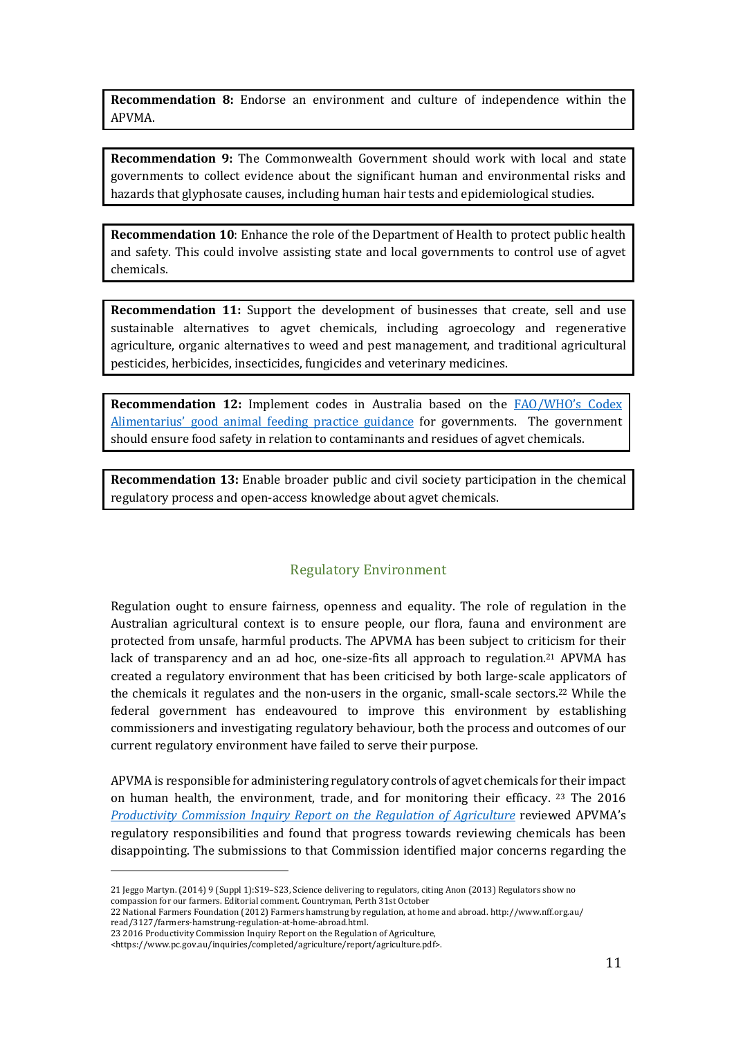**Recommendation 8:** Endorse an environment and culture of independence within the APVMA.

**Recommendation 9:** The Commonwealth Government should work with local and state governments to collect evidence about the significant human and environmental risks and hazards that glyphosate causes, including human hair tests and epidemiological studies.

**Recommendation 10**: Enhance the role of the Department of Health to protect public health and safety. This could involve assisting state and local governments to control use of agvet chemicals.

**Recommendation 11:** Support the development of businesses that create, sell and use sustainable alternatives to agvet chemicals, including agroecology and regenerative agriculture, organic alternatives to weed and pest management, and traditional agricultural pesticides, herbicides, insecticides, fungicides and veterinary medicines.

**Recommendation 12:** Implement codes in Australia based on the FAO/WHO's Codex Alimentarius' good animal feeding practice guidance for governments. The government should ensure food safety in relation to contaminants and residues of agvet chemicals.

**Recommendation 13:** Enable broader public and civil society participation in the chemical regulatory process and open-access knowledge about agvet chemicals.

## Regulatory Environment

Regulation ought to ensure fairness, openness and equality. The role of regulation in the Australian agricultural context is to ensure people, our flora, fauna and environment are protected from unsafe, harmful products. The APVMA has been subject to criticism for their lack of transparency and an ad hoc, one-size-fits all approach to regulation.[21] APVMA has created a regulatory environment that has been criticised by both large-scale applicators of the chemicals it regulates and the non-users in the organic, small-scale sectors.[22] While the federal government has endeavoured to improve this environment by establishing commissioners and investigating regulatory behaviour, both the process and outcomes of our current regulatory environment have failed to serve their purpose.

APVMA is responsible for administering regulatory controls of agvet chemicals for their impact on human health, the environment, trade, and for monitoring their efficacy. [23] The 2016 *Productivity Commission Inquiry Report on the Regulation of Agriculture* reviewed APVMA's regulatory responsibilities and found that progress towards reviewing chemicals has been disappointing. The submissions to that Commission identified major concerns regarding the

21 Jeggo Martyn. (2014) 9 (Suppl 1):S19–S23, Science delivering to regulators, citing Anon (2013) Regulators show no compassion for our farmers. Editorial comment. Countryman, Perth 31st October

22 National Farmers Foundation (2012) Farmers hamstrung by regulation, at home and abroad. http://www.nff.org.au/read/3127/farmers-hamstrung-regulation-at-home-abroad.html.

23 2016 Productivity Commission Inquiry Report on the Regulation of Agriculture, <https://www.pc.gov.au/inquiries/completed/agriculture/report/agriculture.pdf>.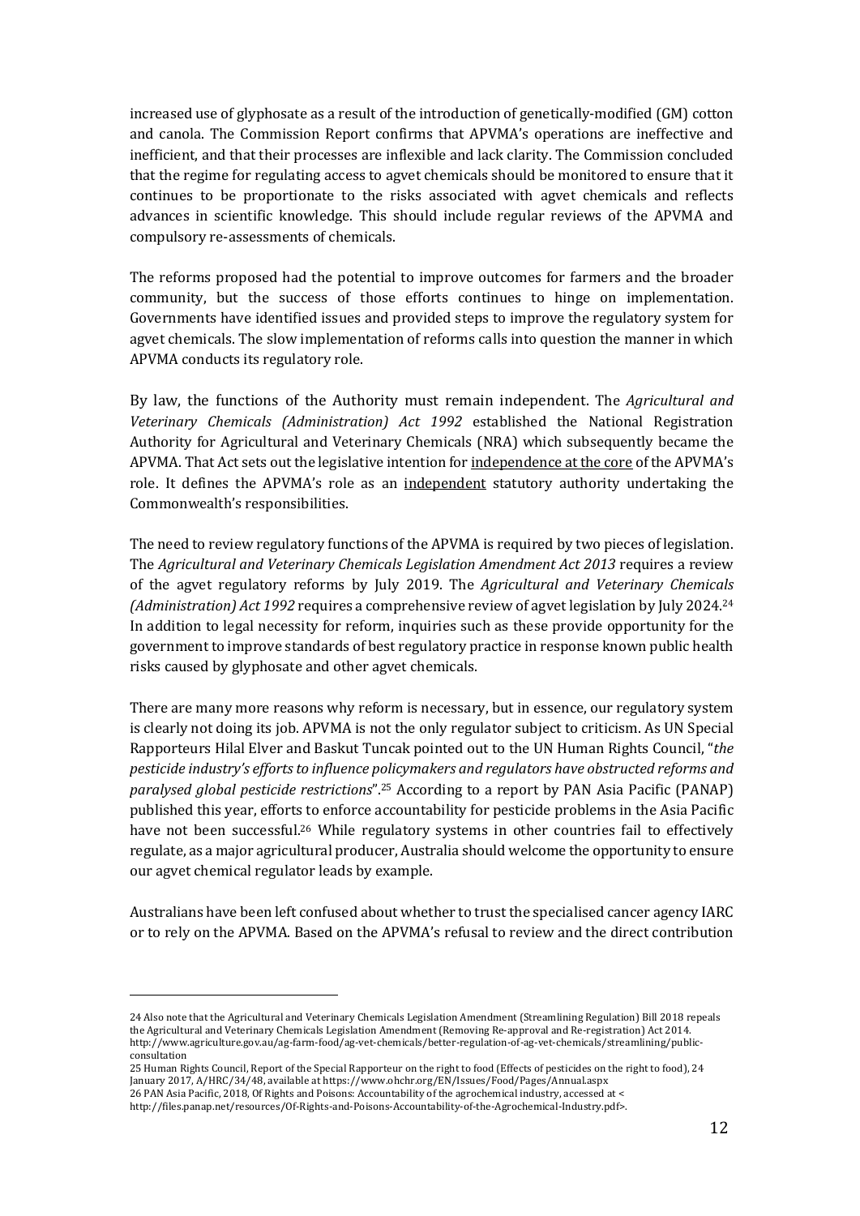increased use of glyphosate as a result of the introduction of genetically-modified (GM) cotton and canola. The Commission Report confirms that APVMA's operations are ineffective and inefficient, and that their processes are inflexible and lack clarity. The Commission concluded that the regime for regulating access to agvet chemicals should be monitored to ensure that it continues to be proportionate to the risks associated with agvet chemicals and reflects advances in scientific knowledge. This should include regular reviews of the APVMA and compulsory re-assessments of chemicals.

The reforms proposed had the potential to improve outcomes for farmers and the broader community, but the success of those efforts continues to hinge on implementation. Governments have identified issues and provided steps to improve the regulatory system for agvet chemicals. The slow implementation of reforms calls into question the manner in which APVMA conducts its regulatory role.

By law, the functions of the Authority must remain independent. The *Agricultural and Veterinary Chemicals (Administration) Act 1992* established the National Registration Authority for Agricultural and Veterinary Chemicals (NRA) which subsequently became the APVMA. That Act sets out the legislative intention for <u>independence at the core</u> of the APVMA's role. It defines the APVMA's role as an <u>independent</u> statutory authority undertaking the Commonwealth's responsibilities.

The need to review regulatory functions of the APVMA is required by two pieces of legislation. The *Agricultural and Veterinary Chemicals Legislation Amendment Act 2013* requires a review of the agvet regulatory reforms by July 2019. The *Agricultural and Veterinary Chemicals (Administration) Act 1992* requires a comprehensive review of agvet legislation by July 2024.[24] In addition to legal necessity for reform, inquiries such as these provide opportunity for the government to improve standards of best regulatory practice in response known public health risks caused by glyphosate and other agvet chemicals.

There are many more reasons why reform is necessary, but in essence, our regulatory system is clearly not doing its job. APVMA is not the only regulator subject to criticism. As UN Special Rapporteurs Hilal Elver and Baskut Tuncak pointed out to the UN Human Rights Council, "*the pesticide industry's efforts to influence policymakers and regulators have obstructed reforms and paralysed global pesticide restrictions*".[25] According to a report by PAN Asia Pacific (PANAP) published this year, efforts to enforce accountability for pesticide problems in the Asia Pacific have not been successful.[26] While regulatory systems in other countries fail to effectively regulate, as a major agricultural producer, Australia should welcome the opportunity to ensure our agvet chemical regulator leads by example.

Australians have been left confused about whether to trust the specialised cancer agency IARC or to rely on the APVMA. Based on the APVMA's refusal to review and the direct contribution

---

24 Also note that the Agricultural and Veterinary Chemicals Legislation Amendment (Streamlining Regulation) Bill 2018 repeals the Agricultural and Veterinary Chemicals Legislation Amendment (Removing Re-approval and Re-registration) Act 2014. http://www.agriculture.gov.au/ag-farm-food/ag-vet-chemicals/better-regulation-of-ag-vet-chemicals/streamlining/public-consultation

25 Human Rights Council, Report of the Special Rapporteur on the right to food (Effects of pesticides on the right to food), 24 January 2017, A/HRC/34/48, available at https://www.ohchr.org/EN/Issues/Food/Pages/Annual.aspx

26 PAN Asia Pacific, 2018, Of Rights and Poisons: Accountability of the agrochemical industry, accessed at < http://files.panap.net/resources/Of-Rights-and-Poisons-Accountability-of-the-Agrochemical-Industry.pdf>.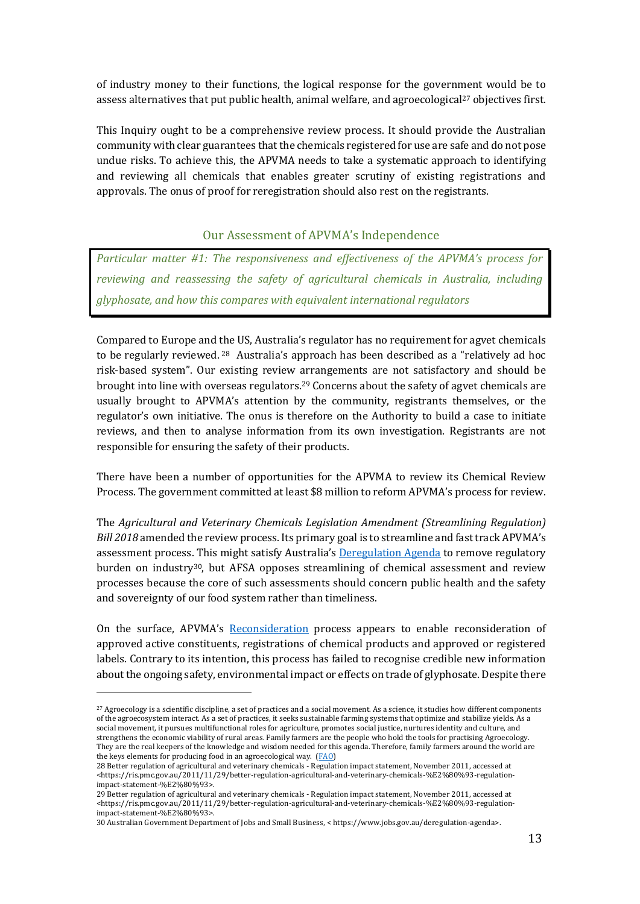of industry money to their functions, the logical response for the government would be to assess alternatives that put public health, animal welfare, and agroecological[27] objectives first.

This Inquiry ought to be a comprehensive review process. It should provide the Australian community with clear guarantees that the chemicals registered for use are safe and do not pose undue risks. To achieve this, the APVMA needs to take a systematic approach to identifying and reviewing all chemicals that enables greater scrutiny of existing registrations and approvals. The onus of proof for reregistration should also rest on the registrants.

## Our Assessment of APVMA's Independence

> *Particular matter #1: The responsiveness and effectiveness of the APVMA's process for reviewing and reassessing the safety of agricultural chemicals in Australia, including glyphosate, and how this compares with equivalent international regulators*

Compared to Europe and the US, Australia's regulator has no requirement for agvet chemicals to be regularly reviewed.[28] Australia's approach has been described as a "relatively ad hoc risk-based system". Our existing review arrangements are not satisfactory and should be brought into line with overseas regulators.[29] Concerns about the safety of agvet chemicals are usually brought to APVMA's attention by the community, registrants themselves, or the regulator's own initiative. The onus is therefore on the Authority to build a case to initiate reviews, and then to analyse information from its own investigation. Registrants are not responsible for ensuring the safety of their products.

There have been a number of opportunities for the APVMA to review its Chemical Review Process. The government committed at least $8 million to reform APVMA's process for review.

The *Agricultural and Veterinary Chemicals Legislation Amendment (Streamlining Regulation) Bill 2018* amended the review process. Its primary goal is to streamline and fast track APVMA's assessment process. This might satisfy Australia's Deregulation Agenda to remove regulatory burden on industry[30], but AFSA opposes streamlining of chemical assessment and review processes because the core of such assessments should concern public health and the safety and sovereignty of our food system rather than timeliness.

On the surface, APVMA's Reconsideration process appears to enable reconsideration of approved active constituents, registrations of chemical products and approved or registered labels. Contrary to its intention, this process has failed to recognise credible new information about the ongoing safety, environmental impact or effects on trade of glyphosate. Despite there

---

[27] Agroecology is a scientific discipline, a set of practices and a social movement. As a science, it studies how different components of the agroecosystem interact. As a set of practices, it seeks sustainable farming systems that optimize and stabilize yields. As a social movement, it pursues multifunctional roles for agriculture, promotes social justice, nurtures identity and culture, and strengthens the economic viability of rural areas. Family farmers are the people who hold the tools for practising Agroecology. They are the real keepers of the knowledge and wisdom needed for this agenda. Therefore, family farmers around the world are the keys elements for producing food in an agroecological way. (FAO)

[28] Better regulation of agricultural and veterinary chemicals - Regulation impact statement, November 2011, accessed at <https://ris.pmc.gov.au/2011/11/29/better-regulation-agricultural-and-veterinary-chemicals-%E2%80%93-regulation-impact-statement-%E2%80%93>.

[29] Better regulation of agricultural and veterinary chemicals - Regulation impact statement, November 2011, accessed at <https://ris.pmc.gov.au/2011/11/29/better-regulation-agricultural-and-veterinary-chemicals-%E2%80%93-regulation-impact-statement-%E2%80%93>.

[30] Australian Government Department of Jobs and Small Business, < https://www.jobs.gov.au/deregulation-agenda>.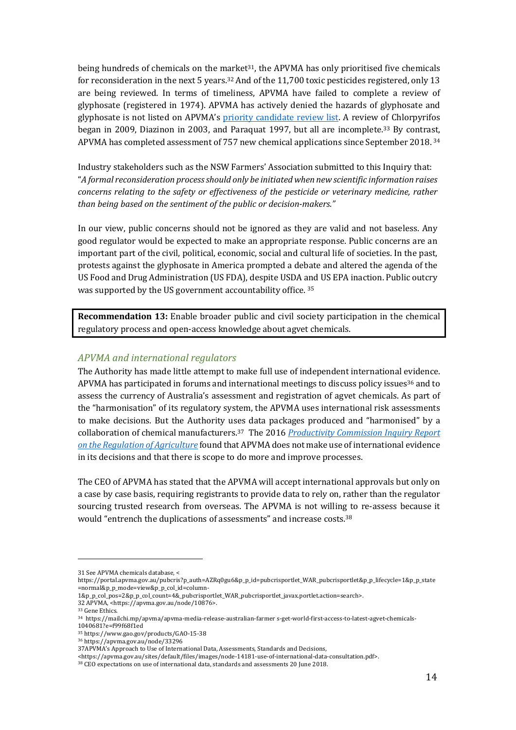being hundreds of chemicals on the market[31], the APVMA has only prioritised five chemicals for reconsideration in the next 5 years.[32] And of the 11,700 toxic pesticides registered, only 13 are being reviewed. In terms of timeliness, APVMA have failed to complete a review of glyphosate (registered in 1974). APVMA has actively denied the hazards of glyphosate and glyphosate is not listed on APVMA's [priority candidate review list](). A review of Chlorpyrifos began in 2009, Diazinon in 2003, and Paraquat 1997, but all are incomplete.[33] By contrast, APVMA has completed assessment of 757 new chemical applications since September 2018.[34]

Industry stakeholders such as the NSW Farmers' Association submitted to this Inquiry that: "*A formal reconsideration process should only be initiated when new scientific information raises concerns relating to the safety or effectiveness of the pesticide or veterinary medicine, rather than being based on the sentiment of the public or decision-makers."*

In our view, public concerns should not be ignored as they are valid and not baseless. Any good regulator would be expected to make an appropriate response. Public concerns are an important part of the civil, political, economic, social and cultural life of societies. In the past, protests against the glyphosate in America prompted a debate and altered the agenda of the US Food and Drug Administration (US FDA), despite USDA and US EPA inaction. Public outcry was supported by the US government accountability office.[35]

**Recommendation 13:** Enable broader public and civil society participation in the chemical regulatory process and open-access knowledge about agvet chemicals.

### *APVMA and international regulators*

The Authority has made little attempt to make full use of independent international evidence. APVMA has participated in forums and international meetings to discuss policy issues[36] and to assess the currency of Australia's assessment and registration of agvet chemicals. As part of the "harmonisation" of its regulatory system, the APVMA uses international risk assessments to make decisions. But the Authority uses data packages produced and "harmonised" by a collaboration of chemical manufacturers.[37] The 2016 [*Productivity Commission Inquiry Report on the Regulation of Agriculture*]() found that APVMA does not make use of international evidence in its decisions and that there is scope to do more and improve processes.

The CEO of APVMA has stated that the APVMA will accept international approvals but only on a case by case basis, requiring registrants to provide data to rely on, rather than the regulator sourcing trusted research from overseas. The APVMA is not willing to re-assess because it would "entrench the duplications of assessments" and increase costs.[38]

---

31 See APVMA chemicals database, <https://portal.apvma.gov.au/pubcris?p_auth=AZRq0gu6&p_p_id=pubcrisportlet_WAR_pubcrisportlet&p_p_lifecycle=1&p_p_state=normal&p_p_mode=view&p_p_col_id=column-1&p_p_col_pos=2&p_p_col_count=4&_pubcrisportlet_WAR_pubcrisportlet_javax.portlet.action=search>.

32 APVMA, <https://apvma.gov.au/node/10876>.

33 Gene Ethics.

34 https://mailchi.mp/apvma/apvma-media-release-australian-farmer s-get-world-first-access-to-latest-agvet-chemicals-1040681?e=f99f68f1ed

35 https://www.gao.gov/products/GAO-15-38

36 https://apvma.gov.au/node/33296

37 APVMA's Approach to Use of International Data, Assessments, Standards and Decisions, <https://apvma.gov.au/sites/default/files/images/node-14181-use-of-international-data-consultation.pdf>.

38 CEO expectations on use of international data, standards and assessments 20 June 2018.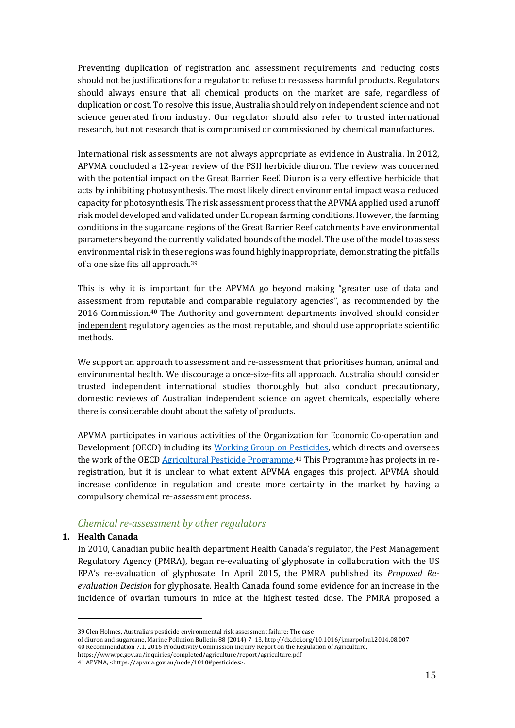Preventing duplication of registration and assessment requirements and reducing costs should not be justifications for a regulator to refuse to re-assess harmful products. Regulators should always ensure that all chemical products on the market are safe, regardless of duplication or cost. To resolve this issue, Australia should rely on independent science and not science generated from industry. Our regulator should also refer to trusted international research, but not research that is compromised or commissioned by chemical manufactures.

International risk assessments are not always appropriate as evidence in Australia. In 2012, APVMA concluded a 12-year review of the PSII herbicide diuron. The review was concerned with the potential impact on the Great Barrier Reef. Diuron is a very effective herbicide that acts by inhibiting photosynthesis. The most likely direct environmental impact was a reduced capacity for photosynthesis. The risk assessment process that the APVMA applied used a runoff risk model developed and validated under European farming conditions. However, the farming conditions in the sugarcane regions of the Great Barrier Reef catchments have environmental parameters beyond the currently validated bounds of the model. The use of the model to assess environmental risk in these regions was found highly inappropriate, demonstrating the pitfalls of a one size fits all approach.[39]

This is why it is important for the APVMA go beyond making "greater use of data and assessment from reputable and comparable regulatory agencies", as recommended by the 2016 Commission.[40] The Authority and government departments involved should consider independent regulatory agencies as the most reputable, and should use appropriate scientific methods.

We support an approach to assessment and re-assessment that prioritises human, animal and environmental health. We discourage a once-size-fits all approach. Australia should consider trusted independent international studies thoroughly but also conduct precautionary, domestic reviews of Australian independent science on agvet chemicals, especially where there is considerable doubt about the safety of products.

APVMA participates in various activities of the Organization for Economic Co-operation and Development (OECD) including its Working Group on Pesticides, which directs and oversees the work of the OECD Agricultural Pesticide Programme.[41] This Programme has projects in re-registration, but it is unclear to what extent APVMA engages this project. APVMA should increase confidence in regulation and create more certainty in the market by having a compulsory chemical re-assessment process.

### *Chemical re-assessment by other regulators*

**1. Health Canada**

In 2010, Canadian public health department Health Canada's regulator, the Pest Management Regulatory Agency (PMRA), began re-evaluating of glyphosate in collaboration with the US EPA's re-evaluation of glyphosate. In April 2015, the PMRA published its *Proposed Re-evaluation Decision* for glyphosate. Health Canada found some evidence for an increase in the incidence of ovarian tumours in mice at the highest tested dose. The PMRA proposed a

---

39 Glen Holmes, Australia's pesticide environmental risk assessment failure: The case of diuron and sugarcane, Marine Pollution Bulletin 88 (2014) 7–13, http://dx.doi.org/10.1016/j.marpolbul.2014.08.007

40 Recommendation 7.1, 2016 Productivity Commission Inquiry Report on the Regulation of Agriculture, https://www.pc.gov.au/inquiries/completed/agriculture/report/agriculture.pdf

41 APVMA, <https://apvma.gov.au/node/1010#pesticides>.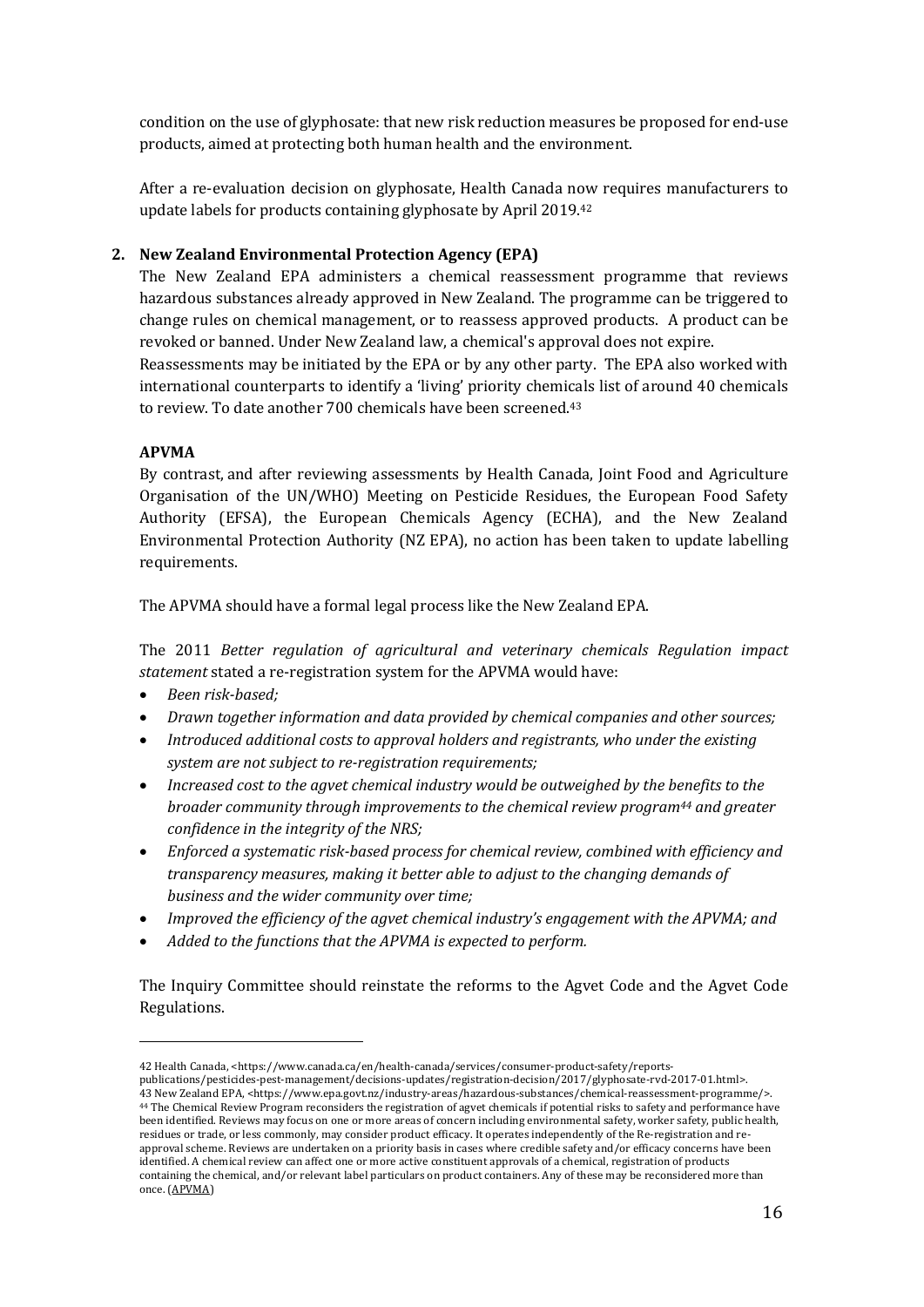condition on the use of glyphosate: that new risk reduction measures be proposed for end-use products, aimed at protecting both human health and the environment.

After a re-evaluation decision on glyphosate, Health Canada now requires manufacturers to update labels for products containing glyphosate by April 2019.[42]

**2. New Zealand Environmental Protection Agency (EPA)**

The New Zealand EPA administers a chemical reassessment programme that reviews hazardous substances already approved in New Zealand. The programme can be triggered to change rules on chemical management, or to reassess approved products. A product can be revoked or banned. Under New Zealand law, a chemical's approval does not expire.
Reassessments may be initiated by the EPA or by any other party. The EPA also worked with international counterparts to identify a 'living' priority chemicals list of around 40 chemicals to review. To date another 700 chemicals have been screened.[43]

**APVMA**

By contrast, and after reviewing assessments by Health Canada, Joint Food and Agriculture Organisation of the UN/WHO) Meeting on Pesticide Residues, the European Food Safety Authority (EFSA), the European Chemicals Agency (ECHA), and the New Zealand Environmental Protection Authority (NZ EPA), no action has been taken to update labelling requirements.

The APVMA should have a formal legal process like the New Zealand EPA.

The 2011 *Better regulation of agricultural and veterinary chemicals Regulation impact statement* stated a re-registration system for the APVMA would have:

- *Been risk-based;*
- *Drawn together information and data provided by chemical companies and other sources;*
- *Introduced additional costs to approval holders and registrants, who under the existing system are not subject to re-registration requirements;*
- *Increased cost to the agvet chemical industry would be outweighed by the benefits to the broader community through improvements to the chemical review program[44] and greater confidence in the integrity of the NRS;*
- *Enforced a systematic risk-based process for chemical review, combined with efficiency and transparency measures, making it better able to adjust to the changing demands of business and the wider community over time;*
- *Improved the efficiency of the agvet chemical industry's engagement with the APVMA; and*
- *Added to the functions that the APVMA is expected to perform.*

The Inquiry Committee should reinstate the reforms to the Agvet Code and the Agvet Code Regulations.

---

42 Health Canada, <https://www.canada.ca/en/health-canada/services/consumer-product-safety/reports-publications/pesticides-pest-management/decisions-updates/registration-decision/2017/glyphosate-rvd-2017-01.html>.

43 New Zealand EPA, <https://www.epa.govt.nz/industry-areas/hazardous-substances/chemical-reassessment-programme/>.

44 The Chemical Review Program reconsiders the registration of agvet chemicals if potential risks to safety and performance have been identified. Reviews may focus on one or more areas of concern including environmental safety, worker safety, public health, residues or trade, or less commonly, may consider product efficacy. It operates independently of the Re-registration and re-approval scheme. Reviews are undertaken on a priority basis in cases where credible safety and/or efficacy concerns have been identified. A chemical review can affect one or more active constituent approvals of a chemical, registration of products containing the chemical, and/or relevant label particulars on product containers. Any of these may be reconsidered more than once. (APVMA)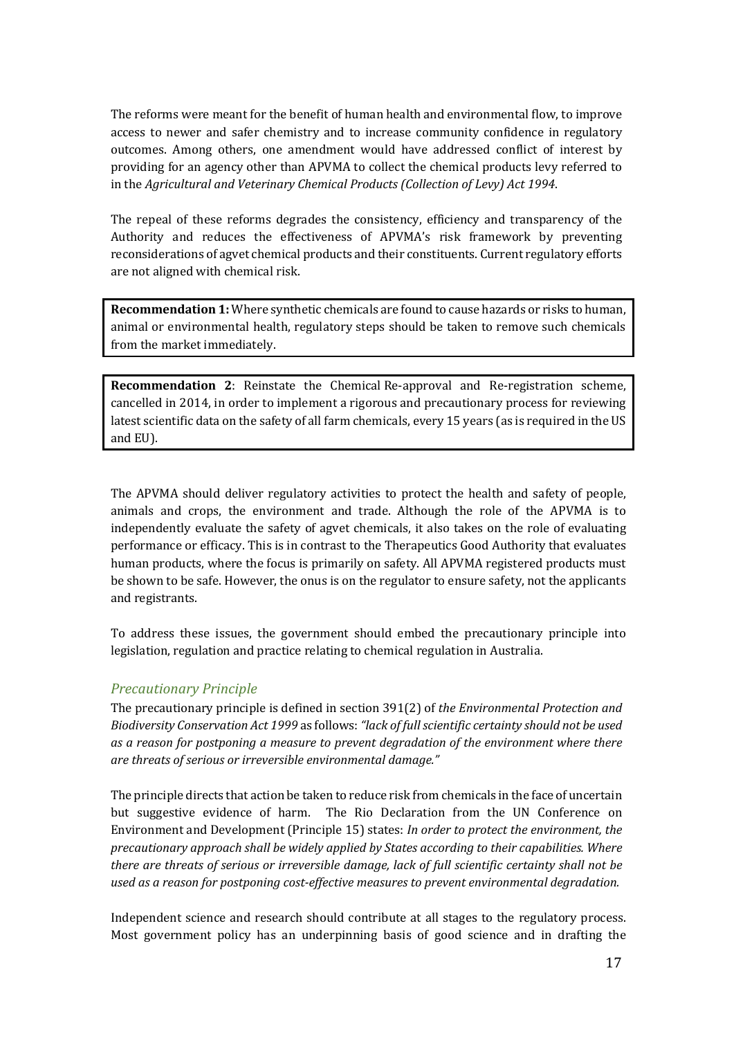The reforms were meant for the benefit of human health and environmental flow, to improve access to newer and safer chemistry and to increase community confidence in regulatory outcomes. Among others, one amendment would have addressed conflict of interest by providing for an agency other than APVMA to collect the chemical products levy referred to in the *Agricultural and Veterinary Chemical Products (Collection of Levy) Act 1994*.

The repeal of these reforms degrades the consistency, efficiency and transparency of the Authority and reduces the effectiveness of APVMA's risk framework by preventing reconsiderations of agvet chemical products and their constituents. Current regulatory efforts are not aligned with chemical risk.

**Recommendation 1:** Where synthetic chemicals are found to cause hazards or risks to human, animal or environmental health, regulatory steps should be taken to remove such chemicals from the market immediately.

**Recommendation 2**: Reinstate the Chemical Re-approval and Re-registration scheme, cancelled in 2014, in order to implement a rigorous and precautionary process for reviewing latest scientific data on the safety of all farm chemicals, every 15 years (as is required in the US and EU).

The APVMA should deliver regulatory activities to protect the health and safety of people, animals and crops, the environment and trade. Although the role of the APVMA is to independently evaluate the safety of agvet chemicals, it also takes on the role of evaluating performance or efficacy. This is in contrast to the Therapeutics Good Authority that evaluates human products, where the focus is primarily on safety. All APVMA registered products must be shown to be safe. However, the onus is on the regulator to ensure safety, not the applicants and registrants.

To address these issues, the government should embed the precautionary principle into legislation, regulation and practice relating to chemical regulation in Australia.

### *Precautionary Principle*

The precautionary principle is defined in section 391(2) of *the Environmental Protection and Biodiversity Conservation Act 1999* as follows: *"lack of full scientific certainty should not be used as a reason for postponing a measure to prevent degradation of the environment where there are threats of serious or irreversible environmental damage."*

The principle directs that action be taken to reduce risk from chemicals in the face of uncertain but suggestive evidence of harm. The Rio Declaration from the UN Conference on Environment and Development (Principle 15) states: *In order to protect the environment, the precautionary approach shall be widely applied by States according to their capabilities. Where there are threats of serious or irreversible damage, lack of full scientific certainty shall not be used as a reason for postponing cost-effective measures to prevent environmental degradation.*

Independent science and research should contribute at all stages to the regulatory process. Most government policy has an underpinning basis of good science and in drafting the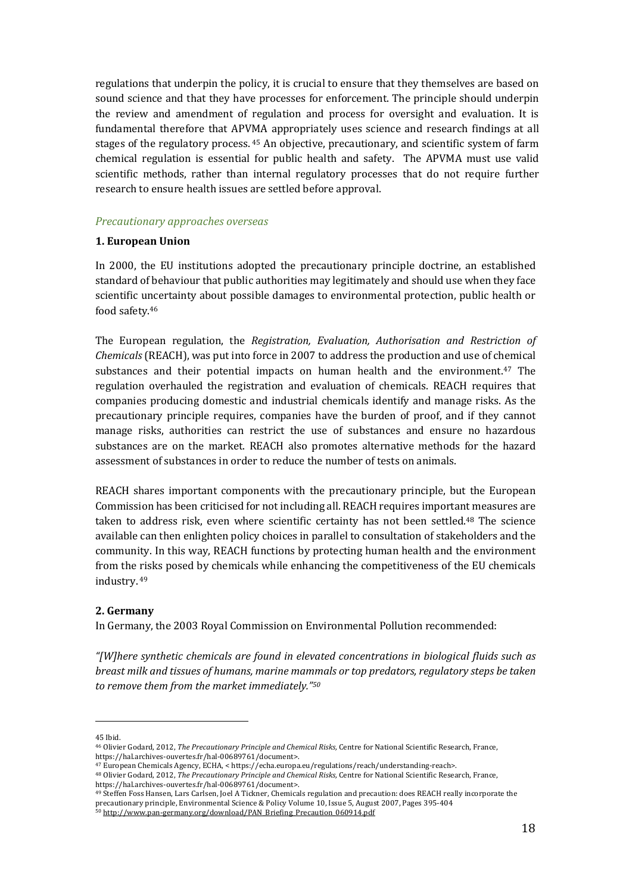regulations that underpin the policy, it is crucial to ensure that they themselves are based on sound science and that they have processes for enforcement. The principle should underpin the review and amendment of regulation and process for oversight and evaluation. It is fundamental therefore that APVMA appropriately uses science and research findings at all stages of the regulatory process. [45] An objective, precautionary, and scientific system of farm chemical regulation is essential for public health and safety. The APVMA must use valid scientific methods, rather than internal regulatory processes that do not require further research to ensure health issues are settled before approval.

### *Precautionary approaches overseas*

**1. European Union**

In 2000, the EU institutions adopted the precautionary principle doctrine, an established standard of behaviour that public authorities may legitimately and should use when they face scientific uncertainty about possible damages to environmental protection, public health or food safety.[46]

The European regulation, the *Registration, Evaluation, Authorisation and Restriction of Chemicals* (REACH), was put into force in 2007 to address the production and use of chemical substances and their potential impacts on human health and the environment.[47] The regulation overhauled the registration and evaluation of chemicals. REACH requires that companies producing domestic and industrial chemicals identify and manage risks. As the precautionary principle requires, companies have the burden of proof, and if they cannot manage risks, authorities can restrict the use of substances and ensure no hazardous substances are on the market. REACH also promotes alternative methods for the hazard assessment of substances in order to reduce the number of tests on animals.

REACH shares important components with the precautionary principle, but the European Commission has been criticised for not including all. REACH requires important measures are taken to address risk, even where scientific certainty has not been settled.[48] The science available can then enlighten policy choices in parallel to consultation of stakeholders and the community. In this way, REACH functions by protecting human health and the environment from the risks posed by chemicals while enhancing the competitiveness of the EU chemicals industry. [49]

**2. Germany**

In Germany, the 2003 Royal Commission on Environmental Pollution recommended:

*"[W]here synthetic chemicals are found in elevated concentrations in biological fluids such as breast milk and tissues of humans, marine mammals or top predators, regulatory steps be taken to remove them from the market immediately."[50]*

---

45 Ibid.

46 Olivier Godard, 2012, *The Precautionary Principle and Chemical Risks*, Centre for National Scientific Research, France, https://hal.archives-ouvertes.fr/hal-00689761/document>.

47 European Chemicals Agency, ECHA, < https://echa.europa.eu/regulations/reach/understanding-reach>.

48 Olivier Godard, 2012, *The Precautionary Principle and Chemical Risks*, Centre for National Scientific Research, France, https://hal.archives-ouvertes.fr/hal-00689761/document>.

49 Steffen Foss Hansen, Lars Carlsen, Joel A Tickner, Chemicals regulation and precaution: does REACH really incorporate the precautionary principle, Environmental Science & Policy Volume 10, Issue 5, August 2007, Pages 395-404

50 http://www.pan-germany.org/download/PAN_Briefing_Precaution_060914.pdf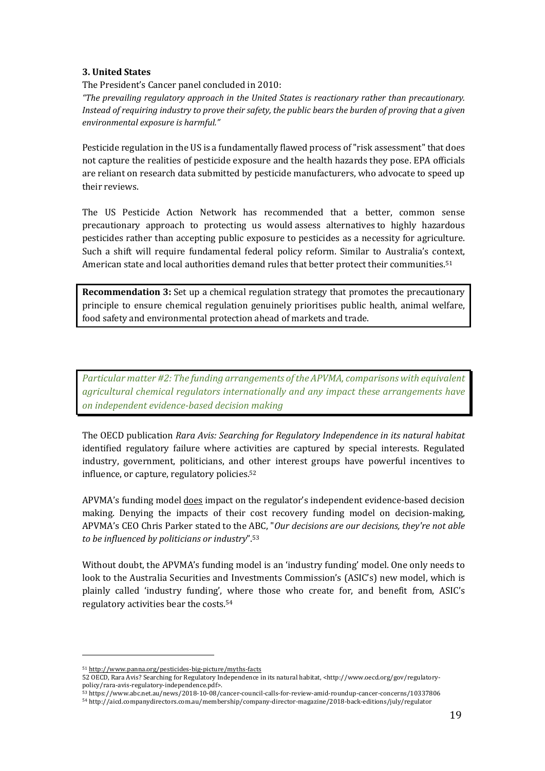### 3. United States

The President's Cancer panel concluded in 2010:

*"The prevailing regulatory approach in the United States is reactionary rather than precautionary. Instead of requiring industry to prove their safety, the public bears the burden of proving that a given environmental exposure is harmful."*

Pesticide regulation in the US is a fundamentally flawed process of "risk assessment" that does not capture the realities of pesticide exposure and the health hazards they pose. EPA officials are reliant on research data submitted by pesticide manufacturers, who advocate to speed up their reviews.

The US Pesticide Action Network has recommended that a better, common sense precautionary approach to protecting us would assess alternatives to highly hazardous pesticides rather than accepting public exposure to pesticides as a necessity for agriculture. Such a shift will require fundamental federal policy reform. Similar to Australia's context, American state and local authorities demand rules that better protect their communities.[51]

> **Recommendation 3:** Set up a chemical regulation strategy that promotes the precautionary principle to ensure chemical regulation genuinely prioritises public health, animal welfare, food safety and environmental protection ahead of markets and trade.

> *Particular matter #2: The funding arrangements of the APVMA, comparisons with equivalent agricultural chemical regulators internationally and any impact these arrangements have on independent evidence-based decision making*

The OECD publication *Rara Avis: Searching for Regulatory Independence in its natural habitat* identified regulatory failure where activities are captured by special interests. Regulated industry, government, politicians, and other interest groups have powerful incentives to influence, or capture, regulatory policies.[52]

APVMA's funding model <u>does</u> impact on the regulator's independent evidence-based decision making. Denying the impacts of their cost recovery funding model on decision-making, APVMA's CEO Chris Parker stated to the ABC, "*Our decisions are our decisions, they're not able to be influenced by politicians or industry*".[53]

Without doubt, the APVMA's funding model is an 'industry funding' model. One only needs to look to the Australia Securities and Investments Commission's (ASIC's) new model, which is plainly called 'industry funding', where those who create for, and benefit from, ASIC's regulatory activities bear the costs.[54]

---

[51] http://www.panna.org/pesticides-big-picture/myths-facts

52 OECD, Rara Avis? Searching for Regulatory Independence in its natural habitat, <http://www.oecd.org/gov/regulatory-policy/rara-avis-regulatory-independence.pdf>.

[53] https://www.abc.net.au/news/2018-10-08/cancer-council-calls-for-review-amid-roundup-cancer-concerns/10337806

[54] http://aicd.companydirectors.com.au/membership/company-director-magazine/2018-back-editions/july/regulator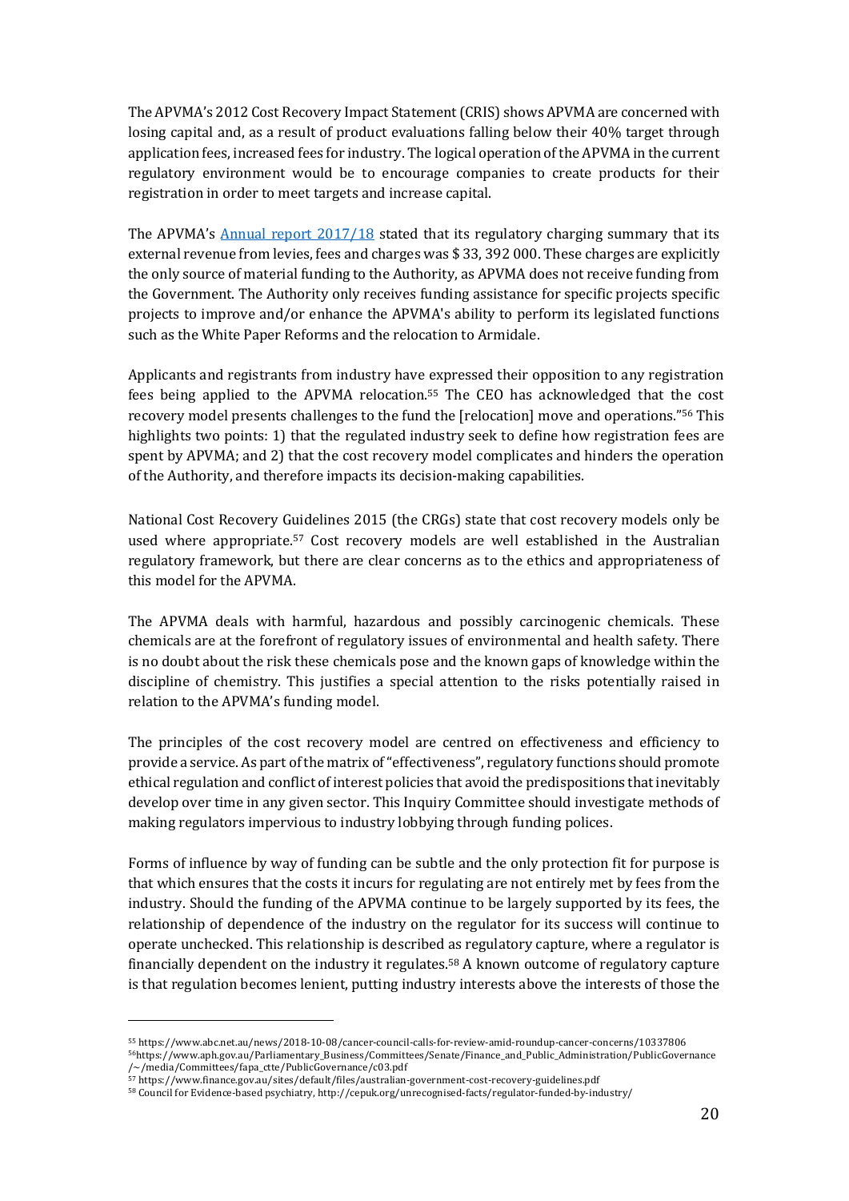The APVMA's 2012 Cost Recovery Impact Statement (CRIS) shows APVMA are concerned with losing capital and, as a result of product evaluations falling below their 40% target through application fees, increased fees for industry. The logical operation of the APVMA in the current regulatory environment would be to encourage companies to create products for their registration in order to meet targets and increase capital.

The APVMA's Annual report 2017/18 stated that its regulatory charging summary that its external revenue from levies, fees and charges was $ 33, 392 000. These charges are explicitly the only source of material funding to the Authority, as APVMA does not receive funding from the Government. The Authority only receives funding assistance for specific projects specific projects to improve and/or enhance the APVMA's ability to perform its legislated functions such as the White Paper Reforms and the relocation to Armidale.

Applicants and registrants from industry have expressed their opposition to any registration fees being applied to the APVMA relocation.[55] The CEO has acknowledged that the cost recovery model presents challenges to the fund the [relocation] move and operations."[56] This highlights two points: 1) that the regulated industry seek to define how registration fees are spent by APVMA; and 2) that the cost recovery model complicates and hinders the operation of the Authority, and therefore impacts its decision-making capabilities.

National Cost Recovery Guidelines 2015 (the CRGs) state that cost recovery models only be used where appropriate.[57] Cost recovery models are well established in the Australian regulatory framework, but there are clear concerns as to the ethics and appropriateness of this model for the APVMA.

The APVMA deals with harmful, hazardous and possibly carcinogenic chemicals. These chemicals are at the forefront of regulatory issues of environmental and health safety. There is no doubt about the risk these chemicals pose and the known gaps of knowledge within the discipline of chemistry. This justifies a special attention to the risks potentially raised in relation to the APVMA's funding model.

The principles of the cost recovery model are centred on effectiveness and efficiency to provide a service. As part of the matrix of "effectiveness", regulatory functions should promote ethical regulation and conflict of interest policies that avoid the predispositions that inevitably develop over time in any given sector. This Inquiry Committee should investigate methods of making regulators impervious to industry lobbying through funding polices.

Forms of influence by way of funding can be subtle and the only protection fit for purpose is that which ensures that the costs it incurs for regulating are not entirely met by fees from the industry. Should the funding of the APVMA continue to be largely supported by its fees, the relationship of dependence of the industry on the regulator for its success will continue to operate unchecked. This relationship is described as regulatory capture, where a regulator is financially dependent on the industry it regulates.[58] A known outcome of regulatory capture is that regulation becomes lenient, putting industry interests above the interests of those the

---

[55] https://www.abc.net.au/news/2018-10-08/cancer-council-calls-for-review-amid-roundup-cancer-concerns/10337806

[56] https://www.aph.gov.au/Parliamentary_Business/Committees/Senate/Finance_and_Public_Administration/PublicGovernance/~/media/Committees/fapa_ctte/PublicGovernance/c03.pdf

[57] https://www.finance.gov.au/sites/default/files/australian-government-cost-recovery-guidelines.pdf

[58] Council for Evidence-based psychiatry, http://cepuk.org/unrecognised-facts/regulator-funded-by-industry/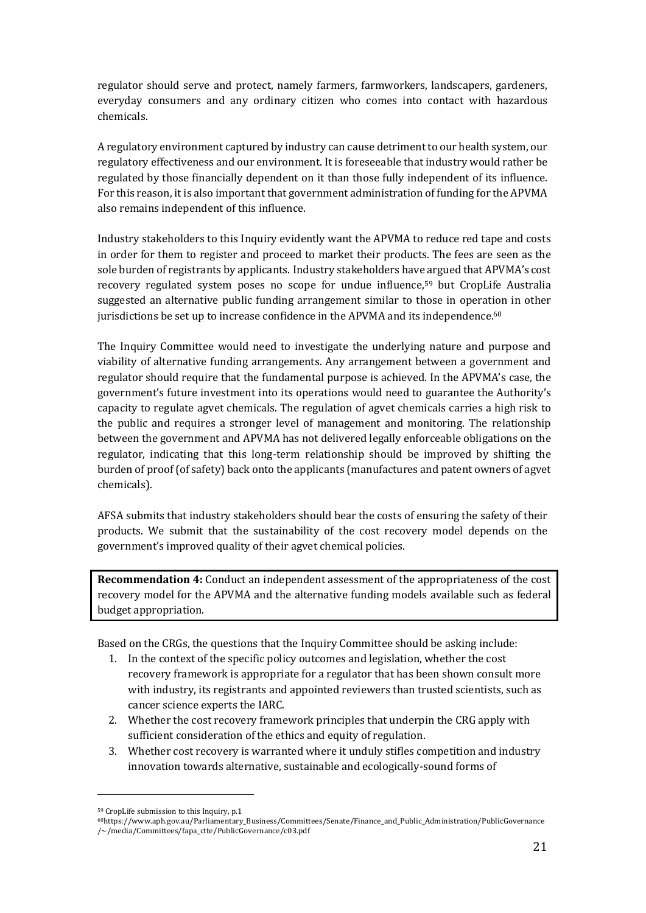regulator should serve and protect, namely farmers, farmworkers, landscapers, gardeners, everyday consumers and any ordinary citizen who comes into contact with hazardous chemicals.

A regulatory environment captured by industry can cause detriment to our health system, our regulatory effectiveness and our environment. It is foreseeable that industry would rather be regulated by those financially dependent on it than those fully independent of its influence. For this reason, it is also important that government administration of funding for the APVMA also remains independent of this influence.

Industry stakeholders to this Inquiry evidently want the APVMA to reduce red tape and costs in order for them to register and proceed to market their products. The fees are seen as the sole burden of registrants by applicants. Industry stakeholders have argued that APVMA's cost recovery regulated system poses no scope for undue influence,[59] but CropLife Australia suggested an alternative public funding arrangement similar to those in operation in other jurisdictions be set up to increase confidence in the APVMA and its independence.[60]

The Inquiry Committee would need to investigate the underlying nature and purpose and viability of alternative funding arrangements. Any arrangement between a government and regulator should require that the fundamental purpose is achieved. In the APVMA's case, the government's future investment into its operations would need to guarantee the Authority's capacity to regulate agvet chemicals. The regulation of agvet chemicals carries a high risk to the public and requires a stronger level of management and monitoring. The relationship between the government and APVMA has not delivered legally enforceable obligations on the regulator, indicating that this long-term relationship should be improved by shifting the burden of proof (of safety) back onto the applicants (manufactures and patent owners of agvet chemicals).

AFSA submits that industry stakeholders should bear the costs of ensuring the safety of their products. We submit that the sustainability of the cost recovery model depends on the government's improved quality of their agvet chemical policies.

**Recommendation 4:** Conduct an independent assessment of the appropriateness of the cost recovery model for the APVMA and the alternative funding models available such as federal budget appropriation.

Based on the CRGs, the questions that the Inquiry Committee should be asking include:

1. In the context of the specific policy outcomes and legislation, whether the cost recovery framework is appropriate for a regulator that has been shown consult more with industry, its registrants and appointed reviewers than trusted scientists, such as cancer science experts the IARC.
2. Whether the cost recovery framework principles that underpin the CRG apply with sufficient consideration of the ethics and equity of regulation.
3. Whether cost recovery is warranted where it unduly stifles competition and industry innovation towards alternative, sustainable and ecologically-sound forms of

---

[59] CropLife submission to this Inquiry, p.1

[60] https://www.aph.gov.au/Parliamentary_Business/Committees/Senate/Finance_and_Public_Administration/PublicGovernance/~/media/Committees/fapa_ctte/PublicGovernance/c03.pdf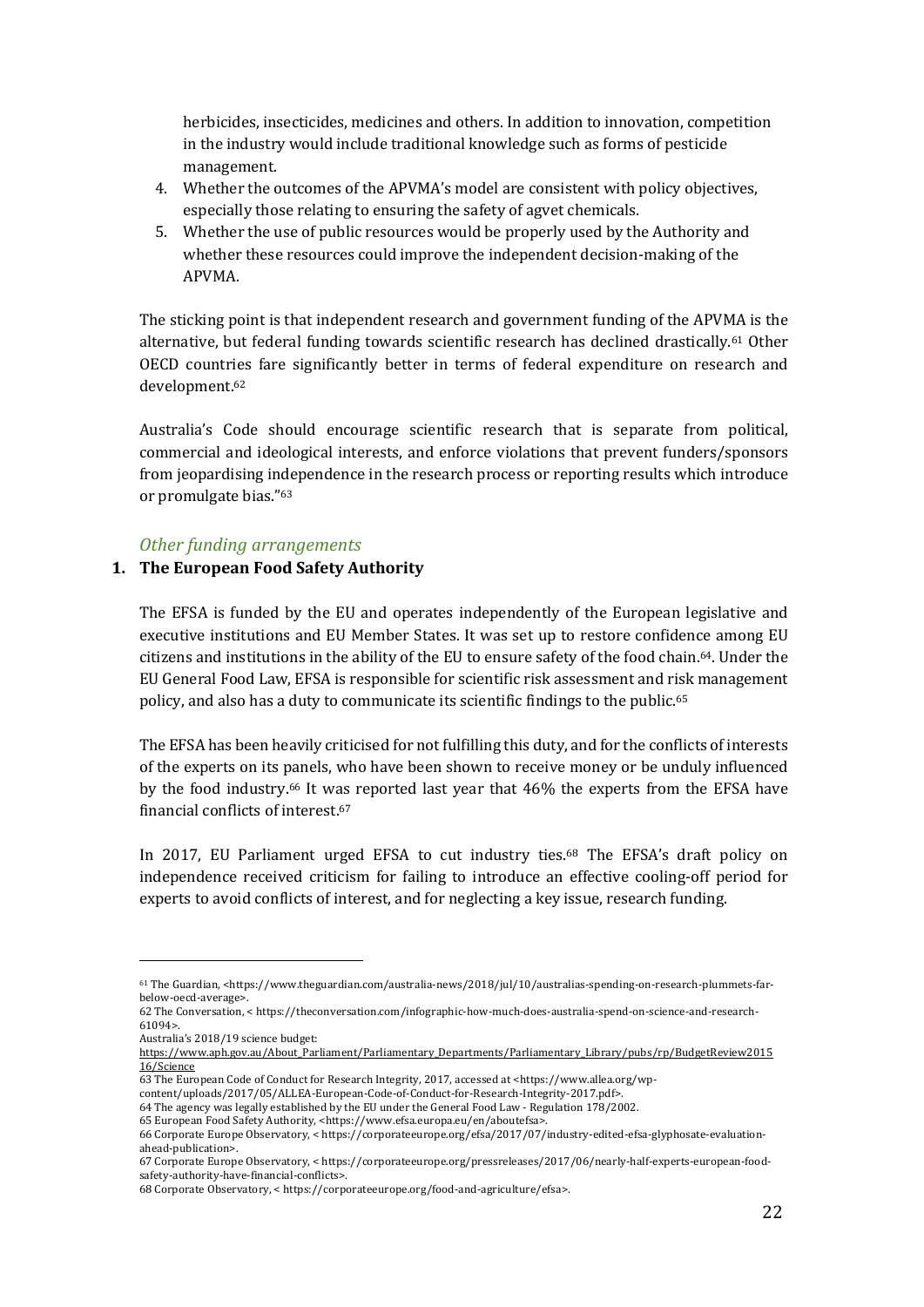herbicides, insecticides, medicines and others. In addition to innovation, competition in the industry would include traditional knowledge such as forms of pesticide management.

4. Whether the outcomes of the APVMA's model are consistent with policy objectives, especially those relating to ensuring the safety of agvet chemicals.
5. Whether the use of public resources would be properly used by the Authority and whether these resources could improve the independent decision-making of the APVMA.

The sticking point is that independent research and government funding of the APVMA is the alternative, but federal funding towards scientific research has declined drastically.[61] Other OECD countries fare significantly better in terms of federal expenditure on research and development.[62]

Australia's Code should encourage scientific research that is separate from political, commercial and ideological interests, and enforce violations that prevent funders/sponsors from jeopardising independence in the research process or reporting results which introduce or promulgate bias."[63]

### *Other funding arrangements*

**1. The European Food Safety Authority**

The EFSA is funded by the EU and operates independently of the European legislative and executive institutions and EU Member States. It was set up to restore confidence among EU citizens and institutions in the ability of the EU to ensure safety of the food chain.[64]. Under the EU General Food Law, EFSA is responsible for scientific risk assessment and risk management policy, and also has a duty to communicate its scientific findings to the public.[65]

The EFSA has been heavily criticised for not fulfilling this duty, and for the conflicts of interests of the experts on its panels, who have been shown to receive money or be unduly influenced by the food industry.[66] It was reported last year that 46% the experts from the EFSA have financial conflicts of interest.[67]

In 2017, EU Parliament urged EFSA to cut industry ties.[68] The EFSA's draft policy on independence received criticism for failing to introduce an effective cooling-off period for experts to avoid conflicts of interest, and for neglecting a key issue, research funding.

---

61 The Guardian, <https://www.theguardian.com/australia-news/2018/jul/10/australias-spending-on-research-plummets-far-below-oecd-average>.

62 The Conversation, < https://theconversation.com/infographic-how-much-does-australia-spend-on-science-and-research-61094>.
Australia's 2018/19 science budget:
https://www.aph.gov.au/About_Parliament/Parliamentary_Departments/Parliamentary_Library/pubs/rp/BudgetReview201516/Science

63 The European Code of Conduct for Research Integrity, 2017, accessed at <https://www.allea.org/wp-content/uploads/2017/05/ALLEA-European-Code-of-Conduct-for-Research-Integrity-2017.pdf>.

64 The agency was legally established by the EU under the General Food Law - Regulation 178/2002.

65 European Food Safety Authority, <https://www.efsa.europa.eu/en/aboutefsa>.

66 Corporate Europe Observatory, < https://corporateeurope.org/efsa/2017/07/industry-edited-efsa-glyphosate-evaluation-ahead-publication>.

67 Corporate Europe Observatory, < https://corporateeurope.org/pressreleases/2017/06/nearly-half-experts-european-food-safety-authority-have-financial-conflicts>.

68 Corporate Observatory, < https://corporateeurope.org/food-and-agriculture/efsa>.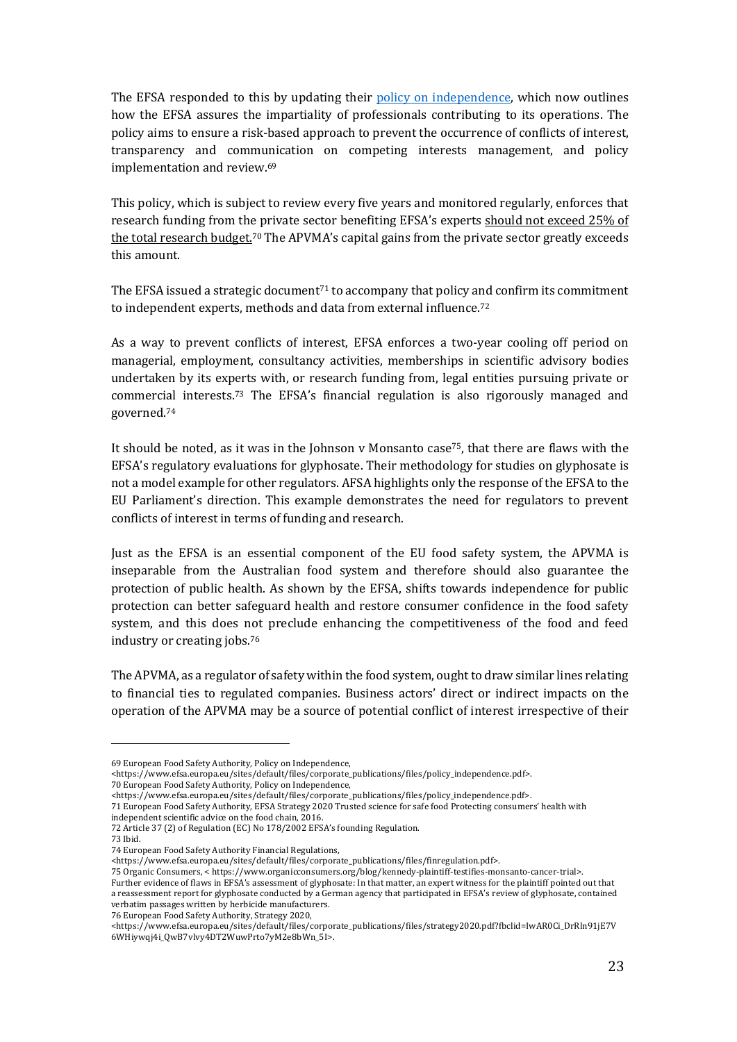The EFSA responded to this by updating their [policy on independence](https://www.efsa.europa.eu/sites/default/files/corporate_publications/files/policy_independence.pdf), which now outlines how the EFSA assures the impartiality of professionals contributing to its operations. The policy aims to ensure a risk-based approach to prevent the occurrence of conflicts of interest, transparency and communication on competing interests management, and policy implementation and review.[69]

This policy, which is subject to review every five years and monitored regularly, enforces that research funding from the private sector benefiting EFSA's experts <u>should not exceed 25% of the total research budget.</u>[70] The APVMA's capital gains from the private sector greatly exceeds this amount.

The EFSA issued a strategic document[71] to accompany that policy and confirm its commitment to independent experts, methods and data from external influence.[72]

As a way to prevent conflicts of interest, EFSA enforces a two-year cooling off period on managerial, employment, consultancy activities, memberships in scientific advisory bodies undertaken by its experts with, or research funding from, legal entities pursuing private or commercial interests.[73] The EFSA's financial regulation is also rigorously managed and governed.[74]

It should be noted, as it was in the Johnson v Monsanto case[75], that there are flaws with the EFSA's regulatory evaluations for glyphosate. Their methodology for studies on glyphosate is not a model example for other regulators. AFSA highlights only the response of the EFSA to the EU Parliament's direction. This example demonstrates the need for regulators to prevent conflicts of interest in terms of funding and research.

Just as the EFSA is an essential component of the EU food safety system, the APVMA is inseparable from the Australian food system and therefore should also guarantee the protection of public health. As shown by the EFSA, shifts towards independence for public protection can better safeguard health and restore consumer confidence in the food safety system, and this does not preclude enhancing the competitiveness of the food and feed industry or creating jobs.[76]

The APVMA, as a regulator of safety within the food system, ought to draw similar lines relating to financial ties to regulated companies. Business actors' direct or indirect impacts on the operation of the APVMA may be a source of potential conflict of interest irrespective of their

---

69 European Food Safety Authority, Policy on Independence, <https://www.efsa.europa.eu/sites/default/files/corporate_publications/files/policy_independence.pdf>.

70 European Food Safety Authority, Policy on Independence, <https://www.efsa.europa.eu/sites/default/files/corporate_publications/files/policy_independence.pdf>.

71 European Food Safety Authority, EFSA Strategy 2020 Trusted science for safe food Protecting consumers' health with independent scientific advice on the food chain, 2016.

72 Article 37 (2) of Regulation (EC) No 178/2002 EFSA's founding Regulation.

73 Ibid.

74 European Food Safety Authority Financial Regulations, <https://www.efsa.europa.eu/sites/default/files/corporate_publications/files/finregulation.pdf>.

75 Organic Consumers, < https://www.organicconsumers.org/blog/kennedy-plaintiff-testifies-monsanto-cancer-trial>. Further evidence of flaws in EFSA's assessment of glyphosate: In that matter, an expert witness for the plaintiff pointed out that a reassessment report for glyphosate conducted by a German agency that participated in EFSA's review of glyphosate, contained verbatim passages written by herbicide manufacturers.

76 European Food Safety Authority, Strategy 2020, <https://www.efsa.europa.eu/sites/default/files/corporate_publications/files/strategy2020.pdf?fbclid=IwAR0Ci_DrRln91jE7V6WHiywqj4i_QwB7vlvy4DT2WuwPrto7yM2e8bWn_5I>.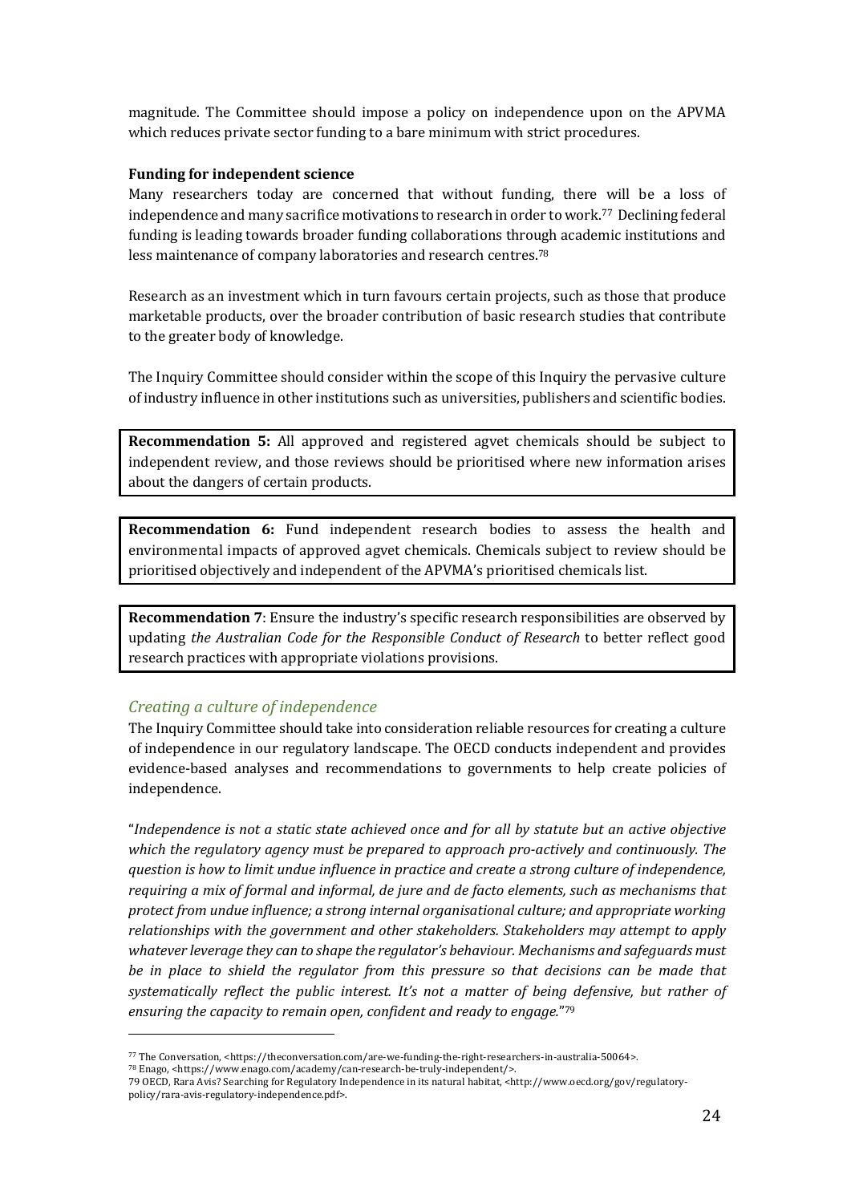magnitude. The Committee should impose a policy on independence upon on the APVMA which reduces private sector funding to a bare minimum with strict procedures.

**Funding for independent science**

Many researchers today are concerned that without funding, there will be a loss of independence and many sacrifice motivations to research in order to work.[77] Declining federal funding is leading towards broader funding collaborations through academic institutions and less maintenance of company laboratories and research centres.[78]

Research as an investment which in turn favours certain projects, such as those that produce marketable products, over the broader contribution of basic research studies that contribute to the greater body of knowledge.

The Inquiry Committee should consider within the scope of this Inquiry the pervasive culture of industry influence in other institutions such as universities, publishers and scientific bodies.

> **Recommendation 5:** All approved and registered agvet chemicals should be subject to independent review, and those reviews should be prioritised where new information arises about the dangers of certain products.

> **Recommendation 6:** Fund independent research bodies to assess the health and environmental impacts of approved agvet chemicals. Chemicals subject to review should be prioritised objectively and independent of the APVMA's prioritised chemicals list.

> **Recommendation 7**: Ensure the industry's specific research responsibilities are observed by updating *the Australian Code for the Responsible Conduct of Research* to better reflect good research practices with appropriate violations provisions.

### *Creating a culture of independence*

The Inquiry Committee should take into consideration reliable resources for creating a culture of independence in our regulatory landscape. The OECD conducts independent and provides evidence-based analyses and recommendations to governments to help create policies of independence.

"*Independence is not a static state achieved once and for all by statute but an active objective which the regulatory agency must be prepared to approach pro-actively and continuously. The question is how to limit undue influence in practice and create a strong culture of independence, requiring a mix of formal and informal, de jure and de facto elements, such as mechanisms that protect from undue influence; a strong internal organisational culture; and appropriate working relationships with the government and other stakeholders. Stakeholders may attempt to apply whatever leverage they can to shape the regulator's behaviour. Mechanisms and safeguards must be in place to shield the regulator from this pressure so that decisions can be made that systematically reflect the public interest. It's not a matter of being defensive, but rather of ensuring the capacity to remain open, confident and ready to engage.*"[79]

---

[77] The Conversation, <https://theconversation.com/are-we-funding-the-right-researchers-in-australia-50064>.

[78] Enago, <https://www.enago.com/academy/can-research-be-truly-independent/>.

[79] OECD, Rara Avis? Searching for Regulatory Independence in its natural habitat, <http://www.oecd.org/gov/regulatory-policy/rara-avis-regulatory-independence.pdf>.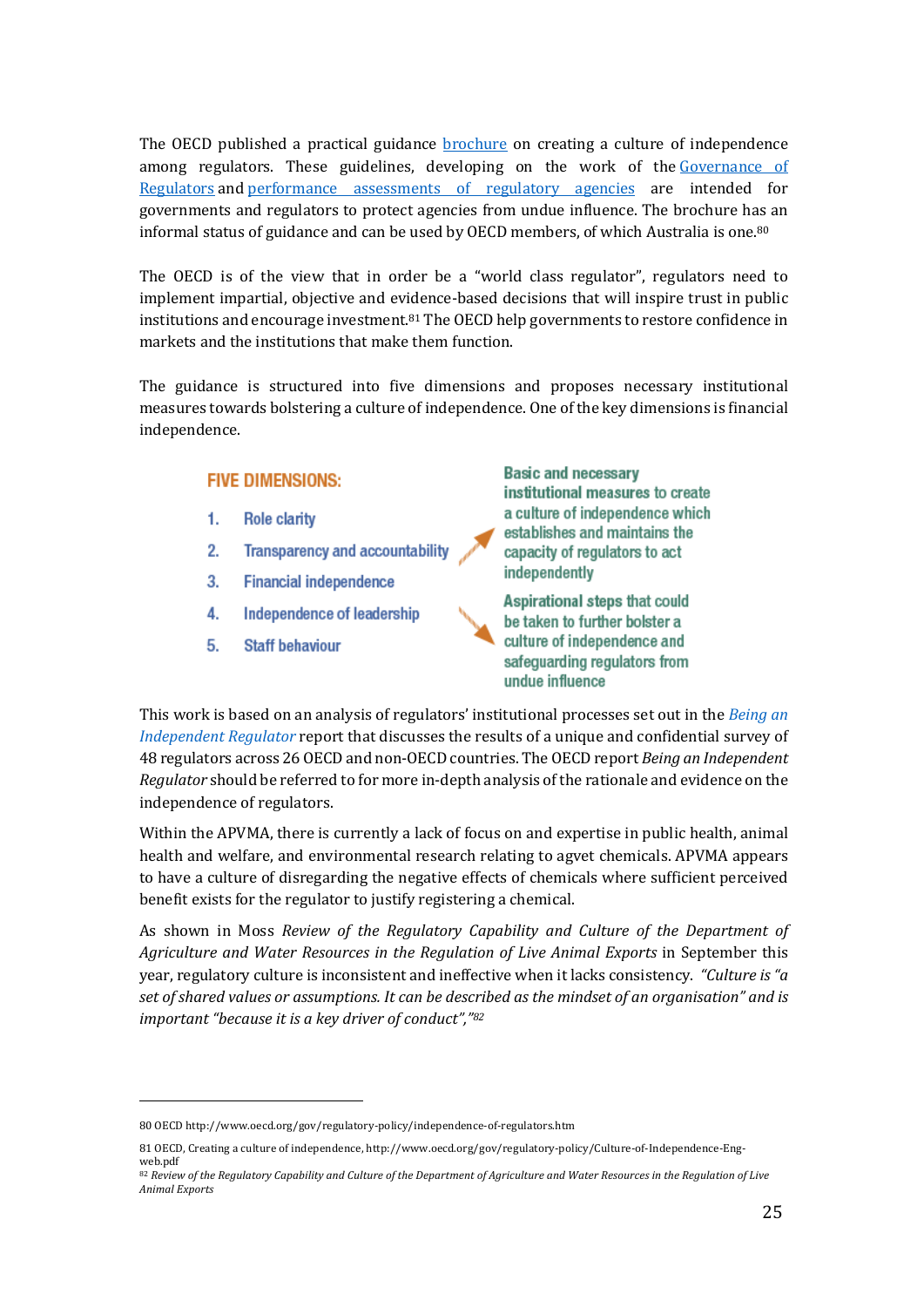The OECD published a practical guidance brochure on creating a culture of independence among regulators. These guidelines, developing on the work of the Governance of Regulators and performance assessments of regulatory agencies are intended for governments and regulators to protect agencies from undue influence. The brochure has an informal status of guidance and can be used by OECD members, of which Australia is one.[80]

The OECD is of the view that in order be a "world class regulator", regulators need to implement impartial, objective and evidence-based decisions that will inspire trust in public institutions and encourage investment.[81] The OECD help governments to restore confidence in markets and the institutions that make them function.

The guidance is structured into five dimensions and proposes necessary institutional measures towards bolstering a culture of independence. One of the key dimensions is financial independence.

**FIVE DIMENSIONS:**

1. Role clarity
2. Transparency and accountability
3. Financial independence
4. Independence of leadership
5. Staff behaviour

Basic and necessary institutional measures to create a culture of independence which establishes and maintains the capacity of regulators to act independently

Aspirational steps that could be taken to further bolster a culture of independence and safeguarding regulators from undue influence

This work is based on an analysis of regulators' institutional processes set out in the *Being an Independent Regulator* report that discusses the results of a unique and confidential survey of 48 regulators across 26 OECD and non-OECD countries. The OECD report *Being an Independent Regulator* should be referred to for more in-depth analysis of the rationale and evidence on the independence of regulators.

Within the APVMA, there is currently a lack of focus on and expertise in public health, animal health and welfare, and environmental research relating to agvet chemicals. APVMA appears to have a culture of disregarding the negative effects of chemicals where sufficient perceived benefit exists for the regulator to justify registering a chemical.

As shown in Moss *Review of the Regulatory Capability and Culture of the Department of Agriculture and Water Resources in the Regulation of Live Animal Exports* in September this year, regulatory culture is inconsistent and ineffective when it lacks consistency. *"Culture is "a set of shared values or assumptions. It can be described as the mindset of an organisation" and is important "because it is a key driver of conduct","*[82]

---

80 OECD http://www.oecd.org/gov/regulatory-policy/independence-of-regulators.htm

81 OECD, Creating a culture of independence, http://www.oecd.org/gov/regulatory-policy/Culture-of-Independence-Eng-web.pdf

82 *Review of the Regulatory Capability and Culture of the Department of Agriculture and Water Resources in the Regulation of Live Animal Exports*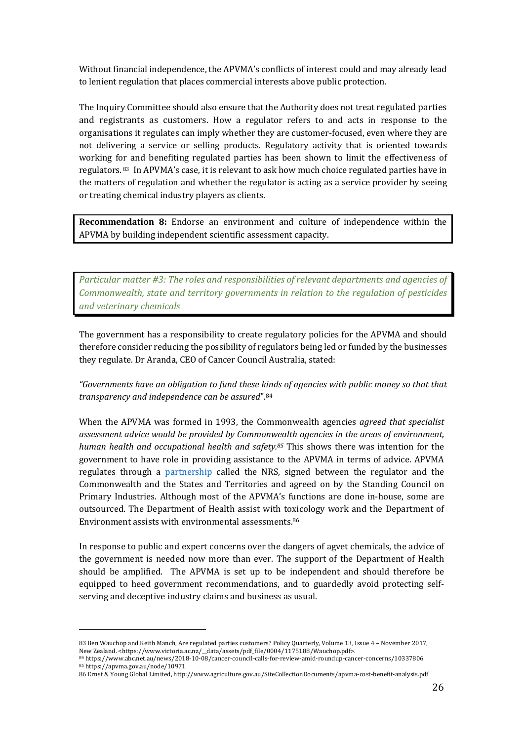Without financial independence, the APVMA's conflicts of interest could and may already lead to lenient regulation that places commercial interests above public protection.

The Inquiry Committee should also ensure that the Authority does not treat regulated parties and registrants as customers. How a regulator refers to and acts in response to the organisations it regulates can imply whether they are customer-focused, even where they are not delivering a service or selling products. Regulatory activity that is oriented towards working for and benefiting regulated parties has been shown to limit the effectiveness of regulators.[83] In APVMA's case, it is relevant to ask how much choice regulated parties have in the matters of regulation and whether the regulator is acting as a service provider by seeing or treating chemical industry players as clients.

**Recommendation 8:** Endorse an environment and culture of independence within the APVMA by building independent scientific assessment capacity.

*Particular matter #3: The roles and responsibilities of relevant departments and agencies of Commonwealth, state and territory governments in relation to the regulation of pesticides and veterinary chemicals*

The government has a responsibility to create regulatory policies for the APVMA and should therefore consider reducing the possibility of regulators being led or funded by the businesses they regulate. Dr Aranda, CEO of Cancer Council Australia, stated:

*"Governments have an obligation to fund these kinds of agencies with public money so that that transparency and independence can be assured*".[84]

When the APVMA was formed in 1993, the Commonwealth agencies *agreed that specialist assessment advice would be provided by Commonwealth agencies in the areas of environment, human health and occupational health and safety.*[85] This shows there was intention for the government to have role in providing assistance to the APVMA in terms of advice. APVMA regulates through a partnership called the NRS, signed between the regulator and the Commonwealth and the States and Territories and agreed on by the Standing Council on Primary Industries. Although most of the APVMA's functions are done in-house, some are outsourced. The Department of Health assist with toxicology work and the Department of Environment assists with environmental assessments.[86]

In response to public and expert concerns over the dangers of agvet chemicals, the advice of the government is needed now more than ever. The support of the Department of Health should be amplified. The APVMA is set up to be independent and should therefore be equipped to heed government recommendations, and to guardedly avoid protecting self-serving and deceptive industry claims and business as usual.

---

83 Ben Wauchop and Keith Manch, Are regulated parties customers? Policy Quarterly, Volume 13, Issue 4 – November 2017, New Zealand. <https://www.victoria.ac.nz/__data/assets/pdf_file/0004/1175188/Wauchop.pdf>.

84 https://www.abc.net.au/news/2018-10-08/cancer-council-calls-for-review-amid-roundup-cancer-concerns/10337806

85 https://apvma.gov.au/node/10971

86 Ernst & Young Global Limited, http://www.agriculture.gov.au/SiteCollectionDocuments/apvma-cost-benefit-analysis.pdf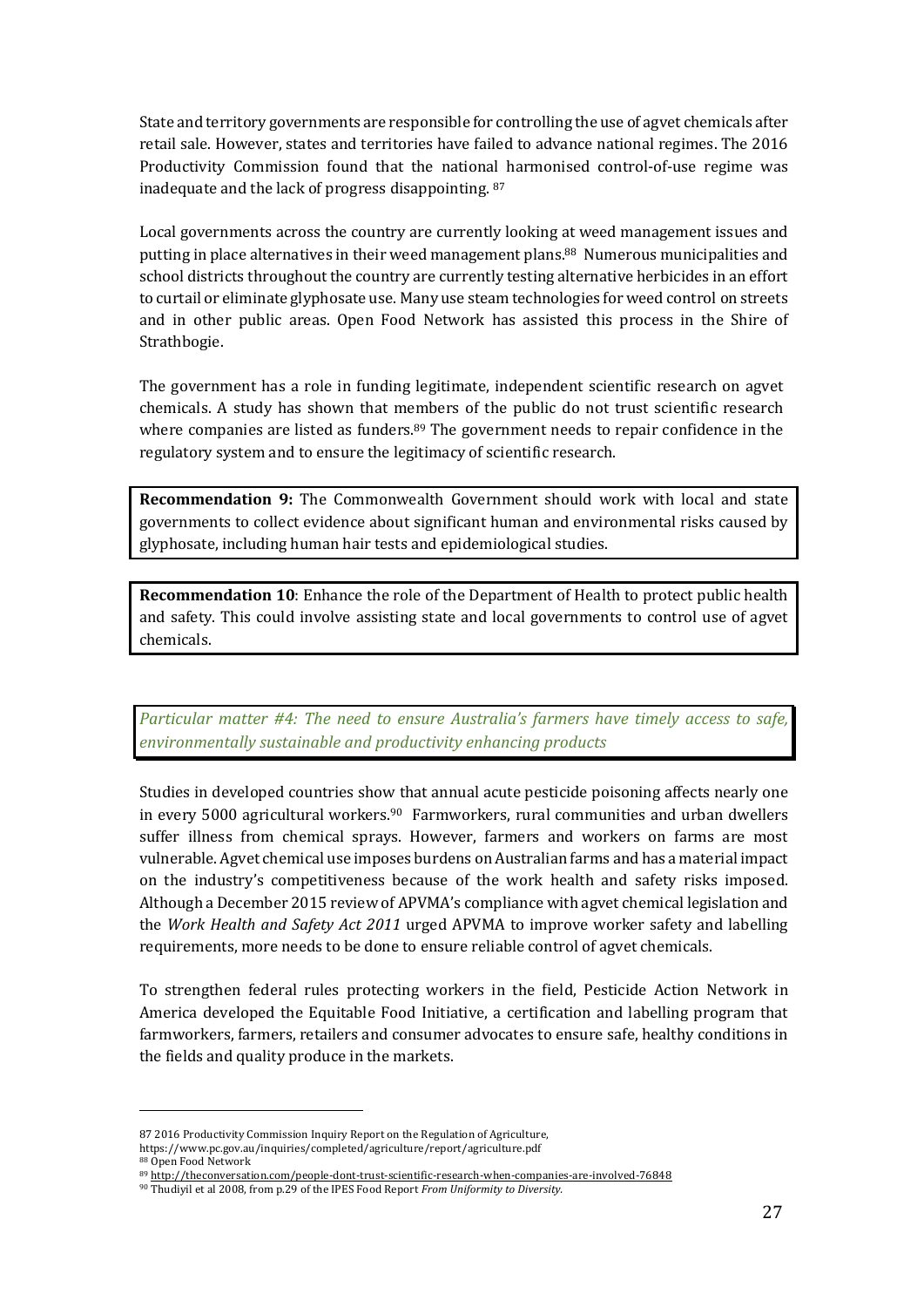State and territory governments are responsible for controlling the use of agvet chemicals after retail sale. However, states and territories have failed to advance national regimes. The 2016 Productivity Commission found that the national harmonised control-of-use regime was inadequate and the lack of progress disappointing. [87]

Local governments across the country are currently looking at weed management issues and putting in place alternatives in their weed management plans.[88] Numerous municipalities and school districts throughout the country are currently testing alternative herbicides in an effort to curtail or eliminate glyphosate use. Many use steam technologies for weed control on streets and in other public areas. Open Food Network has assisted this process in the Shire of Strathbogie.

The government has a role in funding legitimate, independent scientific research on agvet chemicals. A study has shown that members of the public do not trust scientific research where companies are listed as funders.[89] The government needs to repair confidence in the regulatory system and to ensure the legitimacy of scientific research.

**Recommendation 9:** The Commonwealth Government should work with local and state governments to collect evidence about significant human and environmental risks caused by glyphosate, including human hair tests and epidemiological studies.

**Recommendation 10**: Enhance the role of the Department of Health to protect public health and safety. This could involve assisting state and local governments to control use of agvet chemicals.

*Particular matter #4: The need to ensure Australia's farmers have timely access to safe, environmentally sustainable and productivity enhancing products*

Studies in developed countries show that annual acute pesticide poisoning affects nearly one in every 5000 agricultural workers.[90] Farmworkers, rural communities and urban dwellers suffer illness from chemical sprays. However, farmers and workers on farms are most vulnerable. Agvet chemical use imposes burdens on Australian farms and has a material impact on the industry's competitiveness because of the work health and safety risks imposed. Although a December 2015 review of APVMA's compliance with agvet chemical legislation and the *Work Health and Safety Act 2011* urged APVMA to improve worker safety and labelling requirements, more needs to be done to ensure reliable control of agvet chemicals.

To strengthen federal rules protecting workers in the field, Pesticide Action Network in America developed the Equitable Food Initiative, a certification and labelling program that farmworkers, farmers, retailers and consumer advocates to ensure safe, healthy conditions in the fields and quality produce in the markets.

---

87 2016 Productivity Commission Inquiry Report on the Regulation of Agriculture, https://www.pc.gov.au/inquiries/completed/agriculture/report/agriculture.pdf

88 Open Food Network

89 http://theconversation.com/people-dont-trust-scientific-research-when-companies-are-involved-76848

90 Thudiyil et al 2008, from p.29 of the IPES Food Report *From Uniformity to Diversity*.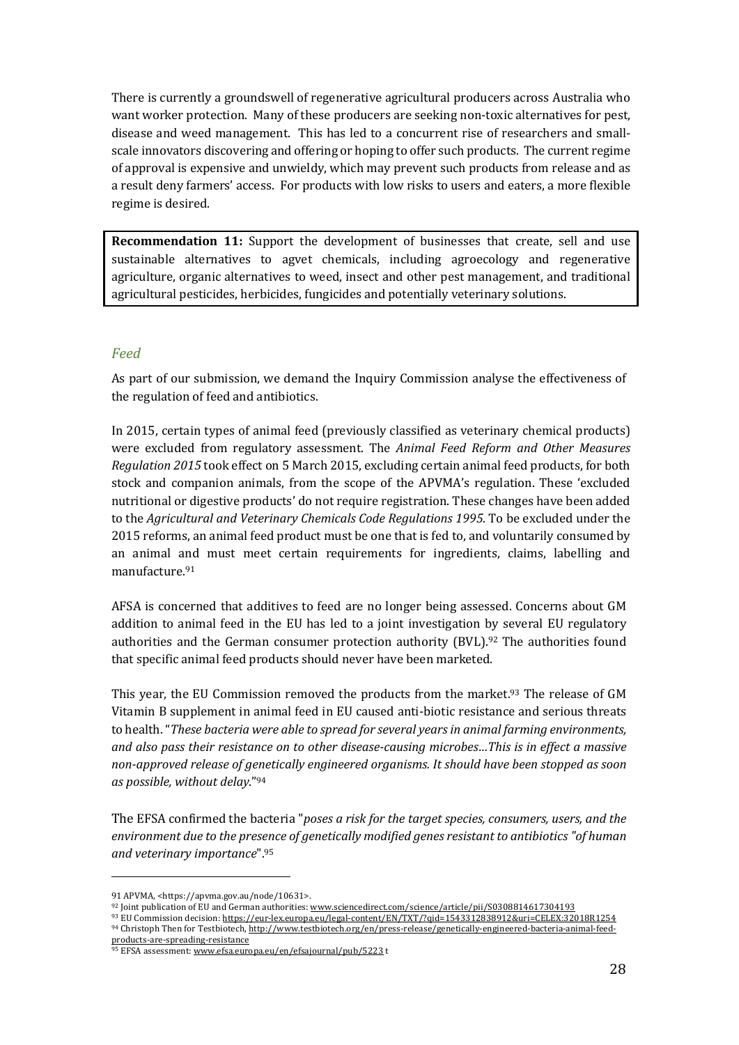There is currently a groundswell of regenerative agricultural producers across Australia who want worker protection. Many of these producers are seeking non-toxic alternatives for pest, disease and weed management. This has led to a concurrent rise of researchers and small-scale innovators discovering and offering or hoping to offer such products. The current regime of approval is expensive and unwieldy, which may prevent such products from release and as a result deny farmers' access. For products with low risks to users and eaters, a more flexible regime is desired.

**Recommendation 11:** Support the development of businesses that create, sell and use sustainable alternatives to agvet chemicals, including agroecology and regenerative agriculture, organic alternatives to weed, insect and other pest management, and traditional agricultural pesticides, herbicides, fungicides and potentially veterinary solutions.

### *Feed*

As part of our submission, we demand the Inquiry Commission analyse the effectiveness of the regulation of feed and antibiotics.

In 2015, certain types of animal feed (previously classified as veterinary chemical products) were excluded from regulatory assessment. The *Animal Feed Reform and Other Measures Regulation 2015* took effect on 5 March 2015, excluding certain animal feed products, for both stock and companion animals, from the scope of the APVMA's regulation. These 'excluded nutritional or digestive products' do not require registration. These changes have been added to the *Agricultural and Veterinary Chemicals Code Regulations 1995*. To be excluded under the 2015 reforms, an animal feed product must be one that is fed to, and voluntarily consumed by an animal and must meet certain requirements for ingredients, claims, labelling and manufacture.[91]

AFSA is concerned that additives to feed are no longer being assessed. Concerns about GM addition to animal feed in the EU has led to a joint investigation by several EU regulatory authorities and the German consumer protection authority (BVL).[92] The authorities found that specific animal feed products should never have been marketed.

This year, the EU Commission removed the products from the market.[93] The release of GM Vitamin B supplement in animal feed in EU caused anti-biotic resistance and serious threats to health. "*These bacteria were able to spread for several years in animal farming environments, and also pass their resistance on to other disease-causing microbes…This is in effect a massive non-approved release of genetically engineered organisms. It should have been stopped as soon as possible, without delay*."[94]

The EFSA confirmed the bacteria "*poses a risk for the target species, consumers, users, and the environment due to the presence of genetically modified genes resistant to antibiotics "of human and veterinary importance*".[95]

---

91 APVMA, <https://apvma.gov.au/node/10631>.

92 Joint publication of EU and German authorities: www.sciencedirect.com/science/article/pii/S0308814617304193

93 EU Commission decision: https://eur-lex.europa.eu/legal-content/EN/TXT/?qid=1543312838912&uri=CELEX:32018R1254

94 Christoph Then for Testbiotech, http://www.testbiotech.org/en/press-release/genetically-engineered-bacteria-animal-feed-products-are-spreading-resistance

95 EFSA assessment: www.efsa.europa.eu/en/efsajournal/pub/5223 t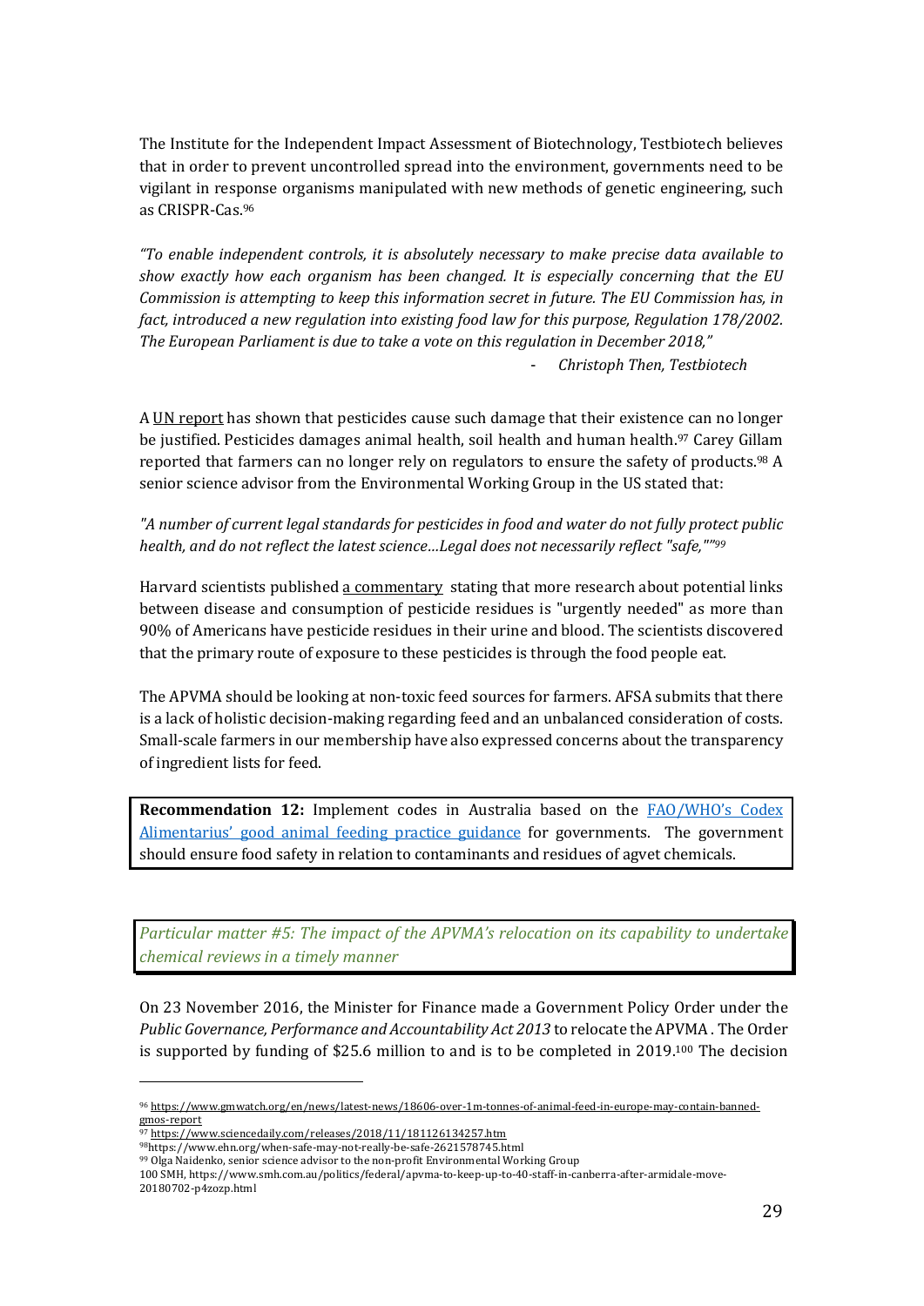The Institute for the Independent Impact Assessment of Biotechnology, Testbiotech believes that in order to prevent uncontrolled spread into the environment, governments need to be vigilant in response organisms manipulated with new methods of genetic engineering, such as CRISPR-Cas.[96]

*"To enable independent controls, it is absolutely necessary to make precise data available to show exactly how each organism has been changed. It is especially concerning that the EU Commission is attempting to keep this information secret in future. The EU Commission has, in fact, introduced a new regulation into existing food law for this purpose, Regulation 178/2002. The European Parliament is due to take a vote on this regulation in December 2018,"*

- *Christoph Then, Testbiotech*

A UN report has shown that pesticides cause such damage that their existence can no longer be justified. Pesticides damages animal health, soil health and human health.[97] Carey Gillam reported that farmers can no longer rely on regulators to ensure the safety of products.[98] A senior science advisor from the Environmental Working Group in the US stated that:

*"A number of current legal standards for pesticides in food and water do not fully protect public health, and do not reflect the latest science…Legal does not necessarily reflect "safe,""*[99]

Harvard scientists published a commentary stating that more research about potential links between disease and consumption of pesticide residues is "urgently needed" as more than 90% of Americans have pesticide residues in their urine and blood. The scientists discovered that the primary route of exposure to these pesticides is through the food people eat.

The APVMA should be looking at non-toxic feed sources for farmers. AFSA submits that there is a lack of holistic decision-making regarding feed and an unbalanced consideration of costs. Small-scale farmers in our membership have also expressed concerns about the transparency of ingredient lists for feed.

> **Recommendation 12:** Implement codes in Australia based on the FAO/WHO's Codex Alimentarius' good animal feeding practice guidance for governments. The government should ensure food safety in relation to contaminants and residues of agvet chemicals.

*Particular matter #5: The impact of the APVMA's relocation on its capability to undertake chemical reviews in a timely manner*

On 23 November 2016, the Minister for Finance made a Government Policy Order under the *Public Governance, Performance and Accountability Act 2013* to relocate the APVMA . The Order is supported by funding of $25.6 million to and is to be completed in 2019.[100] The decision

---

[96] https://www.gmwatch.org/en/news/latest-news/18606-over-1m-tonnes-of-animal-feed-in-europe-may-contain-banned-gmos-report

[97] https://www.sciencedaily.com/releases/2018/11/181126134257.htm

[98] https://www.ehn.org/when-safe-may-not-really-be-safe-2621578745.html

[99] Olga Naidenko, senior science advisor to the non-profit Environmental Working Group

[100] SMH, https://www.smh.com.au/politics/federal/apvma-to-keep-up-to-40-staff-in-canberra-after-armidale-move-20180702-p4zozp.html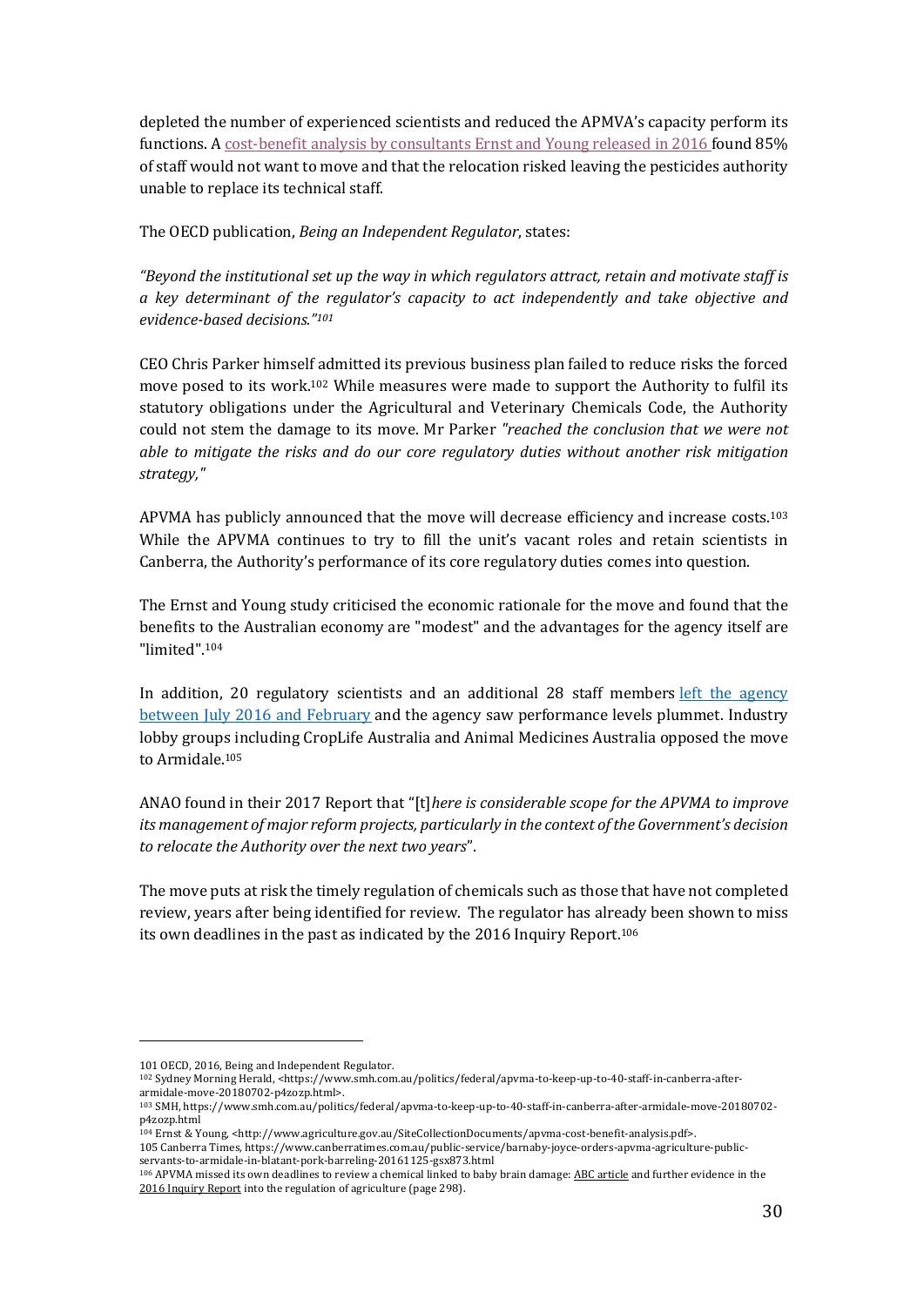depleted the number of experienced scientists and reduced the APMVA's capacity perform its functions. A cost-benefit analysis by consultants Ernst and Young released in 2016 found 85% of staff would not want to move and that the relocation risked leaving the pesticides authority unable to replace its technical staff.

The OECD publication, *Being an Independent Regulator*, states:

*"Beyond the institutional set up the way in which regulators attract, retain and motivate staff is a key determinant of the regulator's capacity to act independently and take objective and evidence-based decisions."*[101]

CEO Chris Parker himself admitted its previous business plan failed to reduce risks the forced move posed to its work.[102] While measures were made to support the Authority to fulfil its statutory obligations under the Agricultural and Veterinary Chemicals Code, the Authority could not stem the damage to its move. Mr Parker *"reached the conclusion that we were not able to mitigate the risks and do our core regulatory duties without another risk mitigation strategy,"*

APVMA has publicly announced that the move will decrease efficiency and increase costs.[103] While the APVMA continues to try to fill the unit's vacant roles and retain scientists in Canberra, the Authority's performance of its core regulatory duties comes into question.

The Ernst and Young study criticised the economic rationale for the move and found that the benefits to the Australian economy are "modest" and the advantages for the agency itself are "limited".[104]

In addition, 20 regulatory scientists and an additional 28 staff members left the agency between July 2016 and February and the agency saw performance levels plummet. Industry lobby groups including CropLife Australia and Animal Medicines Australia opposed the move to Armidale.[105]

ANAO found in their 2017 Report that "[t]*here is considerable scope for the APVMA to improve its management of major reform projects, particularly in the context of the Government's decision to relocate the Authority over the next two years*".

The move puts at risk the timely regulation of chemicals such as those that have not completed review, years after being identified for review. The regulator has already been shown to miss its own deadlines in the past as indicated by the 2016 Inquiry Report.[106]

---

101 OECD, 2016, Being and Independent Regulator.

102 Sydney Morning Herald, <https://www.smh.com.au/politics/federal/apvma-to-keep-up-to-40-staff-in-canberra-after-armidale-move-20180702-p4zozp.html>.

103 SMH, https://www.smh.com.au/politics/federal/apvma-to-keep-up-to-40-staff-in-canberra-after-armidale-move-20180702-p4zozp.html

104 Ernst & Young, <http://www.agriculture.gov.au/SiteCollectionDocuments/apvma-cost-benefit-analysis.pdf>.

105 Canberra Times, https://www.canberratimes.com.au/public-service/barnaby-joyce-orders-apvma-agriculture-public-servants-to-armidale-in-blatant-pork-barreling-20161125-gsx873.html

106 APVMA missed its own deadlines to review a chemical linked to baby brain damage: ABC article and further evidence in the 2016 Inquiry Report into the regulation of agriculture (page 298).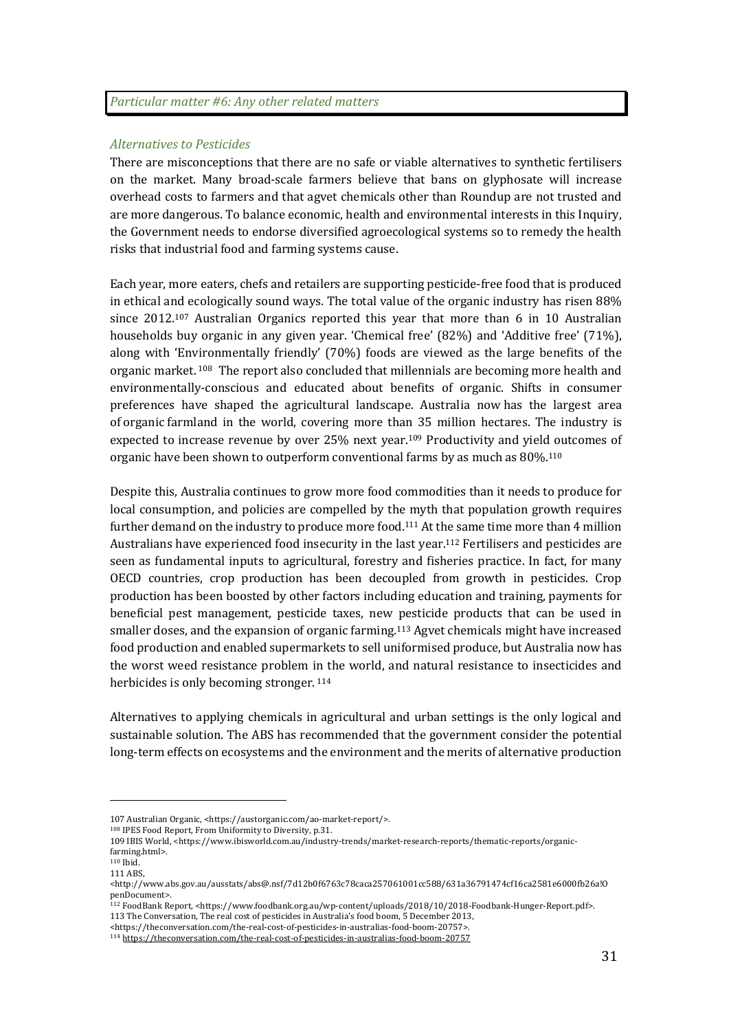*Particular matter #6: Any other related matters*

*Alternatives to Pesticides*

There are misconceptions that there are no safe or viable alternatives to synthetic fertilisers on the market. Many broad-scale farmers believe that bans on glyphosate will increase overhead costs to farmers and that agvet chemicals other than Roundup are not trusted and are more dangerous. To balance economic, health and environmental interests in this Inquiry, the Government needs to endorse diversified agroecological systems so to remedy the health risks that industrial food and farming systems cause.

Each year, more eaters, chefs and retailers are supporting pesticide-free food that is produced in ethical and ecologically sound ways. The total value of the organic industry has risen 88% since 2012.[107] Australian Organics reported this year that more than 6 in 10 Australian households buy organic in any given year. 'Chemical free' (82%) and 'Additive free' (71%), along with 'Environmentally friendly' (70%) foods are viewed as the large benefits of the organic market.[108] The report also concluded that millennials are becoming more health and environmentally-conscious and educated about benefits of organic. Shifts in consumer preferences have shaped the agricultural landscape. Australia now has the largest area of organic farmland in the world, covering more than 35 million hectares. The industry is expected to increase revenue by over 25% next year.[109] Productivity and yield outcomes of organic have been shown to outperform conventional farms by as much as 80%.[110]

Despite this, Australia continues to grow more food commodities than it needs to produce for local consumption, and policies are compelled by the myth that population growth requires further demand on the industry to produce more food.[111] At the same time more than 4 million Australians have experienced food insecurity in the last year.[112] Fertilisers and pesticides are seen as fundamental inputs to agricultural, forestry and fisheries practice. In fact, for many OECD countries, crop production has been decoupled from growth in pesticides. Crop production has been boosted by other factors including education and training, payments for beneficial pest management, pesticide taxes, new pesticide products that can be used in smaller doses, and the expansion of organic farming.[113] Agvet chemicals might have increased food production and enabled supermarkets to sell uniformised produce, but Australia now has the worst weed resistance problem in the world, and natural resistance to insecticides and herbicides is only becoming stronger.[114]

Alternatives to applying chemicals in agricultural and urban settings is the only logical and sustainable solution. The ABS has recommended that the government consider the potential long-term effects on ecosystems and the environment and the merits of alternative production

---

107 Australian Organic, <https://austorganic.com/ao-market-report/>.

108 IPES Food Report, From Uniformity to Diversity, p.31.

109 IBIS World, <https://www.ibisworld.com.au/industry-trends/market-research-reports/thematic-reports/organic-farming.html>.

110 Ibid.

111 ABS, <http://www.abs.gov.au/ausstats/abs@.nsf/7d12b0f6763c78caca257061001cc588/631a36791474cf16ca2581e6000fb26a!OpenDocument>.

112 FoodBank Report, <https://www.foodbank.org.au/wp-content/uploads/2018/10/2018-Foodbank-Hunger-Report.pdf>.

113 The Conversation, The real cost of pesticides in Australia's food boom, 5 December 2013, <https://theconversation.com/the-real-cost-of-pesticides-in-australias-food-boom-20757>.

114 https://theconversation.com/the-real-cost-of-pesticides-in-australias-food-boom-20757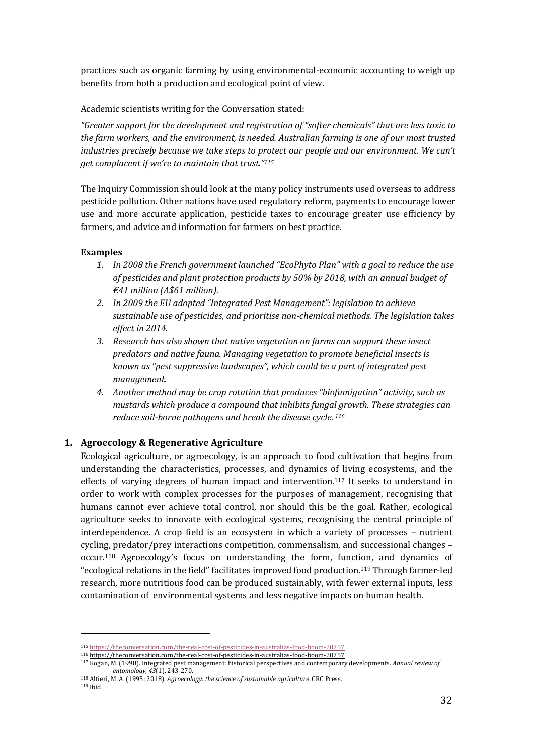practices such as organic farming by using environmental-economic accounting to weigh up benefits from both a production and ecological point of view.

Academic scientists writing for the Conversation stated:

*"Greater support for the development and registration of "softer chemicals" that are less toxic to the farm workers, and the environment, is needed. Australian farming is one of our most trusted industries precisely because we take steps to protect our people and our environment. We can't get complacent if we're to maintain that trust."*[115]

The Inquiry Commission should look at the many policy instruments used overseas to address pesticide pollution. Other nations have used regulatory reform, payments to encourage lower use and more accurate application, pesticide taxes to encourage greater use efficiency by farmers, and advice and information for farmers on best practice.

**Examples**

1. *In 2008 the French government launched "EcoPhyto Plan" with a goal to reduce the use of pesticides and plant protection products by 50% by 2018, with an annual budget of €41 million (A$61 million).*
2. *In 2009 the EU adopted "Integrated Pest Management": legislation to achieve sustainable use of pesticides, and prioritise non-chemical methods. The legislation takes effect in 2014.*
3. *Research has also shown that native vegetation on farms can support these insect predators and native fauna. Managing vegetation to promote beneficial insects is known as "pest suppressive landscapes", which could be a part of integrated pest management.*
4. *Another method may be crop rotation that produces "biofumigation" activity, such as mustards which produce a compound that inhibits fungal growth. These strategies can reduce soil-borne pathogens and break the disease cycle.* [116]

## 1. Agroecology & Regenerative Agriculture

Ecological agriculture, or agroecology, is an approach to food cultivation that begins from understanding the characteristics, processes, and dynamics of living ecosystems, and the effects of varying degrees of human impact and intervention.[117] It seeks to understand in order to work with complex processes for the purposes of management, recognising that humans cannot ever achieve total control, nor should this be the goal. Rather, ecological agriculture seeks to innovate with ecological systems, recognising the central principle of interdependence. A crop field is an ecosystem in which a variety of processes – nutrient cycling, predator/prey interactions competition, commensalism, and successional changes – occur.[118] Agroecology's focus on understanding the form, function, and dynamics of "ecological relations in the field" facilitates improved food production.[119] Through farmer-led research, more nutritious food can be produced sustainably, with fewer external inputs, less contamination of environmental systems and less negative impacts on human health.

---

[115] https://theconversation.com/the-real-cost-of-pesticides-in-australias-food-boom-20757

[116] https://theconversation.com/the-real-cost-of-pesticides-in-australias-food-boom-20757

[117] Kogan, M. (1998). Integrated pest management: historical perspectives and contemporary developments. *Annual review of entomology*, *43*(1), 243-270.

[118] Altieri, M. A. (1995; 2018). *Agroecology: the science of sustainable agriculture*. CRC Press.

[119] Ibid.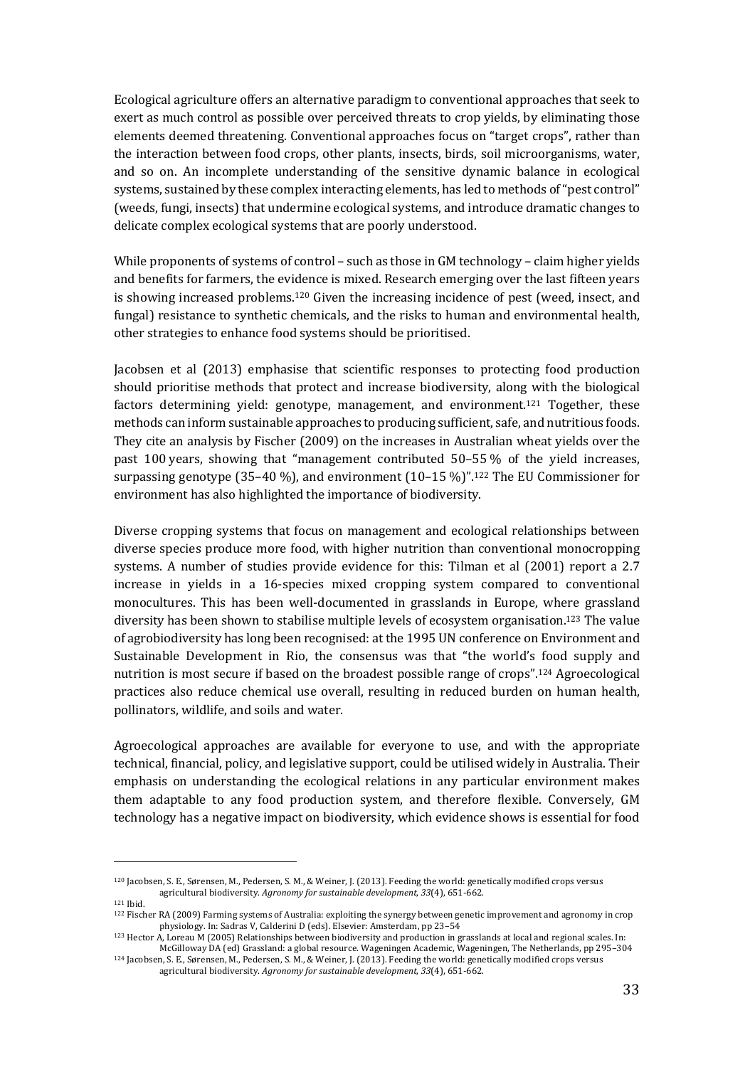Ecological agriculture offers an alternative paradigm to conventional approaches that seek to exert as much control as possible over perceived threats to crop yields, by eliminating those elements deemed threatening. Conventional approaches focus on "target crops", rather than the interaction between food crops, other plants, insects, birds, soil microorganisms, water, and so on. An incomplete understanding of the sensitive dynamic balance in ecological systems, sustained by these complex interacting elements, has led to methods of "pest control" (weeds, fungi, insects) that undermine ecological systems, and introduce dramatic changes to delicate complex ecological systems that are poorly understood.

While proponents of systems of control – such as those in GM technology – claim higher yields and benefits for farmers, the evidence is mixed. Research emerging over the last fifteen years is showing increased problems.[120] Given the increasing incidence of pest (weed, insect, and fungal) resistance to synthetic chemicals, and the risks to human and environmental health, other strategies to enhance food systems should be prioritised.

Jacobsen et al (2013) emphasise that scientific responses to protecting food production should prioritise methods that protect and increase biodiversity, along with the biological factors determining yield: genotype, management, and environment.[121] Together, these methods can inform sustainable approaches to producing sufficient, safe, and nutritious foods. They cite an analysis by Fischer (2009) on the increases in Australian wheat yields over the past 100 years, showing that "management contributed 50–55 % of the yield increases, surpassing genotype (35–40 %), and environment (10–15 %)".[122] The EU Commissioner for environment has also highlighted the importance of biodiversity.

Diverse cropping systems that focus on management and ecological relationships between diverse species produce more food, with higher nutrition than conventional monocropping systems. A number of studies provide evidence for this: Tilman et al (2001) report a 2.7 increase in yields in a 16-species mixed cropping system compared to conventional monocultures. This has been well-documented in grasslands in Europe, where grassland diversity has been shown to stabilise multiple levels of ecosystem organisation.[123] The value of agrobiodiversity has long been recognised: at the 1995 UN conference on Environment and Sustainable Development in Rio, the consensus was that "the world's food supply and nutrition is most secure if based on the broadest possible range of crops".[124] Agroecological practices also reduce chemical use overall, resulting in reduced burden on human health, pollinators, wildlife, and soils and water.

Agroecological approaches are available for everyone to use, and with the appropriate technical, financial, policy, and legislative support, could be utilised widely in Australia. Their emphasis on understanding the ecological relations in any particular environment makes them adaptable to any food production system, and therefore flexible. Conversely, GM technology has a negative impact on biodiversity, which evidence shows is essential for food

---

[120] Jacobsen, S. E., Sørensen, M., Pedersen, S. M., & Weiner, J. (2013). Feeding the world: genetically modified crops versus agricultural biodiversity. *Agronomy for sustainable development*, *33*(4), 651-662.

[121] Ibid.

[122] Fischer RA (2009) Farming systems of Australia: exploiting the synergy between genetic improvement and agronomy in crop physiology. In: Sadras V, Calderini D (eds). Elsevier: Amsterdam, pp 23–54

[123] Hector A, Loreau M (2005) Relationships between biodiversity and production in grasslands at local and regional scales. In: McGilloway DA (ed) Grassland: a global resource. Wageningen Academic, Wageningen, The Netherlands, pp 295–304

[124] Jacobsen, S. E., Sørensen, M., Pedersen, S. M., & Weiner, J. (2013). Feeding the world: genetically modified crops versus agricultural biodiversity. *Agronomy for sustainable development*, *33*(4), 651-662.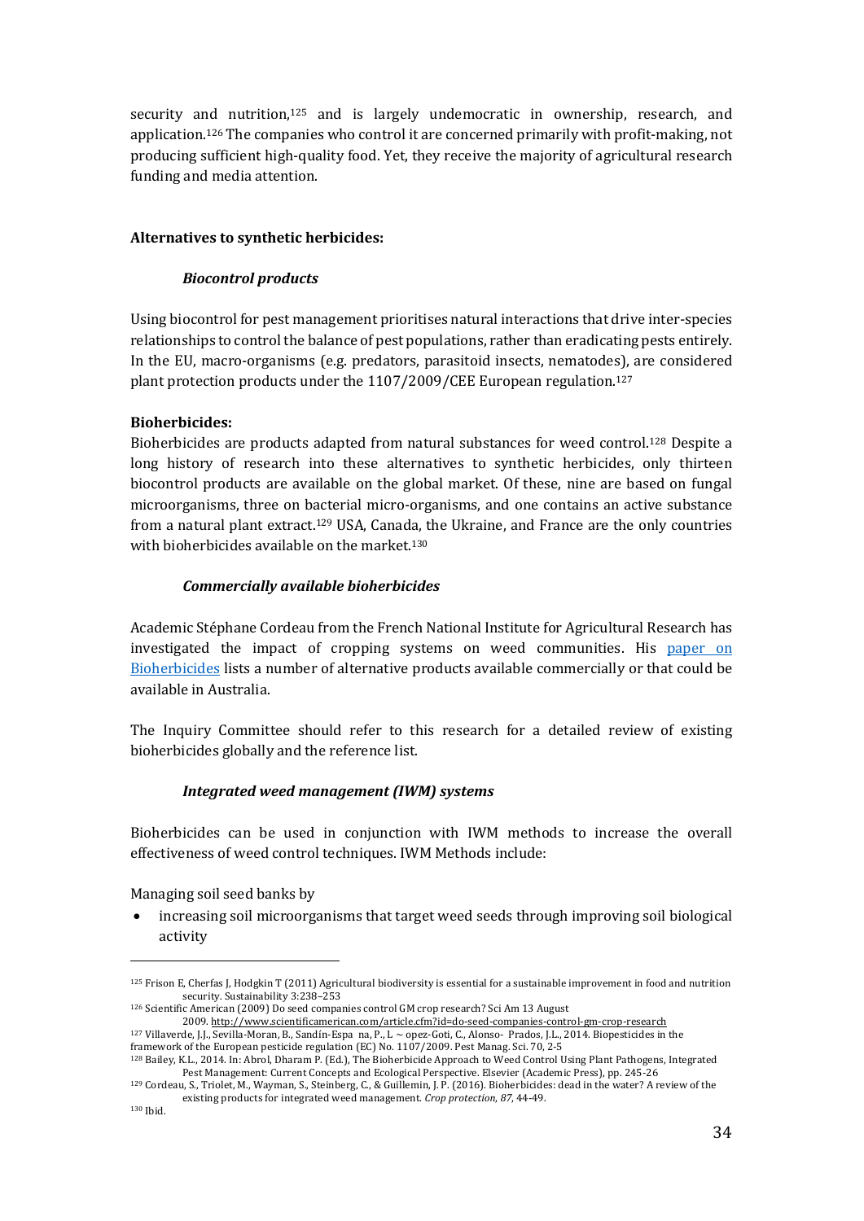security and nutrition,[125] and is largely undemocratic in ownership, research, and application.[126] The companies who control it are concerned primarily with profit-making, not producing sufficient high-quality food. Yet, they receive the majority of agricultural research funding and media attention.

**Alternatives to synthetic herbicides:**

***Biocontrol products***

Using biocontrol for pest management prioritises natural interactions that drive inter-species relationships to control the balance of pest populations, rather than eradicating pests entirely. In the EU, macro-organisms (e.g. predators, parasitoid insects, nematodes), are considered plant protection products under the 1107/2009/CEE European regulation.[127]

**Bioherbicides:**

Bioherbicides are products adapted from natural substances for weed control.[128] Despite a long history of research into these alternatives to synthetic herbicides, only thirteen biocontrol products are available on the global market. Of these, nine are based on fungal microorganisms, three on bacterial micro-organisms, and one contains an active substance from a natural plant extract.[129] USA, Canada, the Ukraine, and France are the only countries with bioherbicides available on the market.[130]

***Commercially available bioherbicides***

Academic Stéphane Cordeau from the French National Institute for Agricultural Research has investigated the impact of cropping systems on weed communities. His [paper on Bioherbicides] lists a number of alternative products available commercially or that could be available in Australia.

The Inquiry Committee should refer to this research for a detailed review of existing bioherbicides globally and the reference list.

***Integrated weed management (IWM) systems***

Bioherbicides can be used in conjunction with IWM methods to increase the overall effectiveness of weed control techniques. IWM Methods include:

Managing soil seed banks by

- increasing soil microorganisms that target weed seeds through improving soil biological activity

---

[125] Frison E, Cherfas J, Hodgkin T (2011) Agricultural biodiversity is essential for a sustainable improvement in food and nutrition security. Sustainability 3:238–253

[126] Scientific American (2009) Do seed companies control GM crop research? Sci Am 13 August 2009. http://www.scientificamerican.com/article.cfm?id=do-seed-companies-control-gm-crop-research

[127] Villaverde, J.J., Sevilla-Moran, B., Sandín-Espa na, P., L ~ opez-Goti, C., Alonso- Prados, J.L., 2014. Biopesticides in the framework of the European pesticide regulation (EC) No. 1107/2009. Pest Manag. Sci. 70, 2-5

[128] Bailey, K.L., 2014. In: Abrol, Dharam P. (Ed.), The Bioherbicide Approach to Weed Control Using Plant Pathogens, Integrated Pest Management: Current Concepts and Ecological Perspective. Elsevier (Academic Press), pp. 245-26

[129] Cordeau, S., Triolet, M., Wayman, S., Steinberg, C., & Guillemin, J. P. (2016). Bioherbicides: dead in the water? A review of the existing products for integrated weed management. *Crop protection*, *87*, 44-49.

[130] Ibid.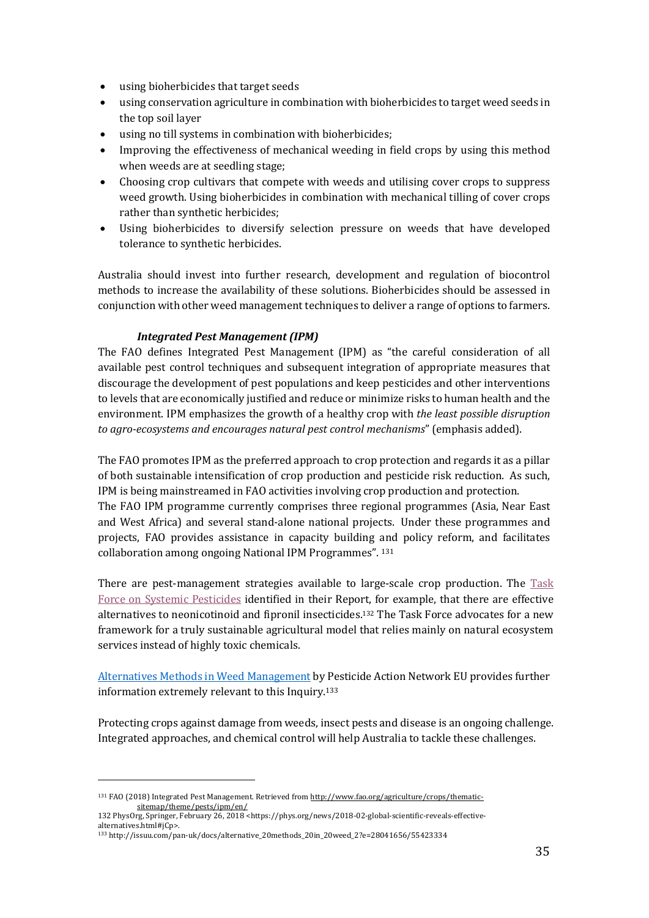- using bioherbicides that target seeds
- using conservation agriculture in combination with bioherbicides to target weed seeds in the top soil layer
- using no till systems in combination with bioherbicides;
- Improving the effectiveness of mechanical weeding in field crops by using this method when weeds are at seedling stage;
- Choosing crop cultivars that compete with weeds and utilising cover crops to suppress weed growth. Using bioherbicides in combination with mechanical tilling of cover crops rather than synthetic herbicides;
- Using bioherbicides to diversify selection pressure on weeds that have developed tolerance to synthetic herbicides.

Australia should invest into further research, development and regulation of biocontrol methods to increase the availability of these solutions. Bioherbicides should be assessed in conjunction with other weed management techniques to deliver a range of options to farmers.

### *Integrated Pest Management (IPM)*

The FAO defines Integrated Pest Management (IPM) as "the careful consideration of all available pest control techniques and subsequent integration of appropriate measures that discourage the development of pest populations and keep pesticides and other interventions to levels that are economically justified and reduce or minimize risks to human health and the environment. IPM emphasizes the growth of a healthy crop with *the least possible disruption to agro-ecosystems and encourages natural pest control mechanisms*" (emphasis added).

The FAO promotes IPM as the preferred approach to crop protection and regards it as a pillar of both sustainable intensification of crop production and pesticide risk reduction. As such, IPM is being mainstreamed in FAO activities involving crop production and protection.
The FAO IPM programme currently comprises three regional programmes (Asia, Near East and West Africa) and several stand-alone national projects. Under these programmes and projects, FAO provides assistance in capacity building and policy reform, and facilitates collaboration among ongoing National IPM Programmes". [131]

There are pest-management strategies available to large-scale crop production. The Task Force on Systemic Pesticides identified in their Report, for example, that there are effective alternatives to neonicotinoid and fipronil insecticides.[132] The Task Force advocates for a new framework for a truly sustainable agricultural model that relies mainly on natural ecosystem services instead of highly toxic chemicals.

Alternatives Methods in Weed Management by Pesticide Action Network EU provides further information extremely relevant to this Inquiry.[133]

Protecting crops against damage from weeds, insect pests and disease is an ongoing challenge. Integrated approaches, and chemical control will help Australia to tackle these challenges.

---

[131] FAO (2018) Integrated Pest Management. Retrieved from http://www.fao.org/agriculture/crops/thematic-sitemap/theme/pests/ipm/en/

132 PhysOrg, Springer, February 26, 2018 <https://phys.org/news/2018-02-global-scientific-reveals-effective-alternatives.html#jCp>.

[133] http://issuu.com/pan-uk/docs/alternative_20methods_20in_20weed_2?e=28041656/55423334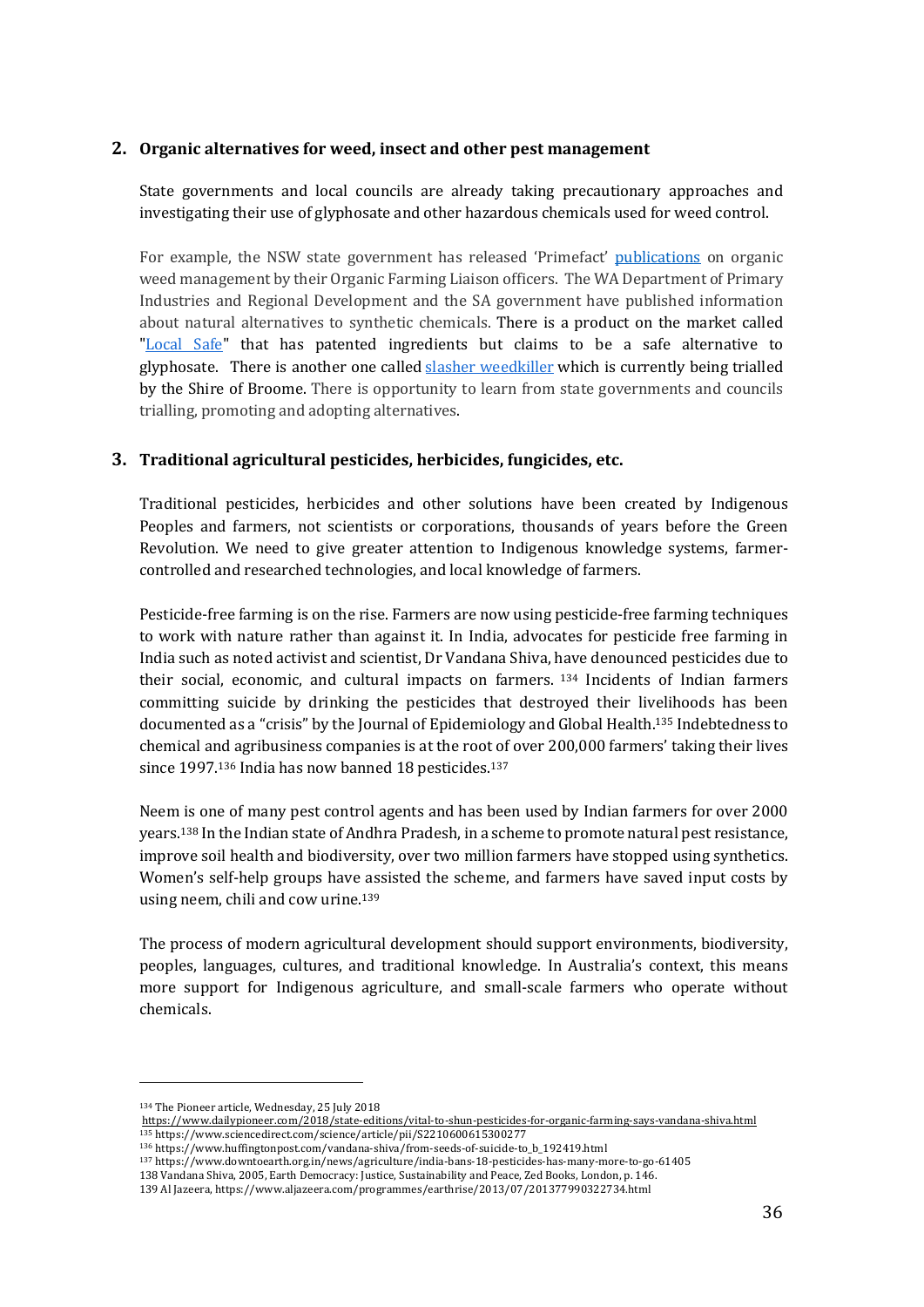## 2. Organic alternatives for weed, insect and other pest management

State governments and local councils are already taking precautionary approaches and investigating their use of glyphosate and other hazardous chemicals used for weed control.

For example, the NSW state government has released 'Primefact' publications on organic weed management by their Organic Farming Liaison officers. The WA Department of Primary Industries and Regional Development and the SA government have published information about natural alternatives to synthetic chemicals. There is a product on the market called "Local Safe" that has patented ingredients but claims to be a safe alternative to glyphosate. There is another one called slasher weedkiller which is currently being trialled by the Shire of Broome. There is opportunity to learn from state governments and councils trialling, promoting and adopting alternatives.

## 3. Traditional agricultural pesticides, herbicides, fungicides, etc.

Traditional pesticides, herbicides and other solutions have been created by Indigenous Peoples and farmers, not scientists or corporations, thousands of years before the Green Revolution. We need to give greater attention to Indigenous knowledge systems, farmer-controlled and researched technologies, and local knowledge of farmers.

Pesticide-free farming is on the rise. Farmers are now using pesticide-free farming techniques to work with nature rather than against it. In India, advocates for pesticide free farming in India such as noted activist and scientist, Dr Vandana Shiva, have denounced pesticides due to their social, economic, and cultural impacts on farmers. [134] Incidents of Indian farmers committing suicide by drinking the pesticides that destroyed their livelihoods has been documented as a "crisis" by the Journal of Epidemiology and Global Health.[135] Indebtedness to chemical and agribusiness companies is at the root of over 200,000 farmers' taking their lives since 1997.[136] India has now banned 18 pesticides.[137]

Neem is one of many pest control agents and has been used by Indian farmers for over 2000 years.[138] In the Indian state of Andhra Pradesh, in a scheme to promote natural pest resistance, improve soil health and biodiversity, over two million farmers have stopped using synthetics. Women's self-help groups have assisted the scheme, and farmers have saved input costs by using neem, chili and cow urine.[139]

The process of modern agricultural development should support environments, biodiversity, peoples, languages, cultures, and traditional knowledge. In Australia's context, this means more support for Indigenous agriculture, and small-scale farmers who operate without chemicals.

---

[134] The Pioneer article, Wednesday, 25 July 2018 https://www.dailypioneer.com/2018/state-editions/vital-to-shun-pesticides-for-organic-farming-says-vandana-shiva.html

[135] https://www.sciencedirect.com/science/article/pii/S2210600615300277

[136] https://www.huffingtonpost.com/vandana-shiva/from-seeds-of-suicide-to_b_192419.html

[137] https://www.downtoearth.org.in/news/agriculture/india-bans-18-pesticides-has-many-more-to-go-61405

138 Vandana Shiva, 2005, Earth Democracy: Justice, Sustainability and Peace, Zed Books, London, p. 146.

139 Al Jazeera, https://www.aljazeera.com/programmes/earthrise/2013/07/201377990322734.html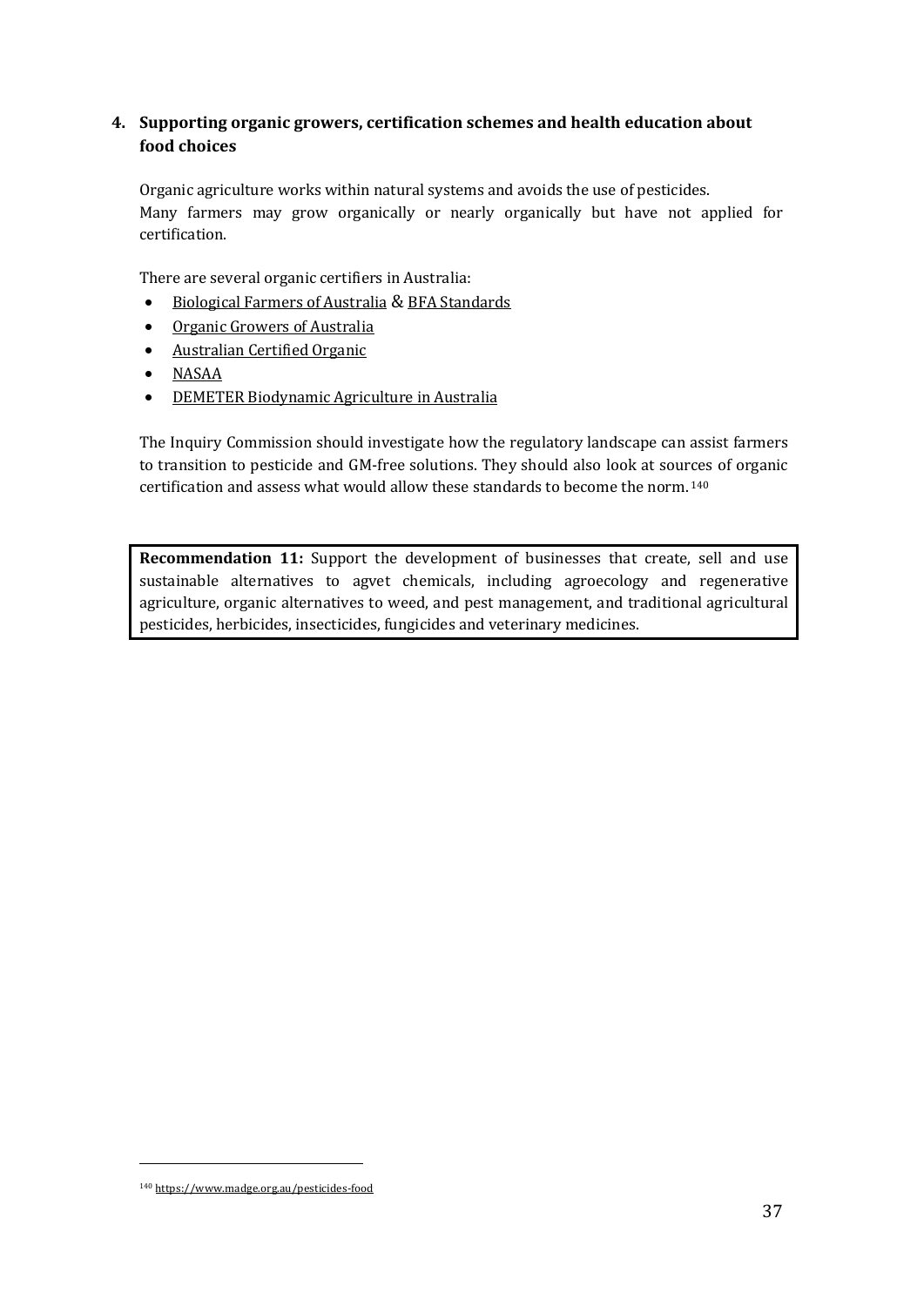## 4. Supporting organic growers, certification schemes and health education about food choices

Organic agriculture works within natural systems and avoids the use of pesticides.
Many farmers may grow organically or nearly organically but have not applied for certification.

There are several organic certifiers in Australia:

- Biological Farmers of Australia & BFA Standards
- Organic Growers of Australia
- Australian Certified Organic
- NASAA
- DEMETER Biodynamic Agriculture in Australia

The Inquiry Commission should investigate how the regulatory landscape can assist farmers to transition to pesticide and GM-free solutions. They should also look at sources of organic certification and assess what would allow these standards to become the norm.[140]

**Recommendation 11:** Support the development of businesses that create, sell and use sustainable alternatives to agvet chemicals, including agroecology and regenerative agriculture, organic alternatives to weed, and pest management, and traditional agricultural pesticides, herbicides, insecticides, fungicides and veterinary medicines.

---

[140] https://www.madge.org.au/pesticides-food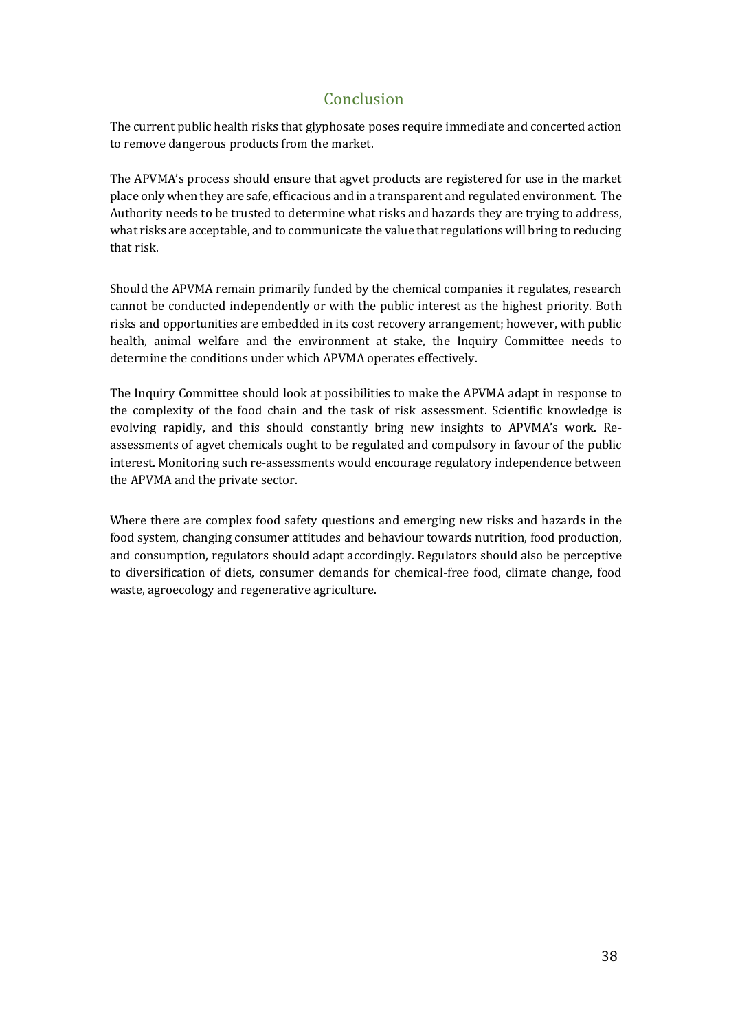## Conclusion

The current public health risks that glyphosate poses require immediate and concerted action to remove dangerous products from the market.

The APVMA's process should ensure that agvet products are registered for use in the market place only when they are safe, efficacious and in a transparent and regulated environment. The Authority needs to be trusted to determine what risks and hazards they are trying to address, what risks are acceptable, and to communicate the value that regulations will bring to reducing that risk.

Should the APVMA remain primarily funded by the chemical companies it regulates, research cannot be conducted independently or with the public interest as the highest priority. Both risks and opportunities are embedded in its cost recovery arrangement; however, with public health, animal welfare and the environment at stake, the Inquiry Committee needs to determine the conditions under which APVMA operates effectively.

The Inquiry Committee should look at possibilities to make the APVMA adapt in response to the complexity of the food chain and the task of risk assessment. Scientific knowledge is evolving rapidly, and this should constantly bring new insights to APVMA's work. Re-assessments of agvet chemicals ought to be regulated and compulsory in favour of the public interest. Monitoring such re-assessments would encourage regulatory independence between the APVMA and the private sector.

Where there are complex food safety questions and emerging new risks and hazards in the food system, changing consumer attitudes and behaviour towards nutrition, food production, and consumption, regulators should adapt accordingly. Regulators should also be perceptive to diversification of diets, consumer demands for chemical-free food, climate change, food waste, agroecology and regenerative agriculture.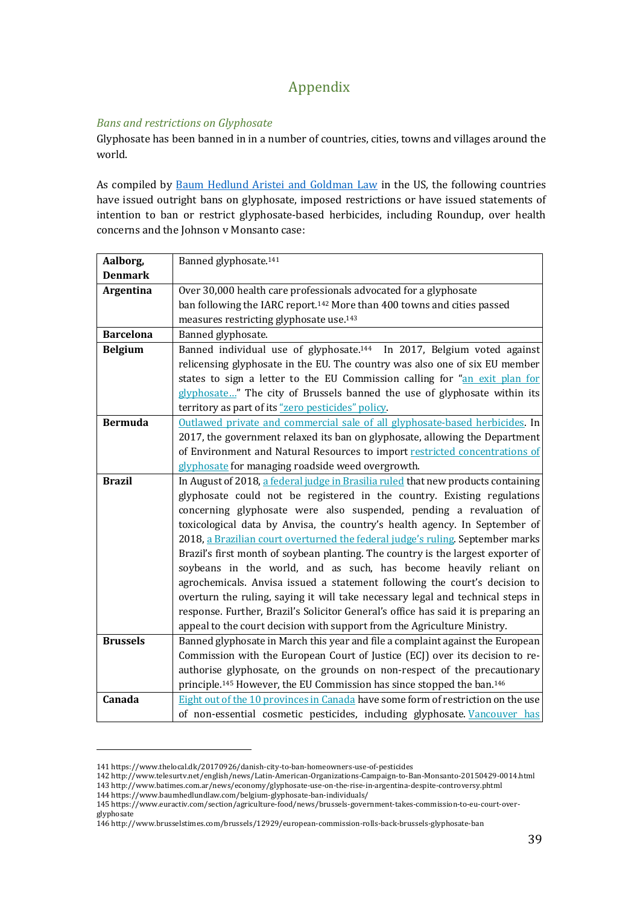# Appendix

*Bans and restrictions on Glyphosate*

Glyphosate has been banned in in a number of countries, cities, towns and villages around the world.

As compiled by Baum Hedlund Aristei and Goldman Law in the US, the following countries have issued outright bans on glyphosate, imposed restrictions or have issued statements of intention to ban or restrict glyphosate-based herbicides, including Roundup, over health concerns and the Johnson v Monsanto case:

| | |
|---|---|
| **Aalborg, Denmark** | Banned glyphosate.[141] |
| **Argentina** | Over 30,000 health care professionals advocated for a glyphosate ban following the IARC report.[142] More than 400 towns and cities passed measures restricting glyphosate use.[143] |
| **Barcelona** | Banned glyphosate. |
| **Belgium** | Banned individual use of glyphosate.[144] In 2017, Belgium voted against relicensing glyphosate in the EU. The country was also one of six EU member states to sign a letter to the EU Commission calling for "an exit plan for glyphosate…" The city of Brussels banned the use of glyphosate within its territory as part of its "zero pesticides" policy. |
| **Bermuda** | Outlawed private and commercial sale of all glyphosate-based herbicides. In 2017, the government relaxed its ban on glyphosate, allowing the Department of Environment and Natural Resources to import restricted concentrations of glyphosate for managing roadside weed overgrowth. |
| **Brazil** | In August of 2018, a federal judge in Brasilia ruled that new products containing glyphosate could not be registered in the country. Existing regulations concerning glyphosate were also suspended, pending a revaluation of toxicological data by Anvisa, the country's health agency. In September of 2018, a Brazilian court overturned the federal judge's ruling. September marks Brazil's first month of soybean planting. The country is the largest exporter of soybeans in the world, and as such, has become heavily reliant on agrochemicals. Anvisa issued a statement following the court's decision to overturn the ruling, saying it will take necessary legal and technical steps in response. Further, Brazil's Solicitor General's office has said it is preparing an appeal to the court decision with support from the Agriculture Ministry. |
| **Brussels** | Banned glyphosate in March this year and file a complaint against the European Commission with the European Court of Justice (ECJ) over its decision to re-authorise glyphosate, on the grounds on non-respect of the precautionary principle.[145] However, the EU Commission has since stopped the ban.[146] |
| **Canada** | Eight out of the 10 provinces in Canada have some form of restriction on the use of non-essential cosmetic pesticides, including glyphosate. Vancouver has |

141 https://www.thelocal.dk/20170926/danish-city-to-ban-homeowners-use-of-pesticides
142 http://www.telesurtv.net/english/news/Latin-American-Organizations-Campaign-to-Ban-Monsanto-20150429-0014.html
143 http://www.batimes.com.ar/news/economy/glyphosate-use-on-the-rise-in-argentina-despite-controversy.phtml
144 https://www.baumhedlundlaw.com/belgium-glyphosate-ban-individuals/
145 https://www.euractiv.com/section/agriculture-food/news/brussels-government-takes-commission-to-eu-court-over-glyphosate
146 http://www.brusselstimes.com/brussels/12929/european-commission-rolls-back-brussels-glyphosate-ban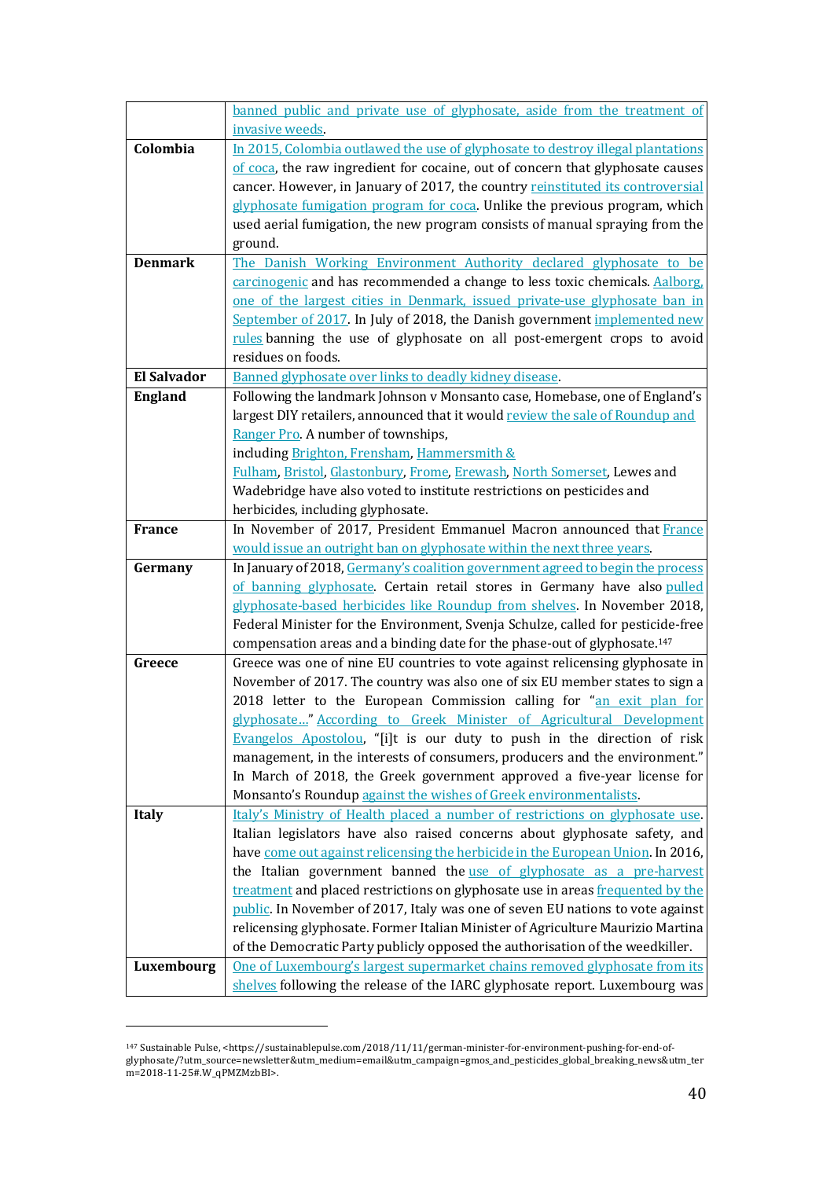| | |
|---|---|
| | banned public and private use of glyphosate, aside from the treatment of invasive weeds. |
| **Colombia** | In 2015, Colombia outlawed the use of glyphosate to destroy illegal plantations of coca, the raw ingredient for cocaine, out of concern that glyphosate causes cancer. However, in January of 2017, the country reinstituted its controversial glyphosate fumigation program for coca. Unlike the previous program, which used aerial fumigation, the new program consists of manual spraying from the ground. |
| **Denmark** | The Danish Working Environment Authority declared glyphosate to be carcinogenic and has recommended a change to less toxic chemicals. Aalborg, one of the largest cities in Denmark, issued private-use glyphosate ban in September of 2017. In July of 2018, the Danish government implemented new rules banning the use of glyphosate on all post-emergent crops to avoid residues on foods. |
| **El Salvador** | Banned glyphosate over links to deadly kidney disease. |
| **England** | Following the landmark Johnson v Monsanto case, Homebase, one of England's largest DIY retailers, announced that it would review the sale of Roundup and Ranger Pro. A number of townships, including Brighton, Frensham, Hammersmith & Fulham, Bristol, Glastonbury, Frome, Erewash, North Somerset, Lewes and Wadebridge have also voted to institute restrictions on pesticides and herbicides, including glyphosate. |
| **France** | In November of 2017, President Emmanuel Macron announced that France would issue an outright ban on glyphosate within the next three years. |
| **Germany** | In January of 2018, Germany's coalition government agreed to begin the process of banning glyphosate. Certain retail stores in Germany have also pulled glyphosate-based herbicides like Roundup from shelves. In November 2018, Federal Minister for the Environment, Svenja Schulze, called for pesticide-free compensation areas and a binding date for the phase-out of glyphosate.[147] |
| **Greece** | Greece was one of nine EU countries to vote against relicensing glyphosate in November of 2017. The country was also one of six EU member states to sign a 2018 letter to the European Commission calling for "an exit plan for glyphosate…" According to Greek Minister of Agricultural Development Evangelos Apostolou, "[i]t is our duty to push in the direction of risk management, in the interests of consumers, producers and the environment." In March of 2018, the Greek government approved a five-year license for Monsanto's Roundup against the wishes of Greek environmentalists. |
| **Italy** | Italy's Ministry of Health placed a number of restrictions on glyphosate use. Italian legislators have also raised concerns about glyphosate safety, and have come out against relicensing the herbicide in the European Union. In 2016, the Italian government banned the use of glyphosate as a pre-harvest treatment and placed restrictions on glyphosate use in areas frequented by the public. In November of 2017, Italy was one of seven EU nations to vote against relicensing glyphosate. Former Italian Minister of Agriculture Maurizio Martina of the Democratic Party publicly opposed the authorisation of the weedkiller. |
| **Luxembourg** | One of Luxembourg's largest supermarket chains removed glyphosate from its shelves following the release of the IARC glyphosate report. Luxembourg was |

[147] Sustainable Pulse, <https://sustainablepulse.com/2018/11/11/german-minister-for-environment-pushing-for-end-of-glyphosate/?utm_source=newsletter&utm_medium=email&utm_campaign=gmos_and_pesticides_global_breaking_news&utm_term=2018-11-25#.W_qPMZMzbBI>.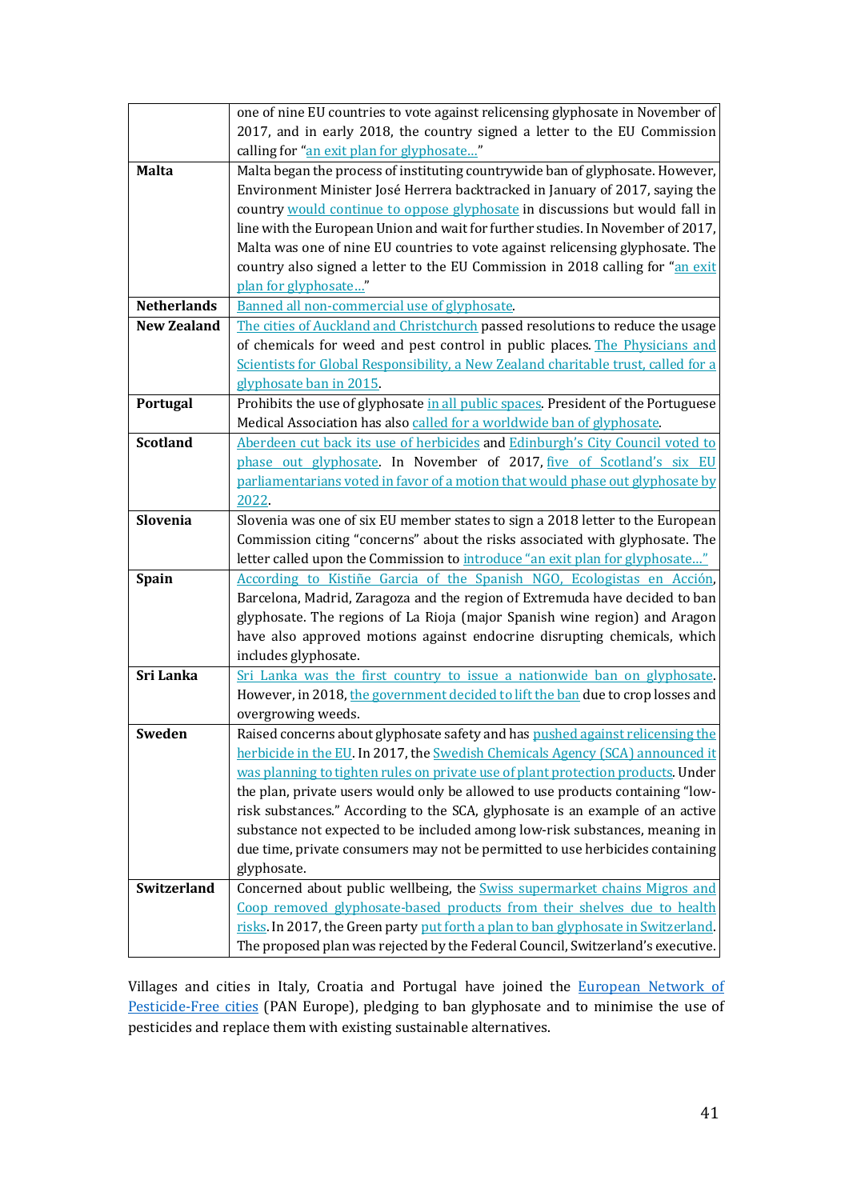| | |
|---|---|
| | one of nine EU countries to vote against relicensing glyphosate in November of 2017, and in early 2018, the country signed a letter to the EU Commission calling for "an exit plan for glyphosate…" |
| **Malta** | Malta began the process of instituting countrywide ban of glyphosate. However, Environment Minister José Herrera backtracked in January of 2017, saying the country would continue to oppose glyphosate in discussions but would fall in line with the European Union and wait for further studies. In November of 2017, Malta was one of nine EU countries to vote against relicensing glyphosate. The country also signed a letter to the EU Commission in 2018 calling for "an exit plan for glyphosate…" |
| **Netherlands** | Banned all non-commercial use of glyphosate. |
| **New Zealand** | The cities of Auckland and Christchurch passed resolutions to reduce the usage of chemicals for weed and pest control in public places. The Physicians and Scientists for Global Responsibility, a New Zealand charitable trust, called for a glyphosate ban in 2015. |
| **Portugal** | Prohibits the use of glyphosate in all public spaces. President of the Portuguese Medical Association has also called for a worldwide ban of glyphosate. |
| **Scotland** | Aberdeen cut back its use of herbicides and Edinburgh's City Council voted to phase out glyphosate. In November of 2017, five of Scotland's six EU parliamentarians voted in favor of a motion that would phase out glyphosate by 2022. |
| **Slovenia** | Slovenia was one of six EU member states to sign a 2018 letter to the European Commission citing "concerns" about the risks associated with glyphosate. The letter called upon the Commission to introduce "an exit plan for glyphosate…" |
| **Spain** | According to Kistiñe Garcia of the Spanish NGO, Ecologistas en Acción, Barcelona, Madrid, Zaragoza and the region of Extremuda have decided to ban glyphosate. The regions of La Rioja (major Spanish wine region) and Aragon have also approved motions against endocrine disrupting chemicals, which includes glyphosate. |
| **Sri Lanka** | Sri Lanka was the first country to issue a nationwide ban on glyphosate. However, in 2018, the government decided to lift the ban due to crop losses and overgrowing weeds. |
| **Sweden** | Raised concerns about glyphosate safety and has pushed against relicensing the herbicide in the EU. In 2017, the Swedish Chemicals Agency (SCA) announced it was planning to tighten rules on private use of plant protection products. Under the plan, private users would only be allowed to use products containing "low-risk substances." According to the SCA, glyphosate is an example of an active substance not expected to be included among low-risk substances, meaning in due time, private consumers may not be permitted to use herbicides containing glyphosate. |
| **Switzerland** | Concerned about public wellbeing, the Swiss supermarket chains Migros and Coop removed glyphosate-based products from their shelves due to health risks. In 2017, the Green party put forth a plan to ban glyphosate in Switzerland. The proposed plan was rejected by the Federal Council, Switzerland's executive. |

Villages and cities in Italy, Croatia and Portugal have joined the European Network of Pesticide-Free cities (PAN Europe), pledging to ban glyphosate and to minimise the use of pesticides and replace them with existing sustainable alternatives.